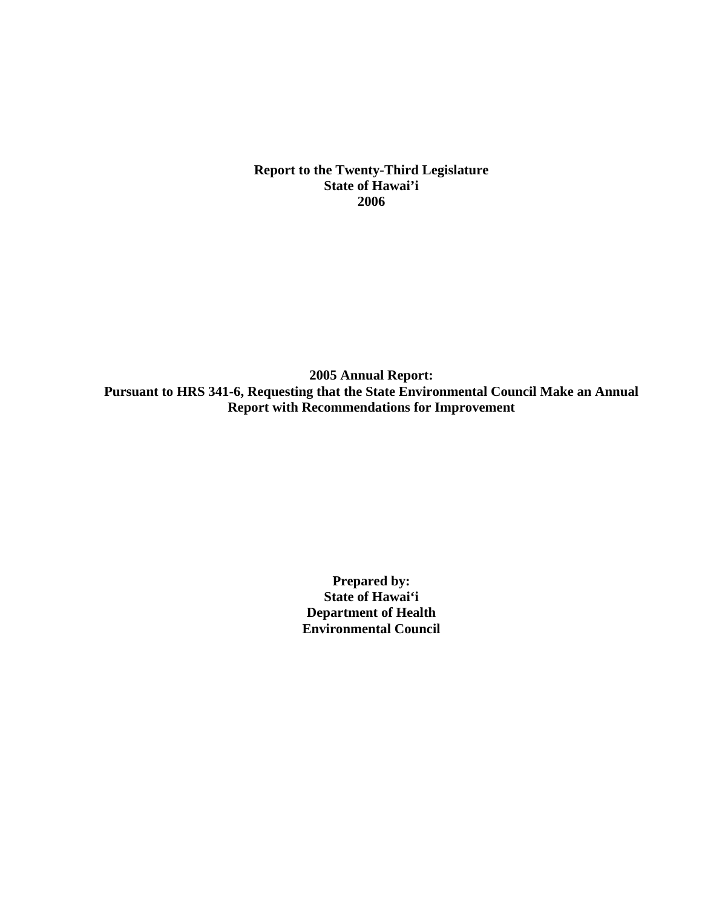**Report to the Twenty-Third Legislature**
**State of Hawai'i**
**2006**

# 2005 Annual Report: Pursuant to HRS 341-6, Requesting that the State Environmental Council Make an Annual Report with Recommendations for Improvement

**Prepared by:**
**State of Hawai'i**
**Department of Health**
**Environmental Council**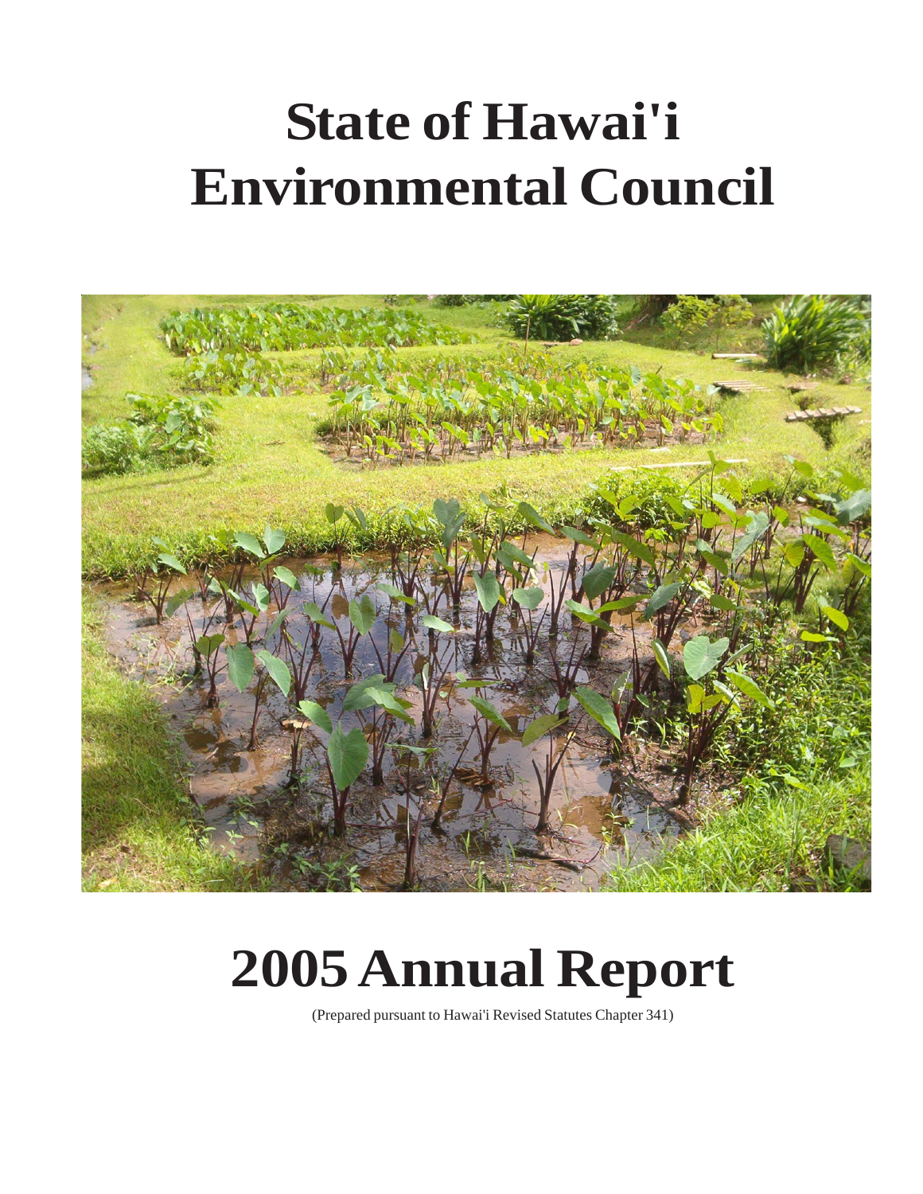# State of Hawai'i Environmental Council

# 2005 Annual Report

(Prepared pursuant to Hawai'i Revised Statutes Chapter 341)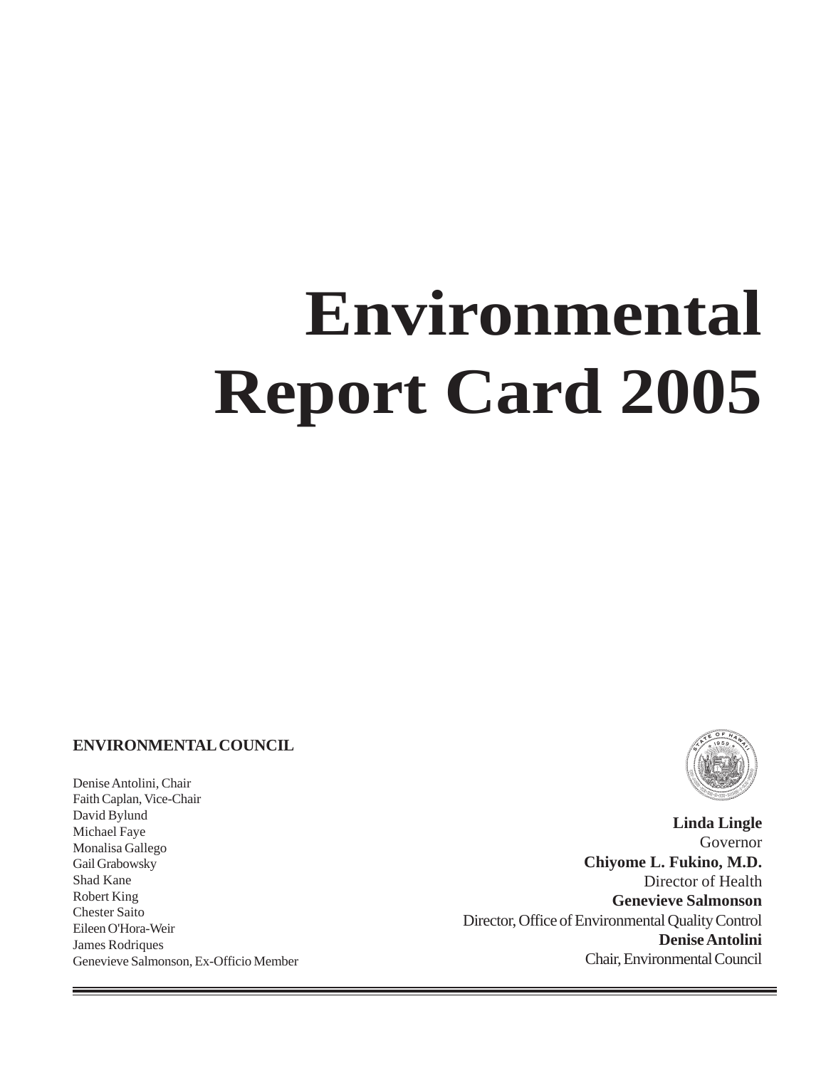# Environmental Report Card 2005

**ENVIRONMENTAL COUNCIL**

Denise Antolini, Chair
Faith Caplan, Vice-Chair
David Bylund
Michael Faye
Monalisa Gallego
Gail Grabowsky
Shad Kane
Robert King
Chester Saito
Eileen O'Hora-Weir
James Rodriques
Genevieve Salmonson, Ex-Officio Member

**Linda Lingle**
Governor
**Chiyome L. Fukino, M.D.**
Director of Health
**Genevieve Salmonson**
Director, Office of Environmental Quality Control
**Denise Antolini**
Chair, Environmental Council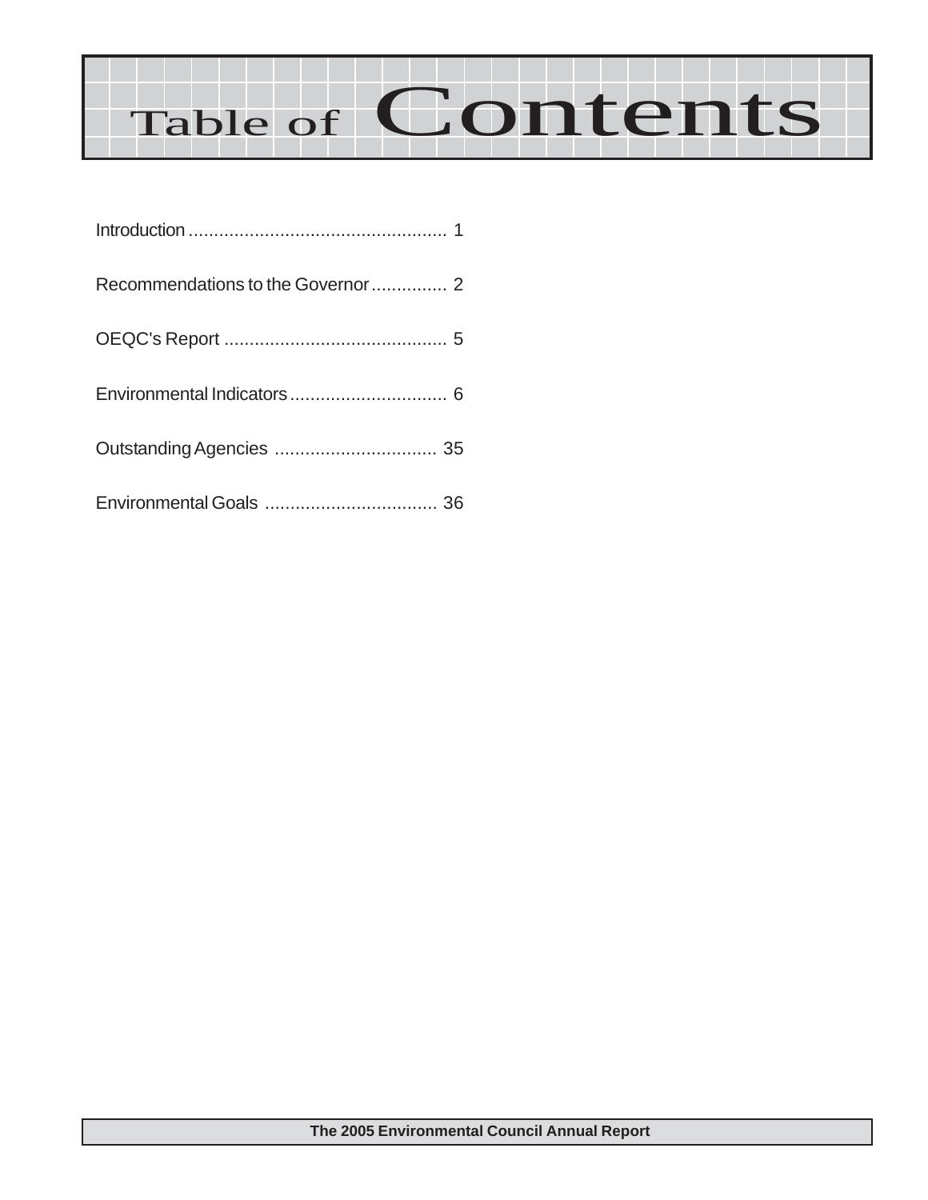# Table of Contents

Introduction .................................................... 1

Recommendations to the Governor ............... 2

OEQC's Report ............................................ 5

Environmental Indicators ............................... 6

Outstanding Agencies ................................ 35

Environmental Goals .................................. 36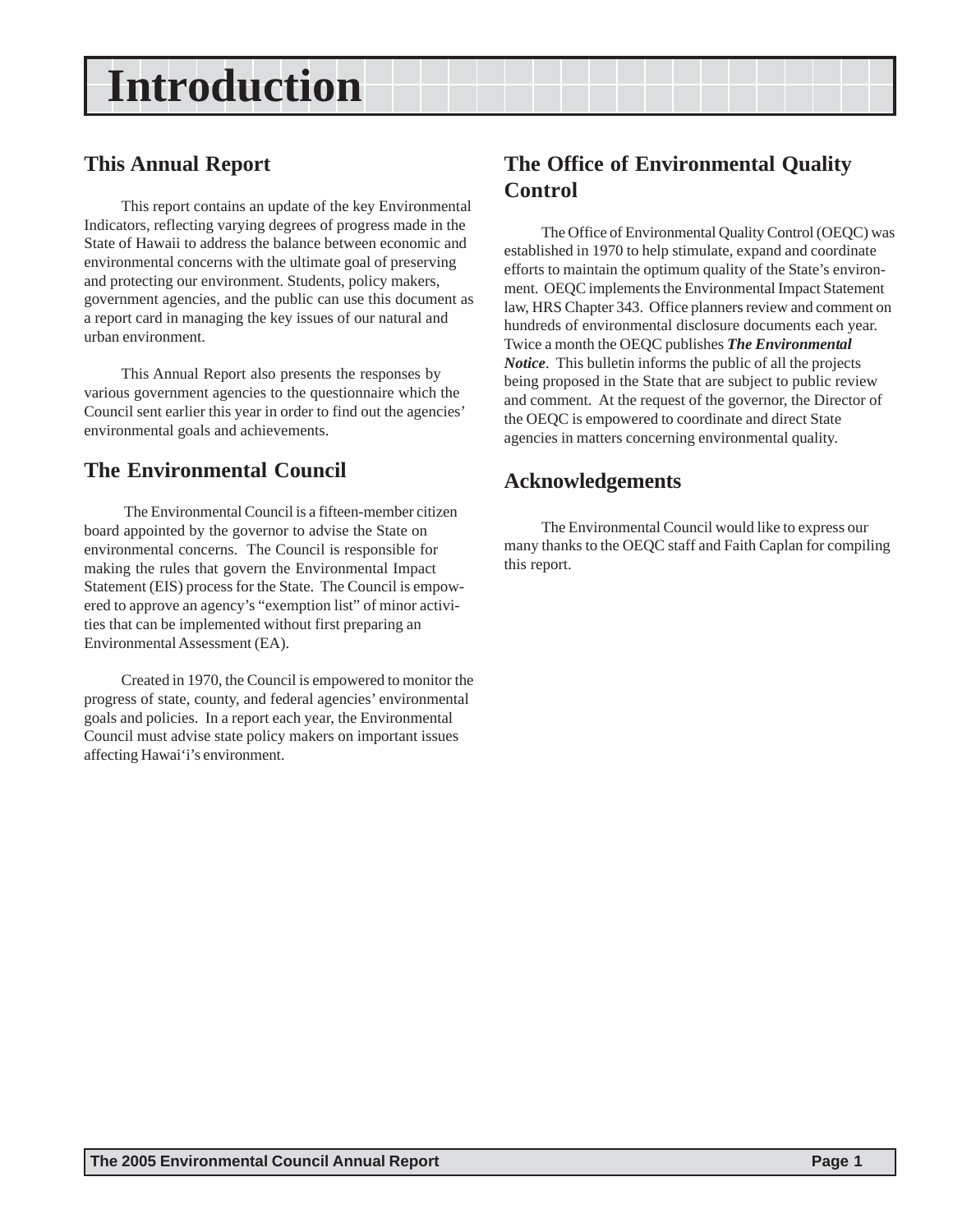# Introduction

## This Annual Report

This report contains an update of the key Environmental Indicators, reflecting varying degrees of progress made in the State of Hawaii to address the balance between economic and environmental concerns with the ultimate goal of preserving and protecting our environment. Students, policy makers, government agencies, and the public can use this document as a report card in managing the key issues of our natural and urban environment.

This Annual Report also presents the responses by various government agencies to the questionnaire which the Council sent earlier this year in order to find out the agencies' environmental goals and achievements.

## The Environmental Council

The Environmental Council is a fifteen-member citizen board appointed by the governor to advise the State on environmental concerns. The Council is responsible for making the rules that govern the Environmental Impact Statement (EIS) process for the State. The Council is empowered to approve an agency's "exemption list" of minor activities that can be implemented without first preparing an Environmental Assessment (EA).

Created in 1970, the Council is empowered to monitor the progress of state, county, and federal agencies' environmental goals and policies. In a report each year, the Environmental Council must advise state policy makers on important issues affecting Hawai'i's environment.

## The Office of Environmental Quality Control

The Office of Environmental Quality Control (OEQC) was established in 1970 to help stimulate, expand and coordinate efforts to maintain the optimum quality of the State's environment. OEQC implements the Environmental Impact Statement law, HRS Chapter 343. Office planners review and comment on hundreds of environmental disclosure documents each year. Twice a month the OEQC publishes ***The Environmental Notice***. This bulletin informs the public of all the projects being proposed in the State that are subject to public review and comment. At the request of the governor, the Director of the OEQC is empowered to coordinate and direct State agencies in matters concerning environmental quality.

## Acknowledgements

The Environmental Council would like to express our many thanks to the OEQC staff and Faith Caplan for compiling this report.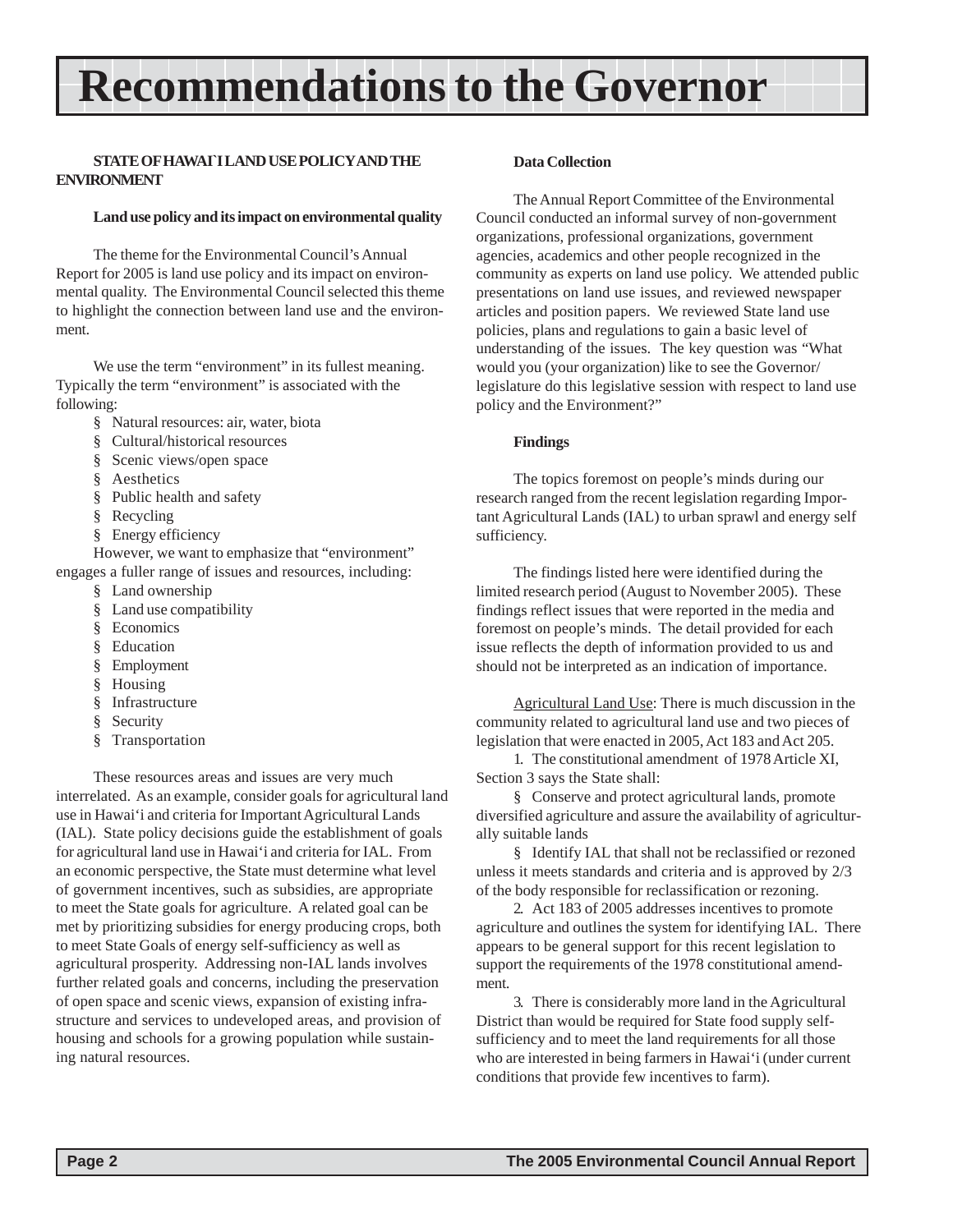# Recommendations to the Governor

**STATE OF HAWAI`I LAND USE POLICY AND THE ENVIRONMENT**

**Land use policy and its impact on environmental quality**

The theme for the Environmental Council's Annual Report for 2005 is land use policy and its impact on environmental quality. The Environmental Council selected this theme to highlight the connection between land use and the environment.

We use the term "environment" in its fullest meaning. Typically the term "environment" is associated with the following:

- Natural resources: air, water, biota
- Cultural/historical resources
- Scenic views/open space
- Aesthetics
- Public health and safety
- Recycling
- Energy efficiency

However, we want to emphasize that "environment" engages a fuller range of issues and resources, including:

- Land ownership
- Land use compatibility
- Economics
- Education
- Employment
- Housing
- Infrastructure
- Security
- Transportation

These resources areas and issues are very much interrelated. As an example, consider goals for agricultural land use in Hawai'i and criteria for Important Agricultural Lands (IAL). State policy decisions guide the establishment of goals for agricultural land use in Hawai'i and criteria for IAL. From an economic perspective, the State must determine what level of government incentives, such as subsidies, are appropriate to meet the State goals for agriculture. A related goal can be met by prioritizing subsidies for energy producing crops, both to meet State Goals of energy self-sufficiency as well as agricultural prosperity. Addressing non-IAL lands involves further related goals and concerns, including the preservation of open space and scenic views, expansion of existing infrastructure and services to undeveloped areas, and provision of housing and schools for a growing population while sustaining natural resources.

**Data Collection**

The Annual Report Committee of the Environmental Council conducted an informal survey of non-government organizations, professional organizations, government agencies, academics and other people recognized in the community as experts on land use policy. We attended public presentations on land use issues, and reviewed newspaper articles and position papers. We reviewed State land use policies, plans and regulations to gain a basic level of understanding of the issues. The key question was "What would you (your organization) like to see the Governor/legislature do this legislative session with respect to land use policy and the Environment?"

**Findings**

The topics foremost on people's minds during our research ranged from the recent legislation regarding Important Agricultural Lands (IAL) to urban sprawl and energy self sufficiency.

The findings listed here were identified during the limited research period (August to November 2005). These findings reflect issues that were reported in the media and foremost on people's minds. The detail provided for each issue reflects the depth of information provided to us and should not be interpreted as an indication of importance.

Agricultural Land Use: There is much discussion in the community related to agricultural land use and two pieces of legislation that were enacted in 2005, Act 183 and Act 205.

1. The constitutional amendment of 1978 Article XI, Section 3 says the State shall:

   - Conserve and protect agricultural lands, promote diversified agriculture and assure the availability of agriculturally suitable lands
   - Identify IAL that shall not be reclassified or rezoned unless it meets standards and criteria and is approved by 2/3 of the body responsible for reclassification or rezoning.

2. Act 183 of 2005 addresses incentives to promote agriculture and outlines the system for identifying IAL. There appears to be general support for this recent legislation to support the requirements of the 1978 constitutional amendment.

3. There is considerably more land in the Agricultural District than would be required for State food supply self-sufficiency and to meet the land requirements for all those who are interested in being farmers in Hawai'i (under current conditions that provide few incentives to farm).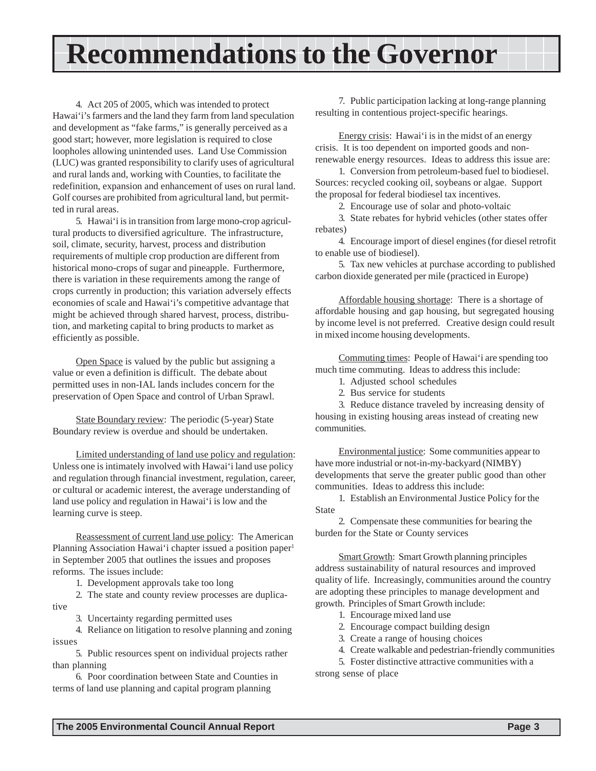# Recommendations to the Governor

4. Act 205 of 2005, which was intended to protect Hawai'i's farmers and the land they farm from land speculation and development as "fake farms," is generally perceived as a good start; however, more legislation is required to close loopholes allowing unintended uses. Land Use Commission (LUC) was granted responsibility to clarify uses of agricultural and rural lands and, working with Counties, to facilitate the redefinition, expansion and enhancement of uses on rural land. Golf courses are prohibited from agricultural land, but permitted in rural areas.

5. Hawai'i is in transition from large mono-crop agricultural products to diversified agriculture. The infrastructure, soil, climate, security, harvest, process and distribution requirements of multiple crop production are different from historical mono-crops of sugar and pineapple. Furthermore, there is variation in these requirements among the range of crops currently in production; this variation adversely effects economies of scale and Hawai'i's competitive advantage that might be achieved through shared harvest, process, distribution, and marketing capital to bring products to market as efficiently as possible.

Open Space is valued by the public but assigning a value or even a definition is difficult. The debate about permitted uses in non-IAL lands includes concern for the preservation of Open Space and control of Urban Sprawl.

State Boundary review: The periodic (5-year) State Boundary review is overdue and should be undertaken.

Limited understanding of land use policy and regulation: Unless one is intimately involved with Hawai'i land use policy and regulation through financial investment, regulation, career, or cultural or academic interest, the average understanding of land use policy and regulation in Hawai'i is low and the learning curve is steep.

Reassessment of current land use policy: The American Planning Association Hawai'i chapter issued a position paper[1] in September 2005 that outlines the issues and proposes reforms. The issues include:

1. Development approvals take too long
2. The state and county review processes are duplicative
3. Uncertainty regarding permitted uses
4. Reliance on litigation to resolve planning and zoning issues
5. Public resources spent on individual projects rather than planning
6. Poor coordination between State and Counties in terms of land use planning and capital program planning
7. Public participation lacking at long-range planning resulting in contentious project-specific hearings.

Energy crisis: Hawai'i is in the midst of an energy crisis. It is too dependent on imported goods and non-renewable energy resources. Ideas to address this issue are:

1. Conversion from petroleum-based fuel to biodiesel. Sources: recycled cooking oil, soybeans or algae. Support the proposal for federal biodiesel tax incentives.
2. Encourage use of solar and photo-voltaic
3. State rebates for hybrid vehicles (other states offer rebates)
4. Encourage import of diesel engines (for diesel retrofit to enable use of biodiesel).
5. Tax new vehicles at purchase according to published carbon dioxide generated per mile (practiced in Europe)

Affordable housing shortage: There is a shortage of affordable housing and gap housing, but segregated housing by income level is not preferred. Creative design could result in mixed income housing developments.

Commuting times: People of Hawai'i are spending too much time commuting. Ideas to address this include:

1. Adjusted school schedules
2. Bus service for students
3. Reduce distance traveled by increasing density of housing in existing housing areas instead of creating new communities.

Environmental justice: Some communities appear to have more industrial or not-in-my-backyard (NIMBY) developments that serve the greater public good than other communities. Ideas to address this include:

1. Establish an Environmental Justice Policy for the State
2. Compensate these communities for bearing the burden for the State or County services

Smart Growth: Smart Growth planning principles address sustainability of natural resources and improved quality of life. Increasingly, communities around the country are adopting these principles to manage development and growth. Principles of Smart Growth include:

1. Encourage mixed land use
2. Encourage compact building design
3. Create a range of housing choices
4. Create walkable and pedestrian-friendly communities
5. Foster distinctive attractive communities with a strong sense of place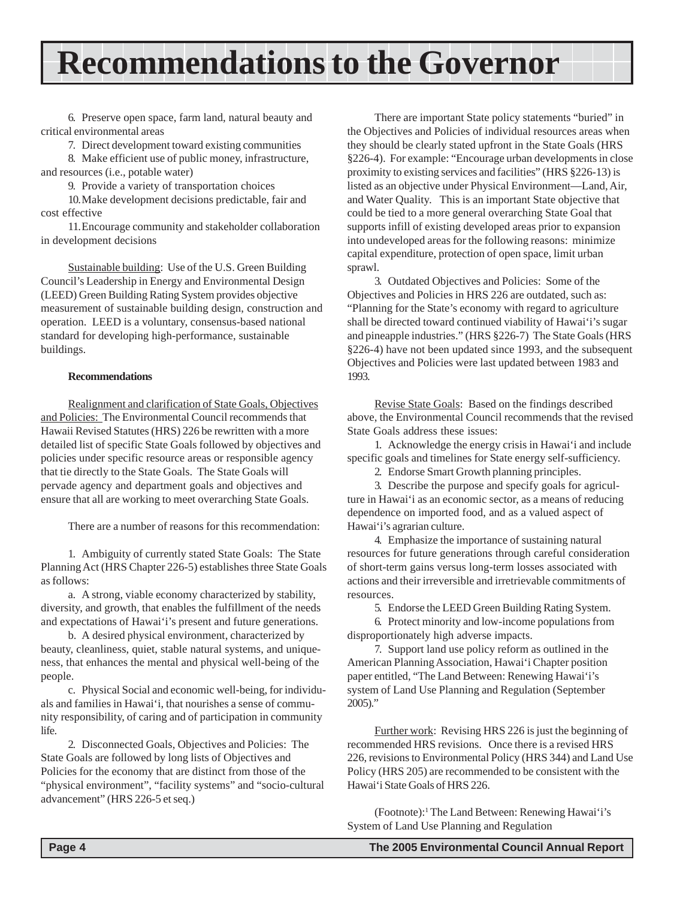# Recommendations to the Governor

6. Preserve open space, farm land, natural beauty and critical environmental areas

7. Direct development toward existing communities

8. Make efficient use of public money, infrastructure, and resources (i.e., potable water)

9. Provide a variety of transportation choices

10. Make development decisions predictable, fair and cost effective

11. Encourage community and stakeholder collaboration in development decisions

Sustainable building: Use of the U.S. Green Building Council's Leadership in Energy and Environmental Design (LEED) Green Building Rating System provides objective measurement of sustainable building design, construction and operation. LEED is a voluntary, consensus-based national standard for developing high-performance, sustainable buildings.

**Recommendations**

Realignment and clarification of State Goals, Objectives and Policies: The Environmental Council recommends that Hawaii Revised Statutes (HRS) 226 be rewritten with a more detailed list of specific State Goals followed by objectives and policies under specific resource areas or responsible agency that tie directly to the State Goals. The State Goals will pervade agency and department goals and objectives and ensure that all are working to meet overarching State Goals.

There are a number of reasons for this recommendation:

1. Ambiguity of currently stated State Goals: The State Planning Act (HRS Chapter 226-5) establishes three State Goals as follows:

a. A strong, viable economy characterized by stability, diversity, and growth, that enables the fulfillment of the needs and expectations of Hawai'i's present and future generations.

b. A desired physical environment, characterized by beauty, cleanliness, quiet, stable natural systems, and uniqueness, that enhances the mental and physical well-being of the people.

c. Physical Social and economic well-being, for individuals and families in Hawai'i, that nourishes a sense of community responsibility, of caring and of participation in community life.

2. Disconnected Goals, Objectives and Policies: The State Goals are followed by long lists of Objectives and Policies for the economy that are distinct from those of the "physical environment", "facility systems" and "socio-cultural advancement" (HRS 226-5 et seq.)

There are important State policy statements "buried" in the Objectives and Policies of individual resources areas when they should be clearly stated upfront in the State Goals (HRS §226-4). For example: "Encourage urban developments in close proximity to existing services and facilities" (HRS §226-13) is listed as an objective under Physical Environment—Land, Air, and Water Quality. This is an important State objective that could be tied to a more general overarching State Goal that supports infill of existing developed areas prior to expansion into undeveloped areas for the following reasons: minimize capital expenditure, protection of open space, limit urban sprawl.

3. Outdated Objectives and Policies: Some of the Objectives and Policies in HRS 226 are outdated, such as: "Planning for the State's economy with regard to agriculture shall be directed toward continued viability of Hawai'i's sugar and pineapple industries." (HRS §226-7) The State Goals (HRS §226-4) have not been updated since 1993, and the subsequent Objectives and Policies were last updated between 1983 and 1993.

Revise State Goals: Based on the findings described above, the Environmental Council recommends that the revised State Goals address these issues:

1. Acknowledge the energy crisis in Hawai'i and include specific goals and timelines for State energy self-sufficiency.

2. Endorse Smart Growth planning principles.

3. Describe the purpose and specify goals for agriculture in Hawai'i as an economic sector, as a means of reducing dependence on imported food, and as a valued aspect of Hawai'i's agrarian culture.

4. Emphasize the importance of sustaining natural resources for future generations through careful consideration of short-term gains versus long-term losses associated with actions and their irreversible and irretrievable commitments of resources.

5. Endorse the LEED Green Building Rating System.

6. Protect minority and low-income populations from disproportionately high adverse impacts.

7. Support land use policy reform as outlined in the American Planning Association, Hawai'i Chapter position paper entitled, "The Land Between: Renewing Hawai'i's system of Land Use Planning and Regulation (September 2005)."

Further work: Revising HRS 226 is just the beginning of recommended HRS revisions. Once there is a revised HRS 226, revisions to Environmental Policy (HRS 344) and Land Use Policy (HRS 205) are recommended to be consistent with the Hawai'i State Goals of HRS 226.

(Footnote):[1] The Land Between: Renewing Hawai'i's System of Land Use Planning and Regulation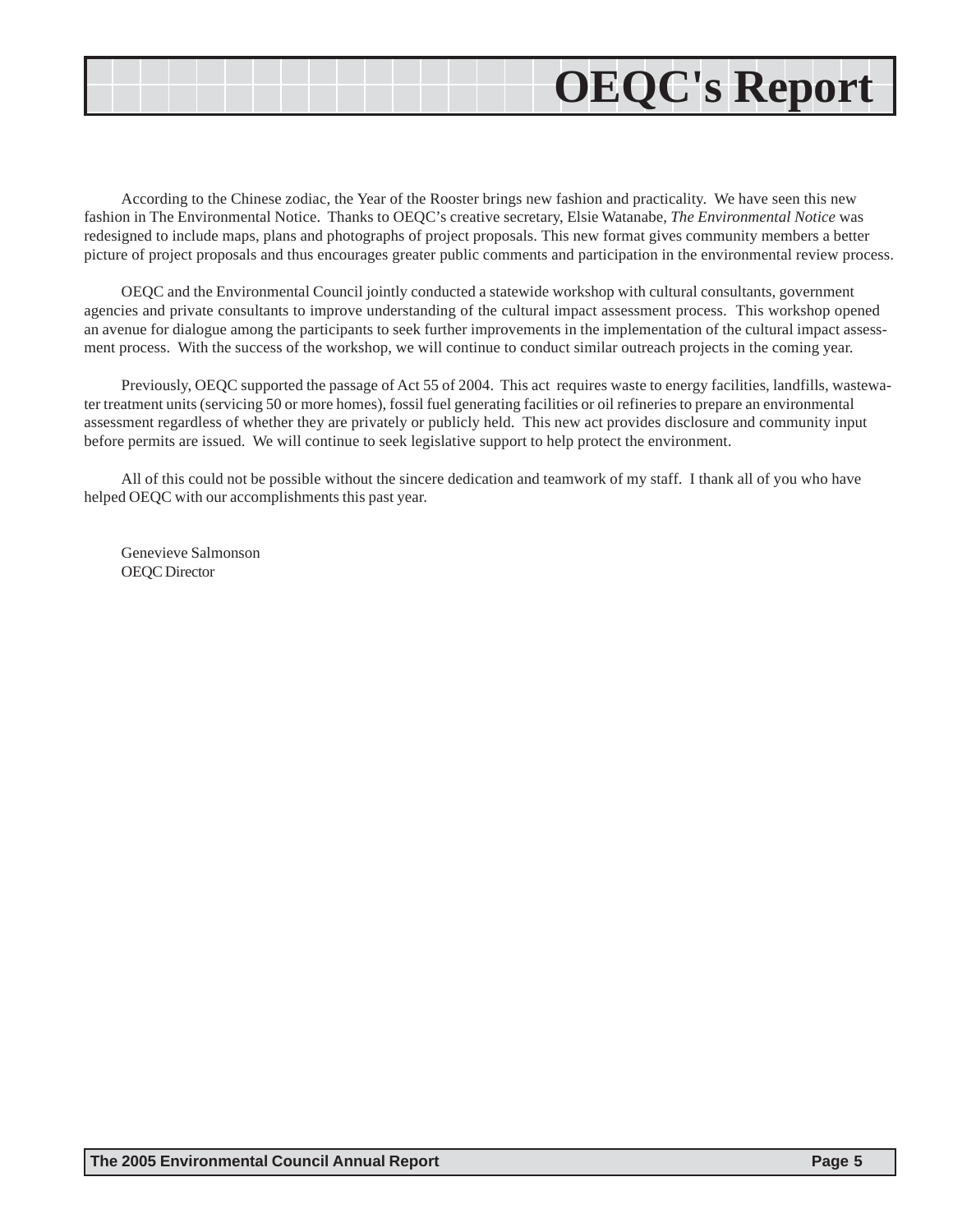# OEQC's Report

According to the Chinese zodiac, the Year of the Rooster brings new fashion and practicality. We have seen this new fashion in The Environmental Notice. Thanks to OEQC's creative secretary, Elsie Watanabe, *The Environmental Notice* was redesigned to include maps, plans and photographs of project proposals. This new format gives community members a better picture of project proposals and thus encourages greater public comments and participation in the environmental review process.

OEQC and the Environmental Council jointly conducted a statewide workshop with cultural consultants, government agencies and private consultants to improve understanding of the cultural impact assessment process. This workshop opened an avenue for dialogue among the participants to seek further improvements in the implementation of the cultural impact assessment process. With the success of the workshop, we will continue to conduct similar outreach projects in the coming year.

Previously, OEQC supported the passage of Act 55 of 2004. This act requires waste to energy facilities, landfills, wastewater treatment units (servicing 50 or more homes), fossil fuel generating facilities or oil refineries to prepare an environmental assessment regardless of whether they are privately or publicly held. This new act provides disclosure and community input before permits are issued. We will continue to seek legislative support to help protect the environment.

All of this could not be possible without the sincere dedication and teamwork of my staff. I thank all of you who have helped OEQC with our accomplishments this past year.

Genevieve Salmonson
OEQC Director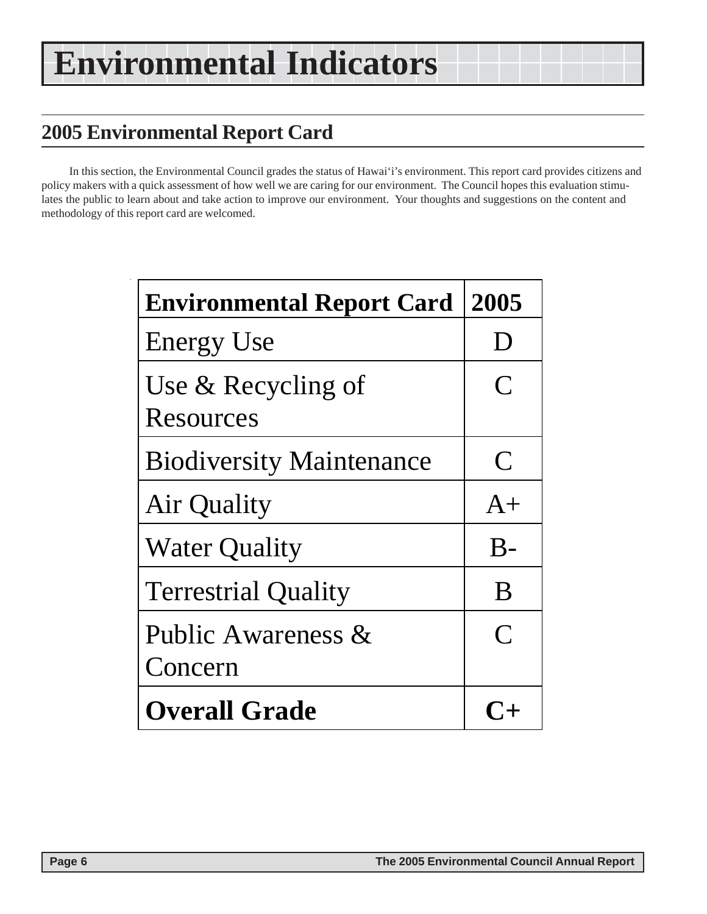# Environmental Indicators

## 2005 Environmental Report Card

In this section, the Environmental Council grades the status of Hawai'i's environment. This report card provides citizens and policy makers with a quick assessment of how well we are caring for our environment. The Council hopes this evaluation stimulates the public to learn about and take action to improve our environment. Your thoughts and suggestions on the content and methodology of this report card are welcomed.

| **Environmental Report Card** | **2005** |
|---|---|
| Energy Use | D |
| Use & Recycling of Resources | C |
| Biodiversity Maintenance | C |
| Air Quality | A+ |
| Water Quality | B- |
| Terrestrial Quality | B |
| Public Awareness & Concern | C |
| **Overall Grade** | **C+** |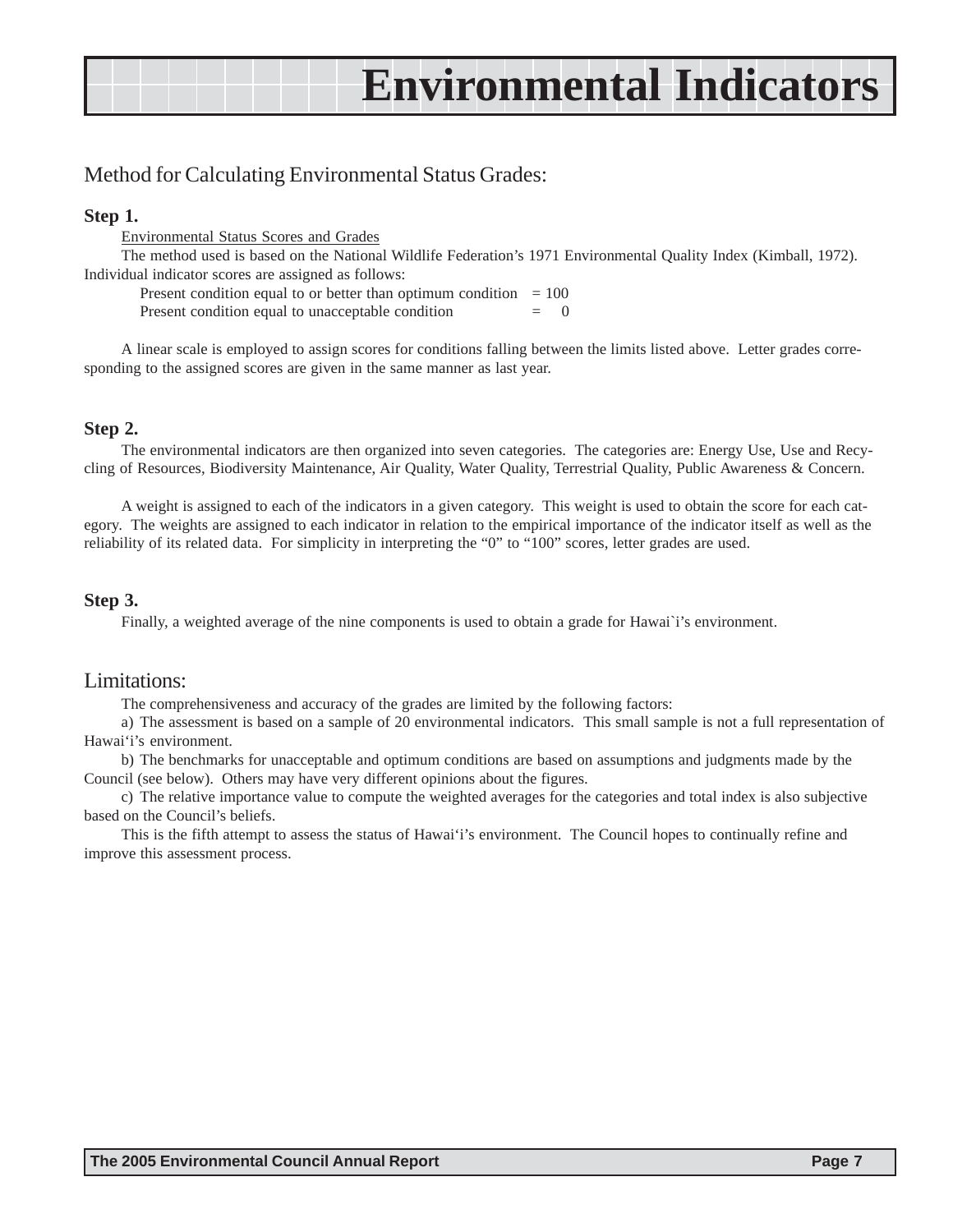# Environmental Indicators

## Method for Calculating Environmental Status Grades:

**Step 1.**

Environmental Status Scores and Grades

The method used is based on the National Wildlife Federation's 1971 Environmental Quality Index (Kimball, 1972). Individual indicator scores are assigned as follows:

Present condition equal to or better than optimum condition = 100
Present condition equal to unacceptable condition = 0

A linear scale is employed to assign scores for conditions falling between the limits listed above. Letter grades corresponding to the assigned scores are given in the same manner as last year.

**Step 2.**

The environmental indicators are then organized into seven categories. The categories are: Energy Use, Use and Recycling of Resources, Biodiversity Maintenance, Air Quality, Water Quality, Terrestrial Quality, Public Awareness & Concern.

A weight is assigned to each of the indicators in a given category. This weight is used to obtain the score for each category. The weights are assigned to each indicator in relation to the empirical importance of the indicator itself as well as the reliability of its related data. For simplicity in interpreting the "0" to "100" scores, letter grades are used.

**Step 3.**

Finally, a weighted average of the nine components is used to obtain a grade for Hawai`i's environment.

## Limitations:

The comprehensiveness and accuracy of the grades are limited by the following factors:

a) The assessment is based on a sample of 20 environmental indicators. This small sample is not a full representation of Hawai'i's environment.

b) The benchmarks for unacceptable and optimum conditions are based on assumptions and judgments made by the Council (see below). Others may have very different opinions about the figures.

c) The relative importance value to compute the weighted averages for the categories and total index is also subjective based on the Council's beliefs.

This is the fifth attempt to assess the status of Hawai'i's environment. The Council hopes to continually refine and improve this assessment process.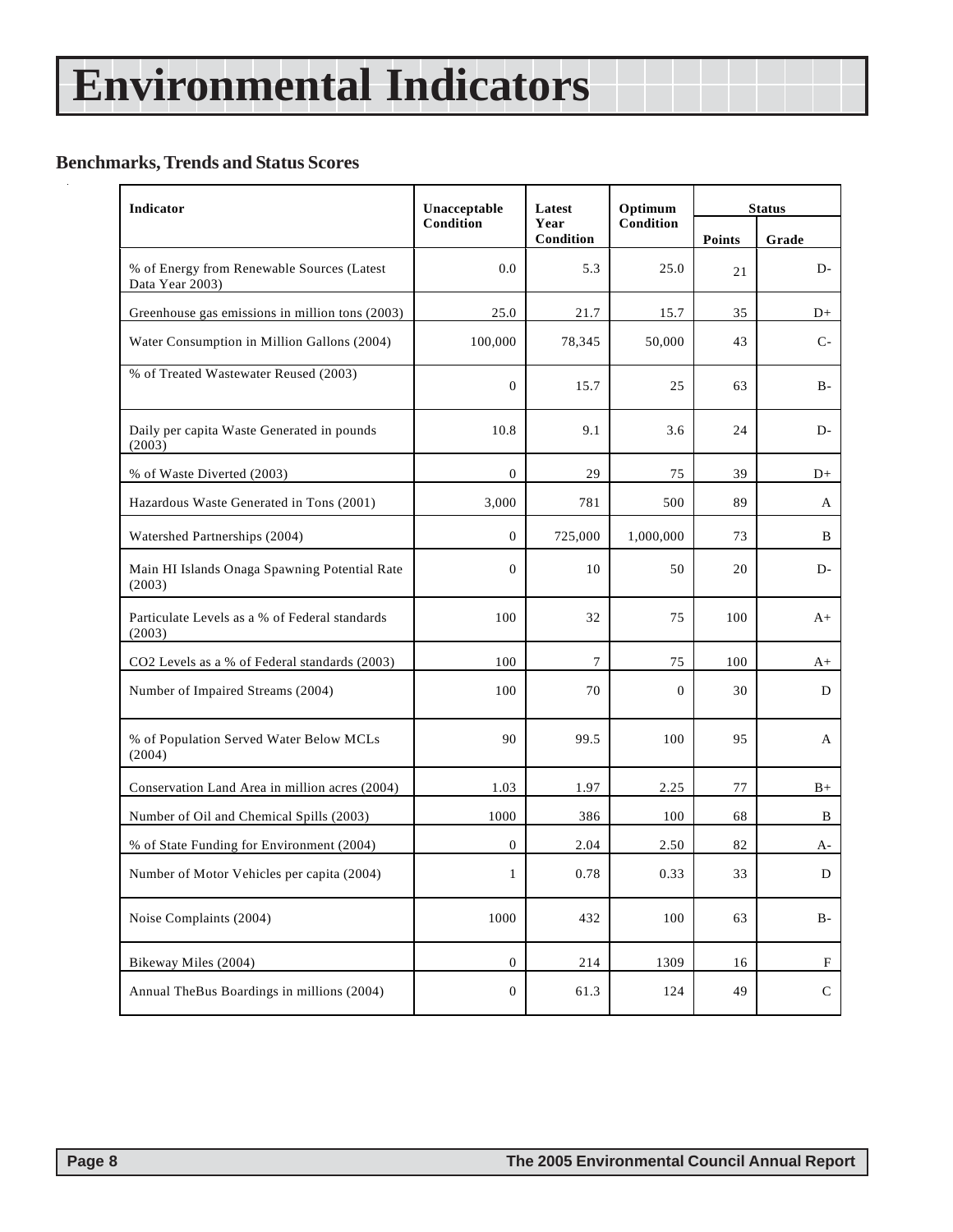# Environmental Indicators

## Benchmarks, Trends and Status Scores

| Indicator | Unacceptable Condition | Latest Year Condition | Optimum Condition | Status | |
|---|---|---|---|---|---|
| | | | | Points | Grade |
| % of Energy from Renewable Sources (Latest Data Year 2003) | 0.0 | 5.3 | 25.0 | 21 | D- |
| Greenhouse gas emissions in million tons (2003) | 25.0 | 21.7 | 15.7 | 35 | D+ |
| Water Consumption in Million Gallons (2004) | 100,000 | 78,345 | 50,000 | 43 | C- |
| % of Treated Wastewater Reused (2003) | 0 | 15.7 | 25 | 63 | B- |
| Daily per capita Waste Generated in pounds (2003) | 10.8 | 9.1 | 3.6 | 24 | D- |
| % of Waste Diverted (2003) | 0 | 29 | 75 | 39 | D+ |
| Hazardous Waste Generated in Tons (2001) | 3,000 | 781 | 500 | 89 | A |
| Watershed Partnerships (2004) | 0 | 725,000 | 1,000,000 | 73 | B |
| Main HI Islands Onaga Spawning Potential Rate (2003) | 0 | 10 | 50 | 20 | D- |
| Particulate Levels as a % of Federal standards (2003) | 100 | 32 | 75 | 100 | A+ |
| CO2 Levels as a % of Federal standards (2003) | 100 | 7 | 75 | 100 | A+ |
| Number of Impaired Streams (2004) | 100 | 70 | 0 | 30 | D |
| % of Population Served Water Below MCLs (2004) | 90 | 99.5 | 100 | 95 | A |
| Conservation Land Area in million acres (2004) | 1.03 | 1.97 | 2.25 | 77 | B+ |
| Number of Oil and Chemical Spills (2003) | 1000 | 386 | 100 | 68 | B |
| % of State Funding for Environment (2004) | 0 | 2.04 | 2.50 | 82 | A- |
| Number of Motor Vehicles per capita (2004) | 1 | 0.78 | 0.33 | 33 | D |
| Noise Complaints (2004) | 1000 | 432 | 100 | 63 | B- |
| Bikeway Miles (2004) | 0 | 214 | 1309 | 16 | F |
| Annual TheBus Boardings in millions (2004) | 0 | 61.3 | 124 | 49 | C |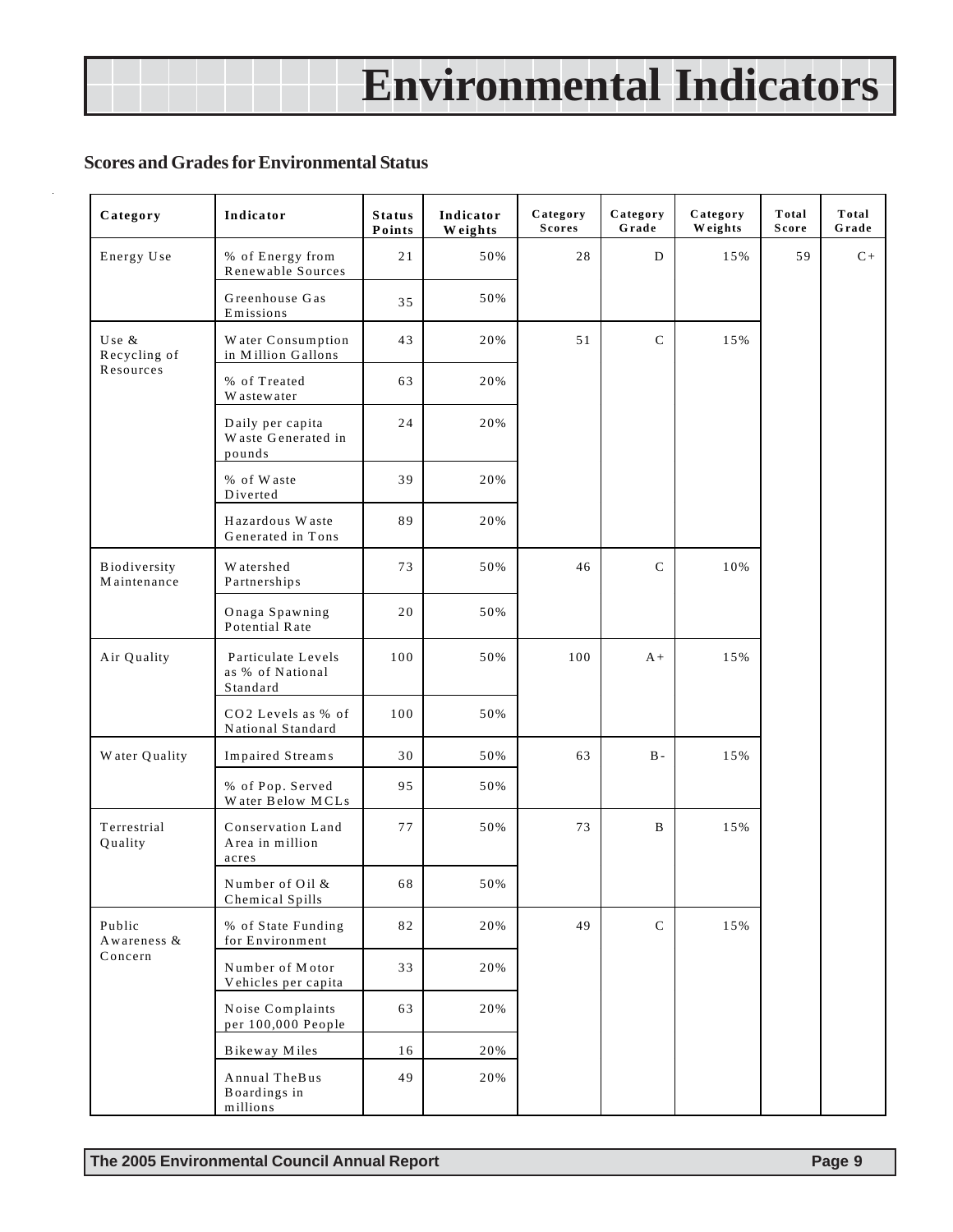# Environmental Indicators

## Scores and Grades for Environmental Status

| Category | Indicator | Status Points | Indicator Weights | Category Scores | Category Grade | Category Weights | Total Score | Total Grade |
|---|---|---|---|---|---|---|---|---|
| Energy Use | % of Energy from Renewable Sources | 21 | 50% | 28 | D | 15% | 59 | C+ |
| | Greenhouse Gas Emissions | 35 | 50% | | | | | |
| Use & Recycling of Resources | Water Consumption in Million Gallons | 43 | 20% | 51 | C | 15% | | |
| | % of Treated Wastewater | 63 | 20% | | | | | |
| | Daily per capita Waste Generated in pounds | 24 | 20% | | | | | |
| | % of Waste Diverted | 39 | 20% | | | | | |
| | Hazardous Waste Generated in Tons | 89 | 20% | | | | | |
| Biodiversity Maintenance | Watershed Partnerships | 73 | 50% | 46 | C | 10% | | |
| | Onaga Spawning Potential Rate | 20 | 50% | | | | | |
| Air Quality | Particulate Levels as % of National Standard | 100 | 50% | 100 | A+ | 15% | | |
| | CO2 Levels as % of National Standard | 100 | 50% | | | | | |
| Water Quality | Impaired Streams | 30 | 50% | 63 | B- | 15% | | |
| | % of Pop. Served Water Below MCLs | 95 | 50% | | | | | |
| Terrestrial Quality | Conservation Land Area in million acres | 77 | 50% | 73 | B | 15% | | |
| | Number of Oil & Chemical Spills | 68 | 50% | | | | | |
| Public Awareness & Concern | % of State Funding for Environment | 82 | 20% | 49 | C | 15% | | |
| | Number of Motor Vehicles per capita | 33 | 20% | | | | | |
| | Noise Complaints per 100,000 People | 63 | 20% | | | | | |
| | Bikeway Miles | 16 | 20% | | | | | |
| | Annual TheBus Boardings in millions | 49 | 20% | | | | | |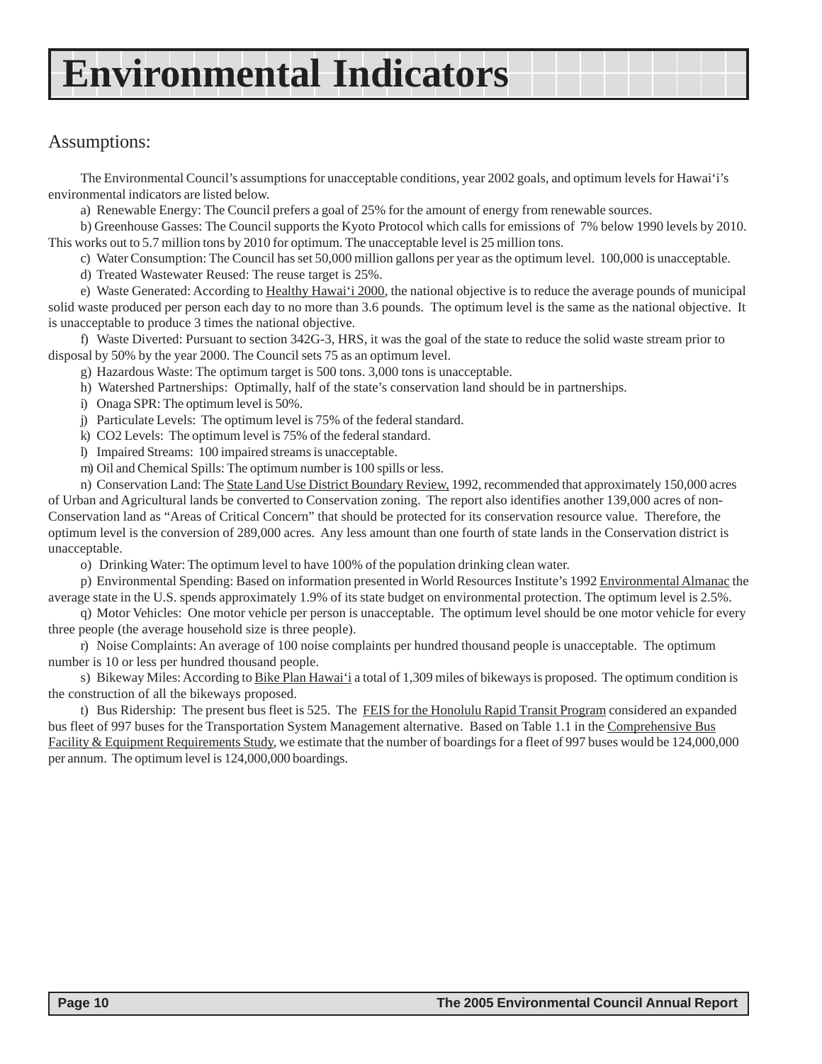# Environmental Indicators

## Assumptions:

The Environmental Council's assumptions for unacceptable conditions, year 2002 goals, and optimum levels for Hawai'i's environmental indicators are listed below.

a) Renewable Energy: The Council prefers a goal of 25% for the amount of energy from renewable sources.

b) Greenhouse Gasses: The Council supports the Kyoto Protocol which calls for emissions of 7% below 1990 levels by 2010. This works out to 5.7 million tons by 2010 for optimum. The unacceptable level is 25 million tons.

c) Water Consumption: The Council has set 50,000 million gallons per year as the optimum level. 100,000 is unacceptable.

d) Treated Wastewater Reused: The reuse target is 25%.

e) Waste Generated: According to Healthy Hawai'i 2000, the national objective is to reduce the average pounds of municipal solid waste produced per person each day to no more than 3.6 pounds. The optimum level is the same as the national objective. It is unacceptable to produce 3 times the national objective.

f) Waste Diverted: Pursuant to section 342G-3, HRS, it was the goal of the state to reduce the solid waste stream prior to disposal by 50% by the year 2000. The Council sets 75 as an optimum level.

g) Hazardous Waste: The optimum target is 500 tons. 3,000 tons is unacceptable.

h) Watershed Partnerships: Optimally, half of the state's conservation land should be in partnerships.

i) Onaga SPR: The optimum level is 50%.

j) Particulate Levels: The optimum level is 75% of the federal standard.

k) CO2 Levels: The optimum level is 75% of the federal standard.

l) Impaired Streams: 100 impaired streams is unacceptable.

m) Oil and Chemical Spills: The optimum number is 100 spills or less.

n) Conservation Land: The State Land Use District Boundary Review, 1992, recommended that approximately 150,000 acres of Urban and Agricultural lands be converted to Conservation zoning. The report also identifies another 139,000 acres of non-Conservation land as "Areas of Critical Concern" that should be protected for its conservation resource value. Therefore, the optimum level is the conversion of 289,000 acres. Any less amount than one fourth of state lands in the Conservation district is unacceptable.

o) Drinking Water: The optimum level to have 100% of the population drinking clean water.

p) Environmental Spending: Based on information presented in World Resources Institute's 1992 Environmental Almanac the average state in the U.S. spends approximately 1.9% of its state budget on environmental protection. The optimum level is 2.5%.

q) Motor Vehicles: One motor vehicle per person is unacceptable. The optimum level should be one motor vehicle for every three people (the average household size is three people).

r) Noise Complaints: An average of 100 noise complaints per hundred thousand people is unacceptable. The optimum number is 10 or less per hundred thousand people.

s) Bikeway Miles: According to Bike Plan Hawai'i a total of 1,309 miles of bikeways is proposed. The optimum condition is the construction of all the bikeways proposed.

t) Bus Ridership: The present bus fleet is 525. The FEIS for the Honolulu Rapid Transit Program considered an expanded bus fleet of 997 buses for the Transportation System Management alternative. Based on Table 1.1 in the Comprehensive Bus Facility & Equipment Requirements Study, we estimate that the number of boardings for a fleet of 997 buses would be 124,000,000 per annum. The optimum level is 124,000,000 boardings.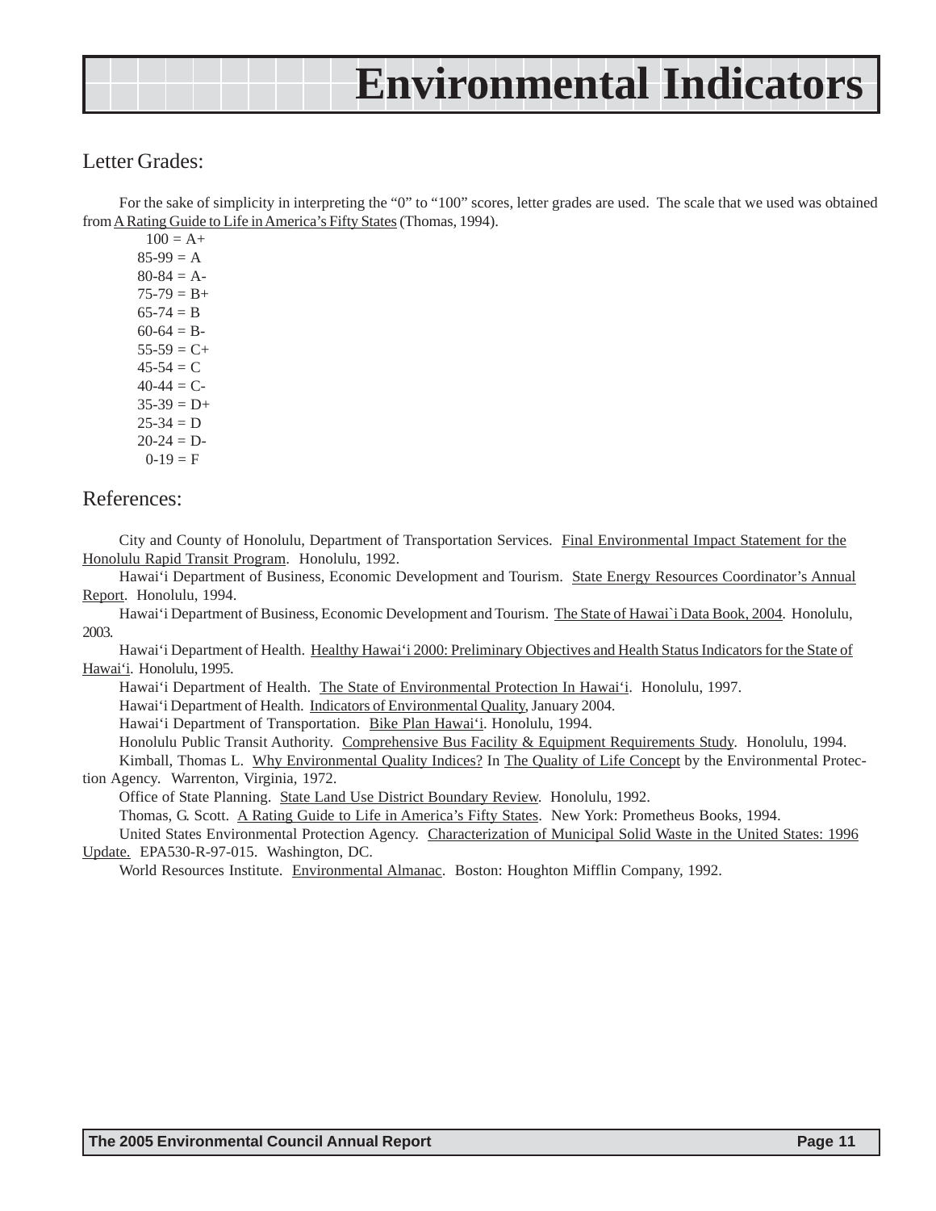# Environmental Indicators

## Letter Grades:

For the sake of simplicity in interpreting the “0” to “100” scores, letter grades are used. The scale that we used was obtained from A Rating Guide to Life in America’s Fifty States (Thomas, 1994).

100 = A+
85-99 = A
80-84 = A-
75-79 = B+
65-74 = B
60-64 = B-
55-59 = C+
45-54 = C
40-44 = C-
35-39 = D+
25-34 = D
20-24 = D-
0-19 = F

## References:

City and County of Honolulu, Department of Transportation Services. Final Environmental Impact Statement for the Honolulu Rapid Transit Program. Honolulu, 1992.

Hawai‘i Department of Business, Economic Development and Tourism. State Energy Resources Coordinator’s Annual Report. Honolulu, 1994.

Hawai‘i Department of Business, Economic Development and Tourism. The State of Hawai`i Data Book, 2004. Honolulu, 2003.

Hawai‘i Department of Health. Healthy Hawai‘i 2000: Preliminary Objectives and Health Status Indicators for the State of Hawai‘i. Honolulu, 1995.

Hawai‘i Department of Health. The State of Environmental Protection In Hawai‘i. Honolulu, 1997.

Hawai‘i Department of Health. Indicators of Environmental Quality, January 2004.

Hawai‘i Department of Transportation. Bike Plan Hawai‘i. Honolulu, 1994.

Honolulu Public Transit Authority. Comprehensive Bus Facility & Equipment Requirements Study. Honolulu, 1994.

Kimball, Thomas L. Why Environmental Quality Indices? In The Quality of Life Concept by the Environmental Protection Agency. Warrenton, Virginia, 1972.

Office of State Planning. State Land Use District Boundary Review. Honolulu, 1992.

Thomas, G. Scott. A Rating Guide to Life in America’s Fifty States. New York: Prometheus Books, 1994.

United States Environmental Protection Agency. Characterization of Municipal Solid Waste in the United States: 1996 Update. EPA530-R-97-015. Washington, DC.

World Resources Institute. Environmental Almanac. Boston: Houghton Mifflin Company, 1992.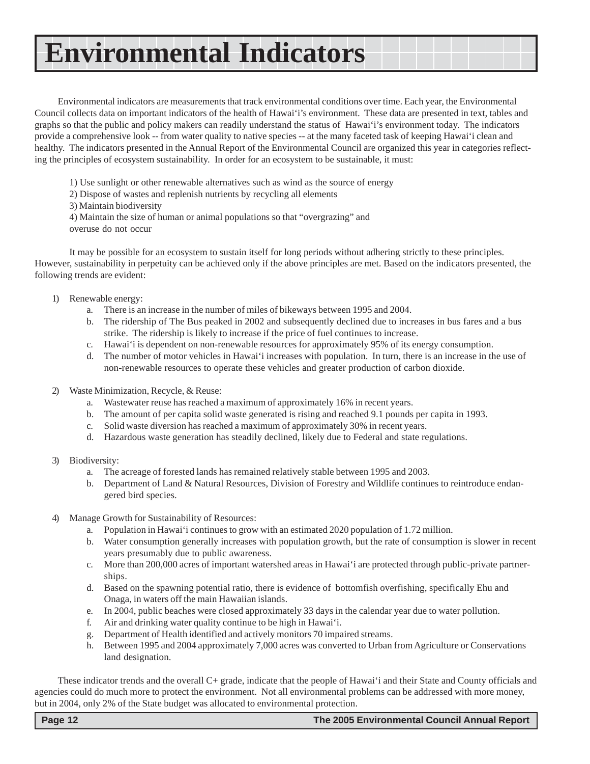# Environmental Indicators

Environmental indicators are measurements that track environmental conditions over time. Each year, the Environmental Council collects data on important indicators of the health of Hawai'i's environment. These data are presented in text, tables and graphs so that the public and policy makers can readily understand the status of Hawai'i's environment today. The indicators provide a comprehensive look -- from water quality to native species -- at the many faceted task of keeping Hawai'i clean and healthy. The indicators presented in the Annual Report of the Environmental Council are organized this year in categories reflecting the principles of ecosystem sustainability. In order for an ecosystem to be sustainable, it must:

1) Use sunlight or other renewable alternatives such as wind as the source of energy
2) Dispose of wastes and replenish nutrients by recycling all elements
3) Maintain biodiversity
4) Maintain the size of human or animal populations so that "overgrazing" and overuse do not occur

It may be possible for an ecosystem to sustain itself for long periods without adhering strictly to these principles. However, sustainability in perpetuity can be achieved only if the above principles are met. Based on the indicators presented, the following trends are evident:

1) Renewable energy:
   a. There is an increase in the number of miles of bikeways between 1995 and 2004.
   b. The ridership of The Bus peaked in 2002 and subsequently declined due to increases in bus fares and a bus strike. The ridership is likely to increase if the price of fuel continues to increase.
   c. Hawai'i is dependent on non-renewable resources for approximately 95% of its energy consumption.
   d. The number of motor vehicles in Hawai'i increases with population. In turn, there is an increase in the use of non-renewable resources to operate these vehicles and greater production of carbon dioxide.

2) Waste Minimization, Recycle, & Reuse:
   a. Wastewater reuse has reached a maximum of approximately 16% in recent years.
   b. The amount of per capita solid waste generated is rising and reached 9.1 pounds per capita in 1993.
   c. Solid waste diversion has reached a maximum of approximately 30% in recent years.
   d. Hazardous waste generation has steadily declined, likely due to Federal and state regulations.

3) Biodiversity:
   a. The acreage of forested lands has remained relatively stable between 1995 and 2003.
   b. Department of Land & Natural Resources, Division of Forestry and Wildlife continues to reintroduce endangered bird species.

4) Manage Growth for Sustainability of Resources:
   a. Population in Hawai'i continues to grow with an estimated 2020 population of 1.72 million.
   b. Water consumption generally increases with population growth, but the rate of consumption is slower in recent years presumably due to public awareness.
   c. More than 200,000 acres of important watershed areas in Hawai'i are protected through public-private partnerships.
   d. Based on the spawning potential ratio, there is evidence of bottomfish overfishing, specifically Ehu and Onaga, in waters off the main Hawaiian islands.
   e. In 2004, public beaches were closed approximately 33 days in the calendar year due to water pollution.
   f. Air and drinking water quality continue to be high in Hawai'i.
   g. Department of Health identified and actively monitors 70 impaired streams.
   h. Between 1995 and 2004 approximately 7,000 acres was converted to Urban from Agriculture or Conservations land designation.

These indicator trends and the overall C+ grade, indicate that the people of Hawai'i and their State and County officials and agencies could do much more to protect the environment. Not all environmental problems can be addressed with more money, but in 2004, only 2% of the State budget was allocated to environmental protection.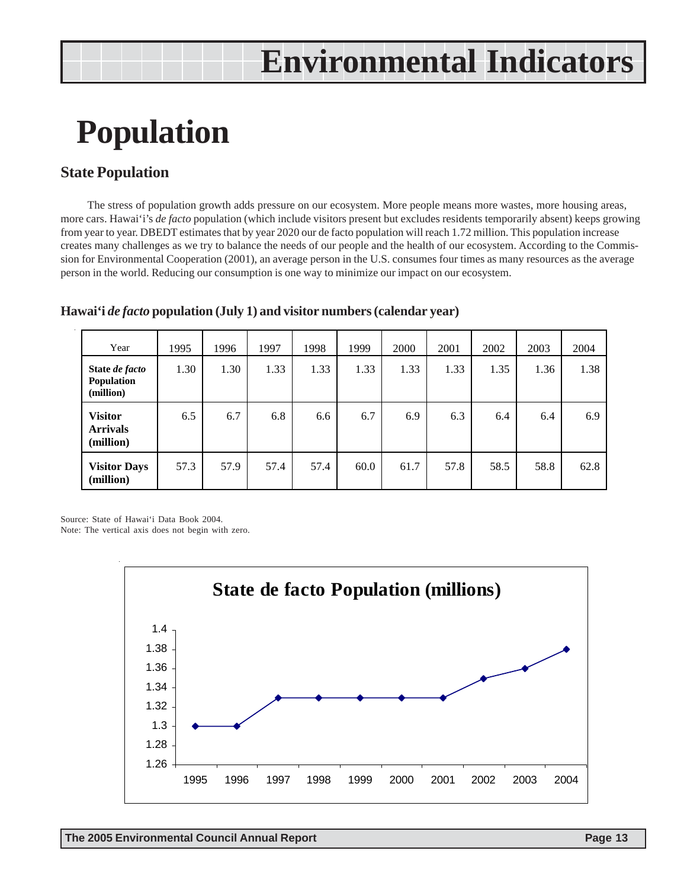# Environmental Indicators

# Population

## State Population

The stress of population growth adds pressure on our ecosystem. More people means more wastes, more housing areas, more cars. Hawai'i's *de facto* population (which include visitors present but excludes residents temporarily absent) keeps growing from year to year. DBEDT estimates that by year 2020 our de facto population will reach 1.72 million. This population increase creates many challenges as we try to balance the needs of our people and the health of our ecosystem. According to the Commission for Environmental Cooperation (2001), an average person in the U.S. consumes four times as many resources as the average person in the world. Reducing our consumption is one way to minimize our impact on our ecosystem.

### Hawai'i *de facto* population (July 1) and visitor numbers (calendar year)

| Year | 1995 | 1996 | 1997 | 1998 | 1999 | 2000 | 2001 | 2002 | 2003 | 2004 |
|---|---|---|---|---|---|---|---|---|---|---|
| **State *de facto* Population (million)** | 1.30 | 1.30 | 1.33 | 1.33 | 1.33 | 1.33 | 1.33 | 1.35 | 1.36 | 1.38 |
| **Visitor Arrivals (million)** | 6.5 | 6.7 | 6.8 | 6.6 | 6.7 | 6.9 | 6.3 | 6.4 | 6.4 | 6.9 |
| **Visitor Days (million)** | 57.3 | 57.9 | 57.4 | 57.4 | 60.0 | 61.7 | 57.8 | 58.5 | 58.8 | 62.8 |

Source: State of Hawai'i Data Book 2004.
Note: The vertical axis does not begin with zero.

**State de facto Population (millions)**

| Year | 1995 | 1996 | 1997 | 1998 | 1999 | 2000 | 2001 | 2002 | 2003 | 2004 |
|---|---|---|---|---|---|---|---|---|---|---|
| Population (millions) | 1.30 | 1.30 | 1.33 | 1.33 | 1.33 | 1.33 | 1.33 | 1.35 | 1.36 | 1.38 |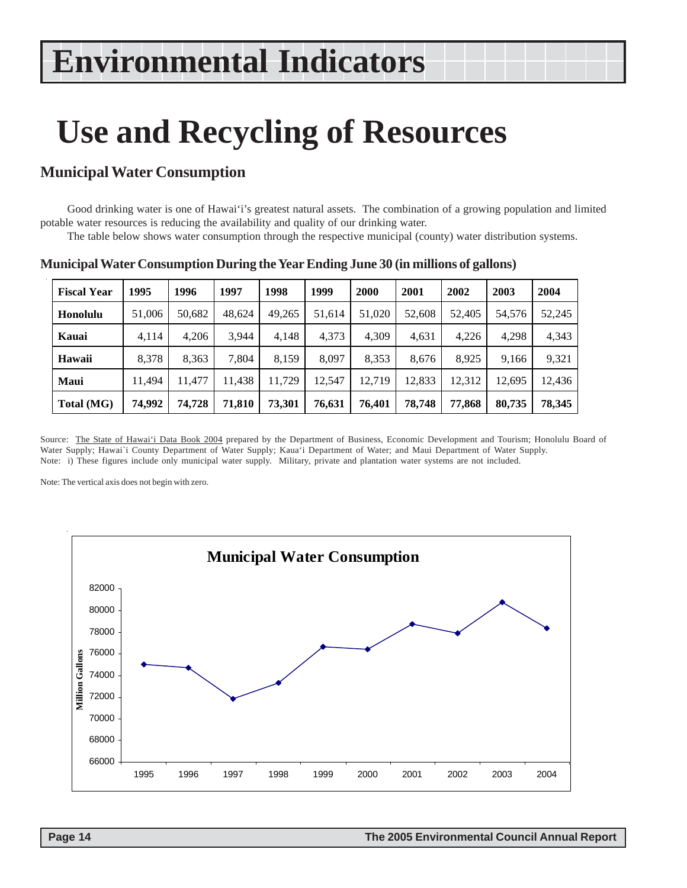# Environmental Indicators

# Use and Recycling of Resources

## Municipal Water Consumption

Good drinking water is one of Hawai'i's greatest natural assets. The combination of a growing population and limited potable water resources is reducing the availability and quality of our drinking water.

The table below shows water consumption through the respective municipal (county) water distribution systems.

### Municipal Water Consumption During the Year Ending June 30 (in millions of gallons)

| Fiscal Year | 1995 | 1996 | 1997 | 1998 | 1999 | 2000 | 2001 | 2002 | 2003 | 2004 |
|---|---|---|---|---|---|---|---|---|---|---|
| **Honolulu** | 51,006 | 50,682 | 48,624 | 49,265 | 51,614 | 51,020 | 52,608 | 52,405 | 54,576 | 52,245 |
| **Kauai** | 4,114 | 4,206 | 3,944 | 4,148 | 4,373 | 4,309 | 4,631 | 4,226 | 4,298 | 4,343 |
| **Hawaii** | 8,378 | 8,363 | 7,804 | 8,159 | 8,097 | 8,353 | 8,676 | 8,925 | 9,166 | 9,321 |
| **Maui** | 11,494 | 11,477 | 11,438 | 11,729 | 12,547 | 12,719 | 12,833 | 12,312 | 12,695 | 12,436 |
| **Total (MG)** | **74,992** | **74,728** | **71,810** | **73,301** | **76,631** | **76,401** | **78,748** | **77,868** | **80,735** | **78,345** |

Source: The State of Hawai'i Data Book 2004 prepared by the Department of Business, Economic Development and Tourism; Honolulu Board of Water Supply; Hawai`i County Department of Water Supply; Kaua'i Department of Water; and Maui Department of Water Supply.
Note: i) These figures include only municipal water supply. Military, private and plantation water systems are not included.

Note: The vertical axis does not begin with zero.

**Municipal Water Consumption**

| Year | Million Gallons |
|---|---|
| 1995 | 74,992 |
| 1996 | 74,728 |
| 1997 | 71,810 |
| 1998 | 73,301 |
| 1999 | 76,631 |
| 2000 | 76,401 |
| 2001 | 78,748 |
| 2002 | 77,868 |
| 2003 | 80,735 |
| 2004 | 78,345 |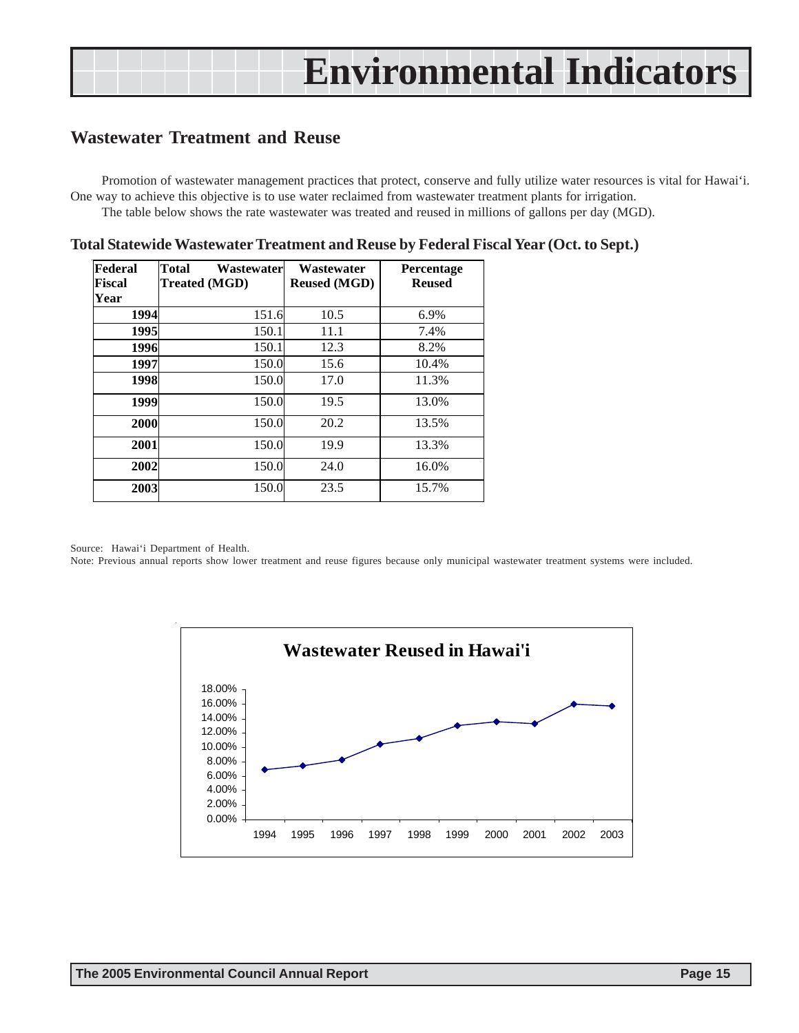# Environmental Indicators

## Wastewater Treatment and Reuse

Promotion of wastewater management practices that protect, conserve and fully utilize water resources is vital for Hawai‘i. One way to achieve this objective is to use water reclaimed from wastewater treatment plants for irrigation.

The table below shows the rate wastewater was treated and reused in millions of gallons per day (MGD).

**Total Statewide Wastewater Treatment and Reuse by Federal Fiscal Year (Oct. to Sept.)**

| Federal Fiscal Year | Total Wastewater Treated (MGD) | Wastewater Reused (MGD) | Percentage Reused |
|---|---|---|---|
| 1994 | 151.6 | 10.5 | 6.9% |
| 1995 | 150.1 | 11.1 | 7.4% |
| 1996 | 150.1 | 12.3 | 8.2% |
| 1997 | 150.0 | 15.6 | 10.4% |
| 1998 | 150.0 | 17.0 | 11.3% |
| 1999 | 150.0 | 19.5 | 13.0% |
| 2000 | 150.0 | 20.2 | 13.5% |
| 2001 | 150.0 | 19.9 | 13.3% |
| 2002 | 150.0 | 24.0 | 16.0% |
| 2003 | 150.0 | 23.5 | 15.7% |

Source: Hawai‘i Department of Health.

Note: Previous annual reports show lower treatment and reuse figures because only municipal wastewater treatment systems were included.

**Wastewater Reused in Hawai'i**

| Year | 1994 | 1995 | 1996 | 1997 | 1998 | 1999 | 2000 | 2001 | 2002 | 2003 |
|---|---|---|---|---|---|---|---|---|---|---|
| Percentage Reused | 6.9% | 7.4% | 8.2% | 10.4% | 11.3% | 13.0% | 13.5% | 13.3% | 16.0% | 15.7% |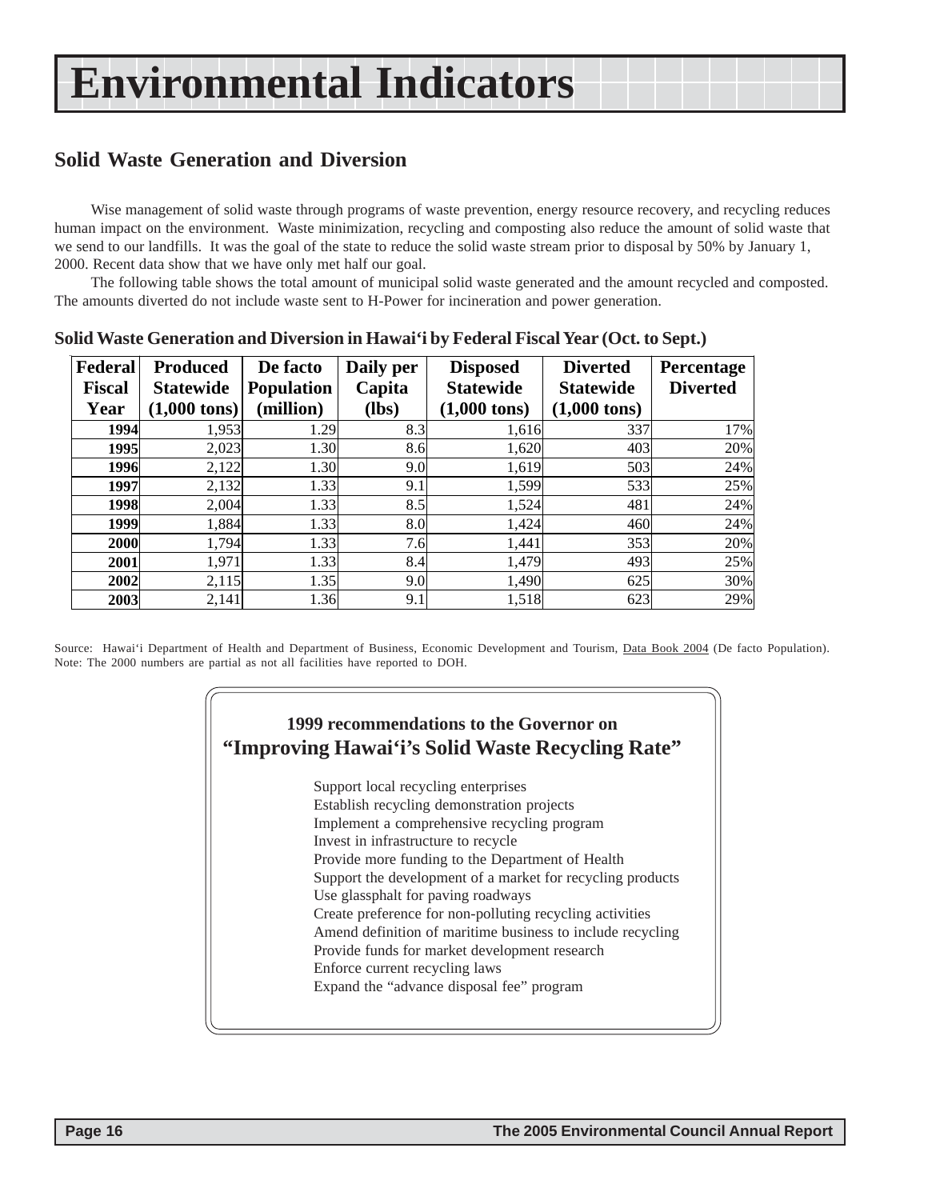# Environmental Indicators

## Solid Waste Generation and Diversion

Wise management of solid waste through programs of waste prevention, energy resource recovery, and recycling reduces human impact on the environment. Waste minimization, recycling and composting also reduce the amount of solid waste that we send to our landfills. It was the goal of the state to reduce the solid waste stream prior to disposal by 50% by January 1, 2000. Recent data show that we have only met half our goal.

The following table shows the total amount of municipal solid waste generated and the amount recycled and composted. The amounts diverted do not include waste sent to H-Power for incineration and power generation.

**Solid Waste Generation and Diversion in Hawai'i by Federal Fiscal Year (Oct. to Sept.)**

| Federal Fiscal Year | Produced Statewide (1,000 tons) | De facto Population (million) | Daily per Capita (lbs) | Disposed Statewide (1,000 tons) | Diverted Statewide (1,000 tons) | Percentage Diverted |
|---|---|---|---|---|---|---|
| **1994** | 1,953 | 1.29 | 8.3 | 1,616 | 337 | 17% |
| **1995** | 2,023 | 1.30 | 8.6 | 1,620 | 403 | 20% |
| **1996** | 2,122 | 1.30 | 9.0 | 1,619 | 503 | 24% |
| **1997** | 2,132 | 1.33 | 9.1 | 1,599 | 533 | 25% |
| **1998** | 2,004 | 1.33 | 8.5 | 1,524 | 481 | 24% |
| **1999** | 1,884 | 1.33 | 8.0 | 1,424 | 460 | 24% |
| **2000** | 1,794 | 1.33 | 7.6 | 1,441 | 353 | 20% |
| **2001** | 1,971 | 1.33 | 8.4 | 1,479 | 493 | 25% |
| **2002** | 2,115 | 1.35 | 9.0 | 1,490 | 625 | 30% |
| **2003** | 2,141 | 1.36 | 9.1 | 1,518 | 623 | 29% |

Source: Hawai'i Department of Health and Department of Business, Economic Development and Tourism, Data Book 2004 (De facto Population).
Note: The 2000 numbers are partial as not all facilities have reported to DOH.

**1999 recommendations to the Governor on "Improving Hawai'i's Solid Waste Recycling Rate"**

- Support local recycling enterprises
- Establish recycling demonstration projects
- Implement a comprehensive recycling program
- Invest in infrastructure to recycle
- Provide more funding to the Department of Health
- Support the development of a market for recycling products
- Use glassphalt for paving roadways
- Create preference for non-polluting recycling activities
- Amend definition of maritime business to include recycling
- Provide funds for market development research
- Enforce current recycling laws
- Expand the "advance disposal fee" program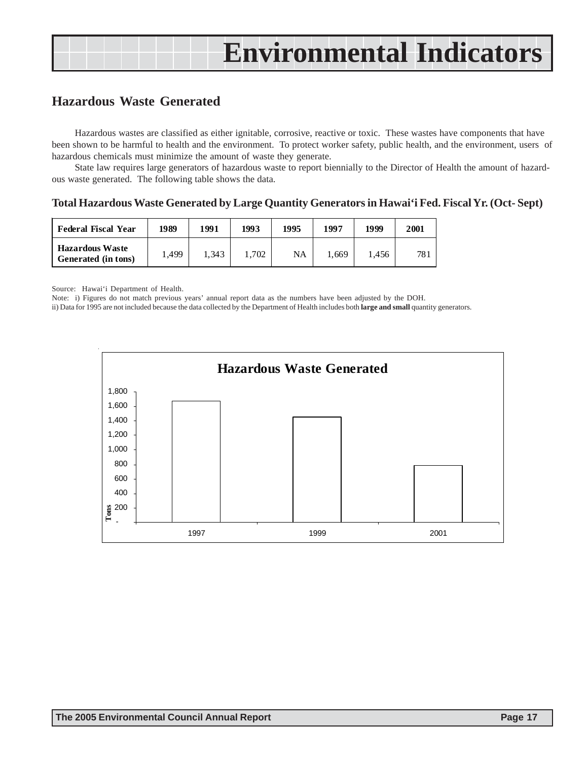# Environmental Indicators

## Hazardous Waste Generated

Hazardous wastes are classified as either ignitable, corrosive, reactive or toxic. These wastes have components that have been shown to be harmful to health and the environment. To protect worker safety, public health, and the environment, users of hazardous chemicals must minimize the amount of waste they generate.

State law requires large generators of hazardous waste to report biennially to the Director of Health the amount of hazardous waste generated. The following table shows the data.

### Total Hazardous Waste Generated by Large Quantity Generators in Hawai'i Fed. Fiscal Yr. (Oct- Sept)

| Federal Fiscal Year | 1989 | 1991 | 1993 | 1995 | 1997 | 1999 | 2001 |
|---|---|---|---|---|---|---|---|
| Hazardous Waste Generated (in tons) | 1,499 | 1,343 | 1,702 | NA | 1,669 | 1,456 | 781 |

Source: Hawai'i Department of Health.

Note: i) Figures do not match previous years' annual report data as the numbers have been adjusted by the DOH.

ii) Data for 1995 are not included because the data collected by the Department of Health includes both **large and small** quantity generators.

**Hazardous Waste Generated**

| Year | Tons |
|---|---|
| 1997 | 1,669 |
| 1999 | 1,456 |
| 2001 | 781 |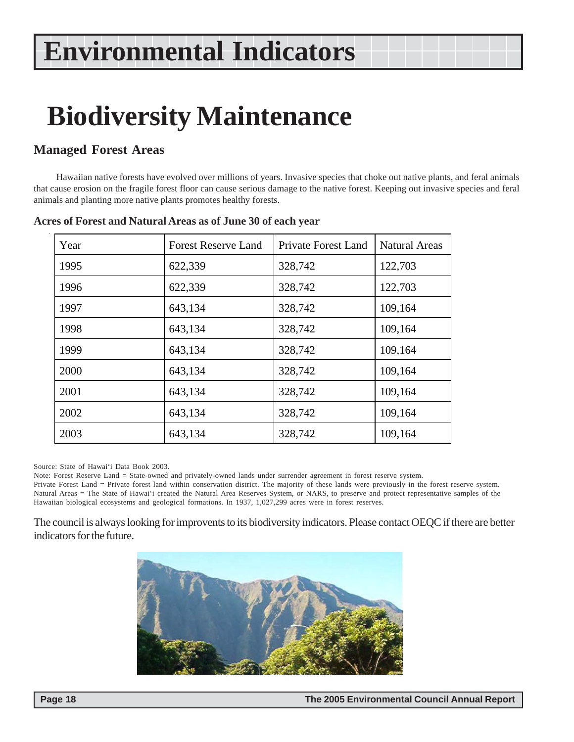# Environmental Indicators

# Biodiversity Maintenance

## Managed Forest Areas

Hawaiian native forests have evolved over millions of years. Invasive species that choke out native plants, and feral animals that cause erosion on the fragile forest floor can cause serious damage to the native forest. Keeping out invasive species and feral animals and planting more native plants promotes healthy forests.

**Acres of Forest and Natural Areas as of June 30 of each year**

| Year | Forest Reserve Land | Private Forest Land | Natural Areas |
|---|---|---|---|
| 1995 | 622,339 | 328,742 | 122,703 |
| 1996 | 622,339 | 328,742 | 122,703 |
| 1997 | 643,134 | 328,742 | 109,164 |
| 1998 | 643,134 | 328,742 | 109,164 |
| 1999 | 643,134 | 328,742 | 109,164 |
| 2000 | 643,134 | 328,742 | 109,164 |
| 2001 | 643,134 | 328,742 | 109,164 |
| 2002 | 643,134 | 328,742 | 109,164 |
| 2003 | 643,134 | 328,742 | 109,164 |

Source: State of Hawai'i Data Book 2003.

Note: Forest Reserve Land = State-owned and privately-owned lands under surrender agreement in forest reserve system.

Private Forest Land = Private forest land within conservation district. The majority of these lands were previously in the forest reserve system.

Natural Areas = The State of Hawai'i created the Natural Area Reserves System, or NARS, to preserve and protect representative samples of the Hawaiian biological ecosystems and geological formations. In 1937, 1,027,299 acres were in forest reserves.

The council is always looking for improvents to its biodiversity indicators. Please contact OEQC if there are better indicators for the future.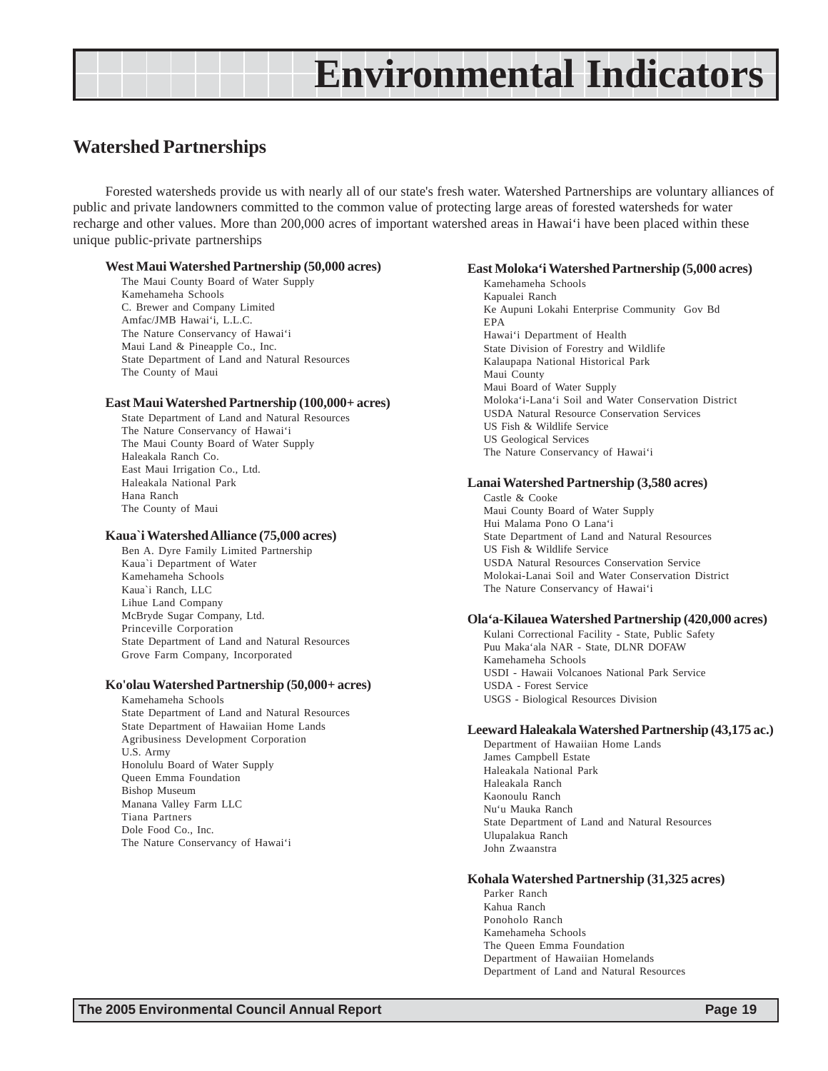# Environmental Indicators

## Watershed Partnerships

Forested watersheds provide us with nearly all of our state's fresh water. Watershed Partnerships are voluntary alliances of public and private landowners committed to the common value of protecting large areas of forested watersheds for water recharge and other values. More than 200,000 acres of important watershed areas in Hawai'i have been placed within these unique public-private partnerships

### West Maui Watershed Partnership (50,000 acres)

The Maui County Board of Water Supply
Kamehameha Schools
C. Brewer and Company Limited
Amfac/JMB Hawai'i, L.L.C.
The Nature Conservancy of Hawai'i
Maui Land & Pineapple Co., Inc.
State Department of Land and Natural Resources
The County of Maui

### East Maui Watershed Partnership (100,000+ acres)

State Department of Land and Natural Resources
The Nature Conservancy of Hawai'i
The Maui County Board of Water Supply
Haleakala Ranch Co.
East Maui Irrigation Co., Ltd.
Haleakala National Park
Hana Ranch
The County of Maui

### Kaua`i Watershed Alliance (75,000 acres)

Ben A. Dyre Family Limited Partnership
Kaua`i Department of Water
Kamehameha Schools
Kaua`i Ranch, LLC
Lihue Land Company
McBryde Sugar Company, Ltd.
Princeville Corporation
State Department of Land and Natural Resources
Grove Farm Company, Incorporated

### Ko'olau Watershed Partnership (50,000+ acres)

Kamehameha Schools
State Department of Land and Natural Resources
State Department of Hawaiian Home Lands
Agribusiness Development Corporation
U.S. Army
Honolulu Board of Water Supply
Queen Emma Foundation
Bishop Museum
Manana Valley Farm LLC
Tiana Partners
Dole Food Co., Inc.
The Nature Conservancy of Hawai'i

### East Moloka'i Watershed Partnership (5,000 acres)

Kamehameha Schools
Kapualei Ranch
Ke Aupuni Lokahi Enterprise Community Gov Bd
EPA
Hawai'i Department of Health
State Division of Forestry and Wildlife
Kalaupapa National Historical Park
Maui County
Maui Board of Water Supply
Moloka'i-Lana'i Soil and Water Conservation District
USDA Natural Resource Conservation Services
US Fish & Wildlife Service
US Geological Services
The Nature Conservancy of Hawai'i

### Lanai Watershed Partnership (3,580 acres)

Castle & Cooke
Maui County Board of Water Supply
Hui Malama Pono O Lana'i
State Department of Land and Natural Resources
US Fish & Wildlife Service
USDA Natural Resources Conservation Service
Molokai-Lanai Soil and Water Conservation District
The Nature Conservancy of Hawai'i

### Ola'a-Kilauea Watershed Partnership (420,000 acres)

Kulani Correctional Facility - State, Public Safety
Puu Maka'ala NAR - State, DLNR DOFAW
Kamehameha Schools
USDI - Hawaii Volcanoes National Park Service
USDA - Forest Service
USGS - Biological Resources Division

### Leeward Haleakala Watershed Partnership (43,175 ac.)

Department of Hawaiian Home Lands
James Campbell Estate
Haleakala National Park
Haleakala Ranch
Kaonoulu Ranch
Nu'u Mauka Ranch
State Department of Land and Natural Resources
Ulupalakua Ranch
John Zwaanstra

### Kohala Watershed Partnership (31,325 acres)

Parker Ranch
Kahua Ranch
Ponoholo Ranch
Kamehameha Schools
The Queen Emma Foundation
Department of Hawaiian Homelands
Department of Land and Natural Resources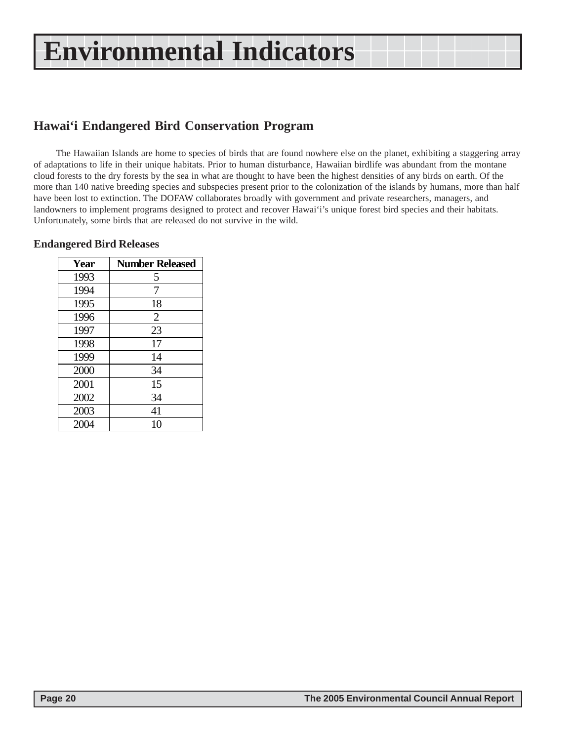# Environmental Indicators

## Hawai‘i Endangered Bird Conservation Program

The Hawaiian Islands are home to species of birds that are found nowhere else on the planet, exhibiting a staggering array of adaptations to life in their unique habitats. Prior to human disturbance, Hawaiian birdlife was abundant from the montane cloud forests to the dry forests by the sea in what are thought to have been the highest densities of any birds on earth. Of the more than 140 native breeding species and subspecies present prior to the colonization of the islands by humans, more than half have been lost to extinction. The DOFAW collaborates broadly with government and private researchers, managers, and landowners to implement programs designed to protect and recover Hawai‘i’s unique forest bird species and their habitats. Unfortunately, some birds that are released do not survive in the wild.

### Endangered Bird Releases

| Year | Number Released |
|---|---|
| 1993 | 5 |
| 1994 | 7 |
| 1995 | 18 |
| 1996 | 2 |
| 1997 | 23 |
| 1998 | 17 |
| 1999 | 14 |
| 2000 | 34 |
| 2001 | 15 |
| 2002 | 34 |
| 2003 | 41 |
| 2004 | 10 |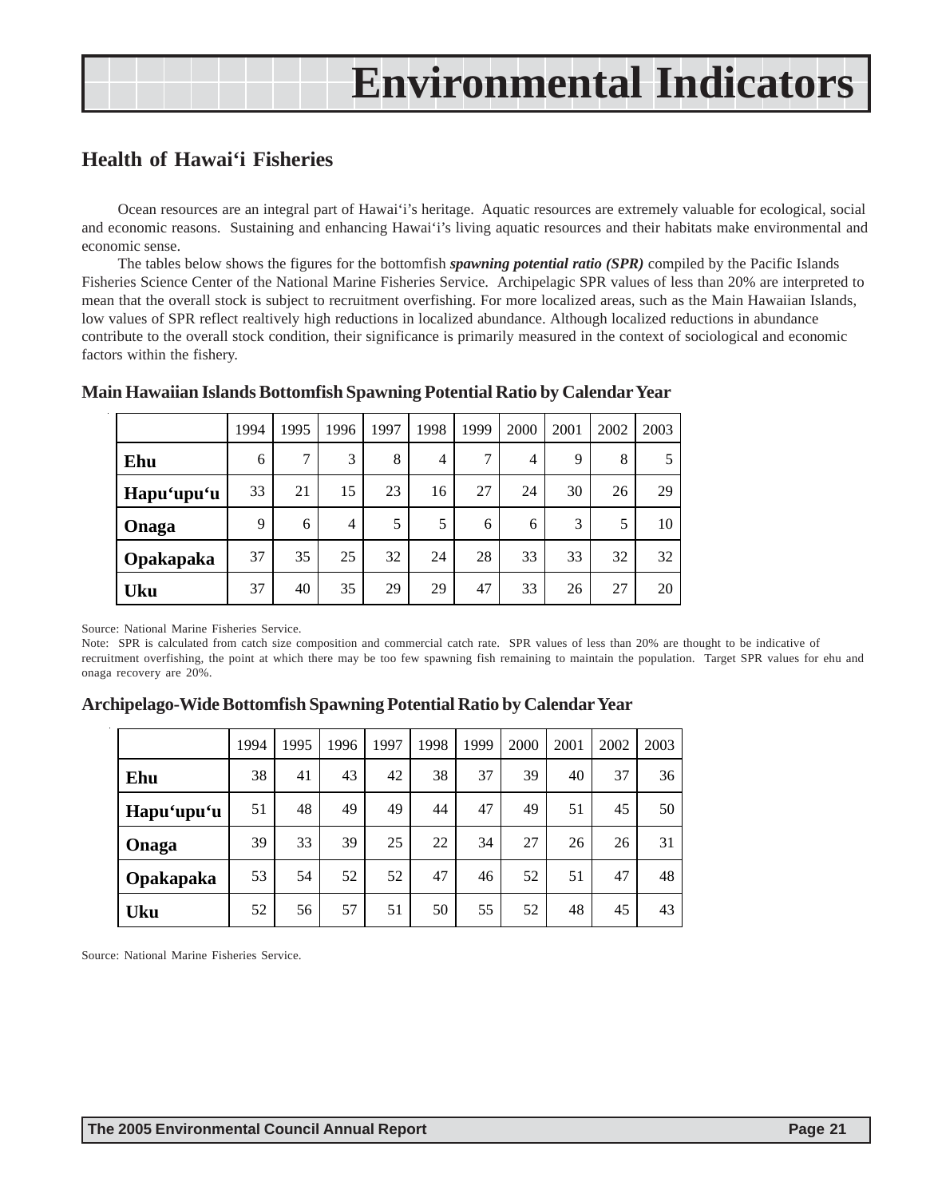# Environmental Indicators

## Health of Hawai‘i Fisheries

Ocean resources are an integral part of Hawai‘i’s heritage. Aquatic resources are extremely valuable for ecological, social and economic reasons. Sustaining and enhancing Hawai‘i’s living aquatic resources and their habitats make environmental and economic sense.

The tables below shows the figures for the bottomfish ***spawning potential ratio (SPR)*** compiled by the Pacific Islands Fisheries Science Center of the National Marine Fisheries Service. Archipelagic SPR values of less than 20% are interpreted to mean that the overall stock is subject to recruitment overfishing. For more localized areas, such as the Main Hawaiian Islands, low values of SPR reflect realtively high reductions in localized abundance. Although localized reductions in abundance contribute to the overall stock condition, their significance is primarily measured in the context of sociological and economic factors within the fishery.

### Main Hawaiian Islands Bottomfish Spawning Potential Ratio by Calendar Year

| | 1994 | 1995 | 1996 | 1997 | 1998 | 1999 | 2000 | 2001 | 2002 | 2003 |
|---|---|---|---|---|---|---|---|---|---|---|
| **Ehu** | 6 | 7 | 3 | 8 | 4 | 7 | 4 | 9 | 8 | 5 |
| **Hapu‘upu‘u** | 33 | 21 | 15 | 23 | 16 | 27 | 24 | 30 | 26 | 29 |
| **Onaga** | 9 | 6 | 4 | 5 | 5 | 6 | 6 | 3 | 5 | 10 |
| **Opakapaka** | 37 | 35 | 25 | 32 | 24 | 28 | 33 | 33 | 32 | 32 |
| **Uku** | 37 | 40 | 35 | 29 | 29 | 47 | 33 | 26 | 27 | 20 |

Source: National Marine Fisheries Service.

Note: SPR is calculated from catch size composition and commercial catch rate. SPR values of less than 20% are thought to be indicative of recruitment overfishing, the point at which there may be too few spawning fish remaining to maintain the population. Target SPR values for ehu and onaga recovery are 20%.

### Archipelago-Wide Bottomfish Spawning Potential Ratio by Calendar Year

| | 1994 | 1995 | 1996 | 1997 | 1998 | 1999 | 2000 | 2001 | 2002 | 2003 |
|---|---|---|---|---|---|---|---|---|---|---|
| **Ehu** | 38 | 41 | 43 | 42 | 38 | 37 | 39 | 40 | 37 | 36 |
| **Hapu‘upu‘u** | 51 | 48 | 49 | 49 | 44 | 47 | 49 | 51 | 45 | 50 |
| **Onaga** | 39 | 33 | 39 | 25 | 22 | 34 | 27 | 26 | 26 | 31 |
| **Opakapaka** | 53 | 54 | 52 | 52 | 47 | 46 | 52 | 51 | 47 | 48 |
| **Uku** | 52 | 56 | 57 | 51 | 50 | 55 | 52 | 48 | 45 | 43 |

Source: National Marine Fisheries Service.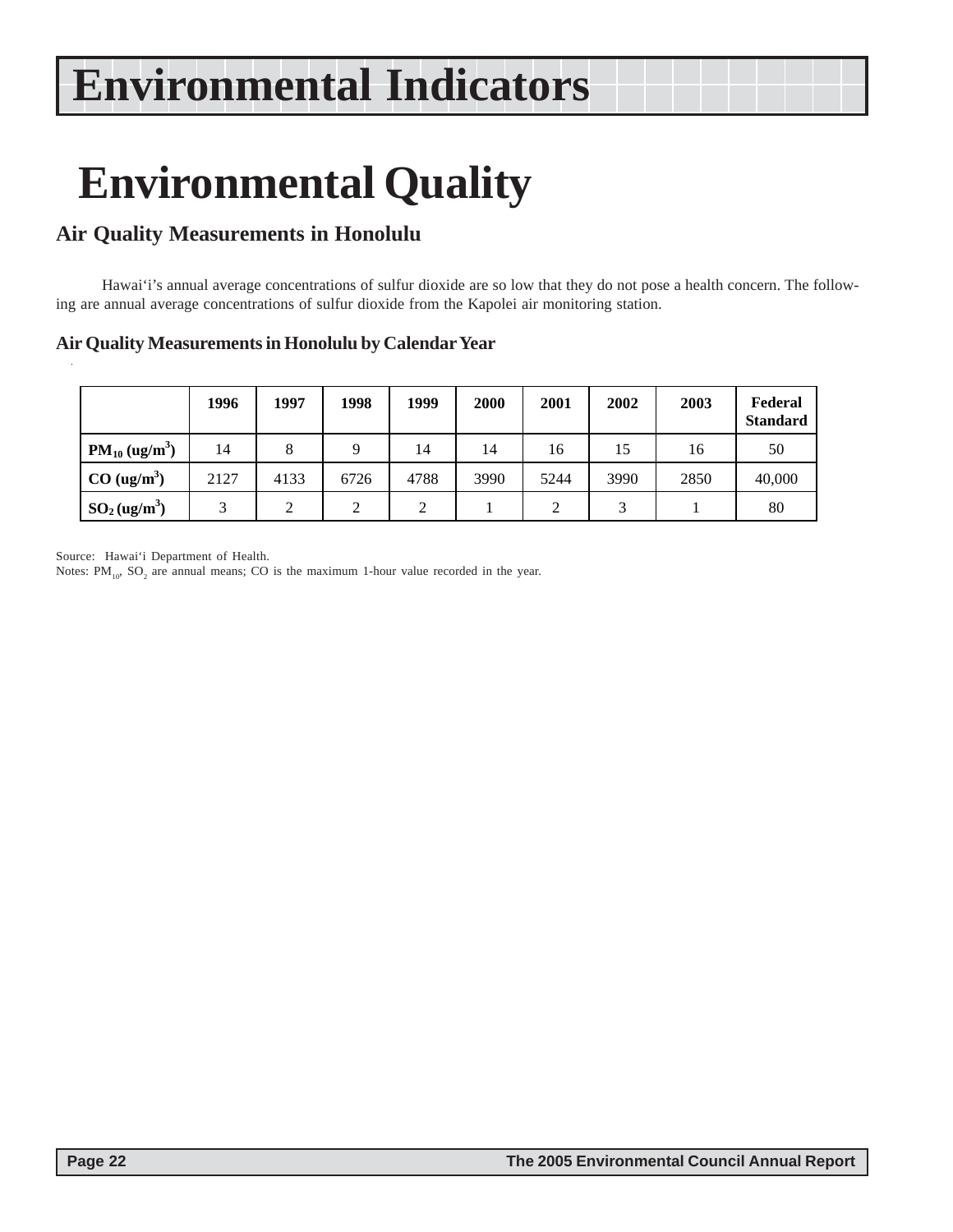# Environmental Indicators

# Environmental Quality

## Air Quality Measurements in Honolulu

Hawai‘i’s annual average concentrations of sulfur dioxide are so low that they do not pose a health concern. The following are annual average concentrations of sulfur dioxide from the Kapolei air monitoring station.

### Air Quality Measurements in Honolulu by Calendar Year

| | 1996 | 1997 | 1998 | 1999 | 2000 | 2001 | 2002 | 2003 | Federal Standard |
|---|---|---|---|---|---|---|---|---|---|
| **$PM_{10}$ (ug/m$^3$)** | 14 | 8 | 9 | 14 | 14 | 16 | 15 | 16 | 50 |
| **CO (ug/m$^3$)** | 2127 | 4133 | 6726 | 4788 | 3990 | 5244 | 3990 | 2850 | 40,000 |
| **$SO_2$ (ug/m$^3$)** | 3 | 2 | 2 | 2 | 1 | 2 | 3 | 1 | 80 |

Source: Hawai‘i Department of Health.
Notes: $PM_{10}$, $SO_2$ are annual means; CO is the maximum 1-hour value recorded in the year.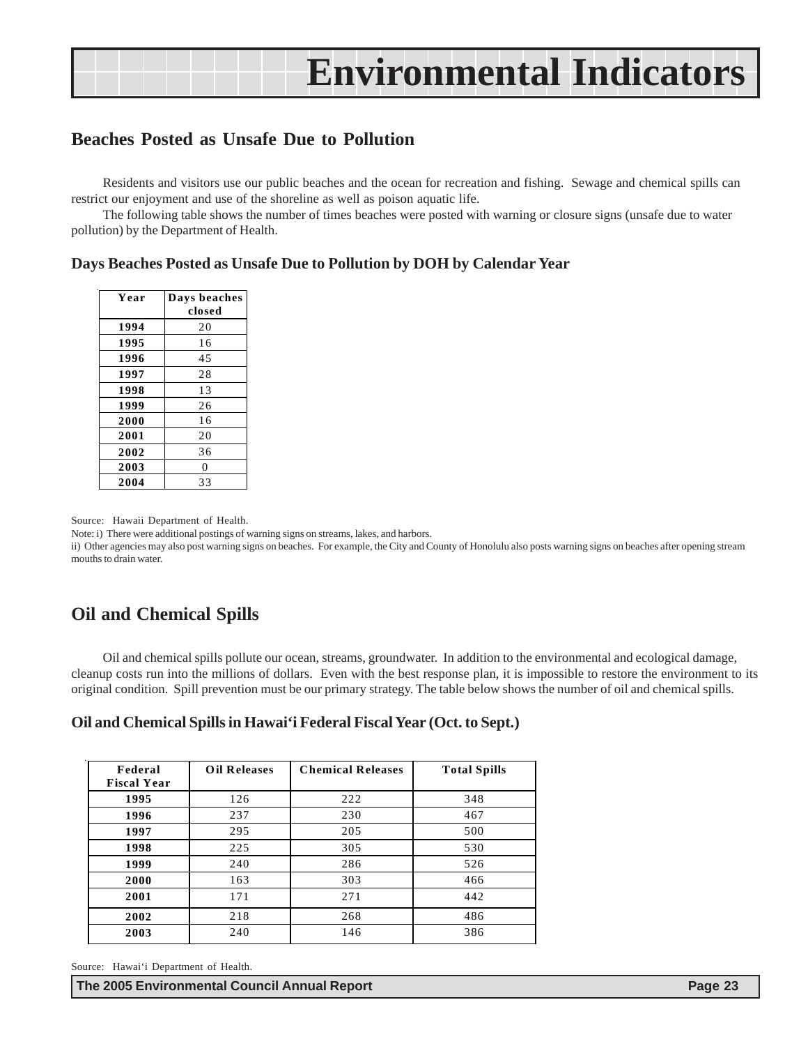# Environmental Indicators

## Beaches Posted as Unsafe Due to Pollution

Residents and visitors use our public beaches and the ocean for recreation and fishing. Sewage and chemical spills can restrict our enjoyment and use of the shoreline as well as poison aquatic life.

The following table shows the number of times beaches were posted with warning or closure signs (unsafe due to water pollution) by the Department of Health.

### Days Beaches Posted as Unsafe Due to Pollution by DOH by Calendar Year

| Year | Days beaches closed |
|---|---|
| 1994 | 20 |
| 1995 | 16 |
| 1996 | 45 |
| 1997 | 28 |
| 1998 | 13 |
| 1999 | 26 |
| 2000 | 16 |
| 2001 | 20 |
| 2002 | 36 |
| 2003 | 0 |
| 2004 | 33 |

Source: Hawaii Department of Health.

Note: i) There were additional postings of warning signs on streams, lakes, and harbors.

ii) Other agencies may also post warning signs on beaches. For example, the City and County of Honolulu also posts warning signs on beaches after opening stream mouths to drain water.

## Oil and Chemical Spills

Oil and chemical spills pollute our ocean, streams, groundwater. In addition to the environmental and ecological damage, cleanup costs run into the millions of dollars. Even with the best response plan, it is impossible to restore the environment to its original condition. Spill prevention must be our primary strategy. The table below shows the number of oil and chemical spills.

### Oil and Chemical Spills in Hawai'i Federal Fiscal Year (Oct. to Sept.)

| Federal Fiscal Year | Oil Releases | Chemical Releases | Total Spills |
|---|---|---|---|
| 1995 | 126 | 222 | 348 |
| 1996 | 237 | 230 | 467 |
| 1997 | 295 | 205 | 500 |
| 1998 | 225 | 305 | 530 |
| 1999 | 240 | 286 | 526 |
| 2000 | 163 | 303 | 466 |
| 2001 | 171 | 271 | 442 |
| 2002 | 218 | 268 | 486 |
| 2003 | 240 | 146 | 386 |

Source: Hawai'i Department of Health.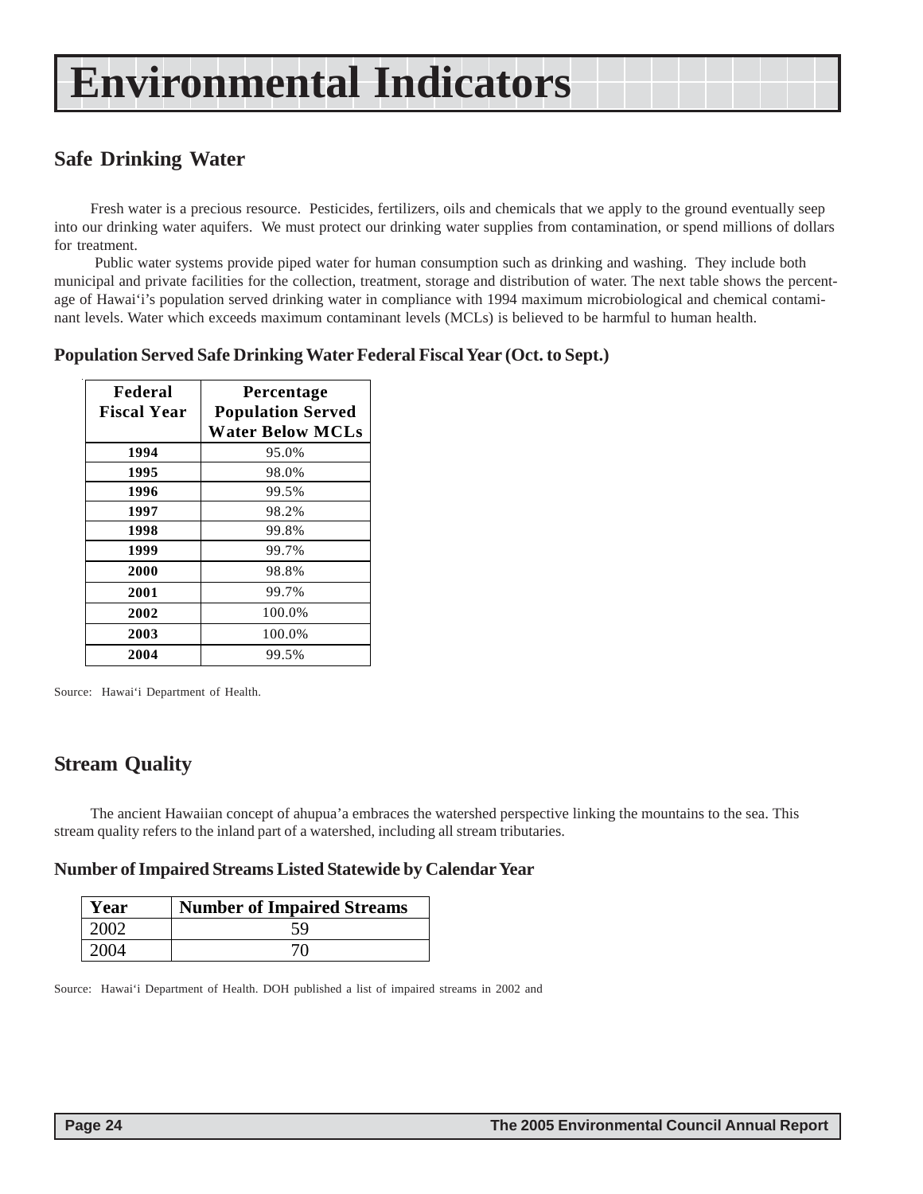# Environmental Indicators

## Safe Drinking Water

Fresh water is a precious resource. Pesticides, fertilizers, oils and chemicals that we apply to the ground eventually seep into our drinking water aquifers. We must protect our drinking water supplies from contamination, or spend millions of dollars for treatment.

Public water systems provide piped water for human consumption such as drinking and washing. They include both municipal and private facilities for the collection, treatment, storage and distribution of water. The next table shows the percentage of Hawai'i's population served drinking water in compliance with 1994 maximum microbiological and chemical contaminant levels. Water which exceeds maximum contaminant levels (MCLs) is believed to be harmful to human health.

### Population Served Safe Drinking Water Federal Fiscal Year (Oct. to Sept.)

| Federal Fiscal Year | Percentage Population Served Water Below MCLs |
|---|---|
| **1994** | 95.0% |
| **1995** | 98.0% |
| **1996** | 99.5% |
| **1997** | 98.2% |
| **1998** | 99.8% |
| **1999** | 99.7% |
| **2000** | 98.8% |
| **2001** | 99.7% |
| **2002** | 100.0% |
| **2003** | 100.0% |
| **2004** | 99.5% |

Source: Hawai'i Department of Health.

## Stream Quality

The ancient Hawaiian concept of ahupua'a embraces the watershed perspective linking the mountains to the sea. This stream quality refers to the inland part of a watershed, including all stream tributaries.

### Number of Impaired Streams Listed Statewide by Calendar Year

| Year | Number of Impaired Streams |
|---|---|
| 2002 | 59 |
| 2004 | 70 |

Source: Hawai'i Department of Health. DOH published a list of impaired streams in 2002 and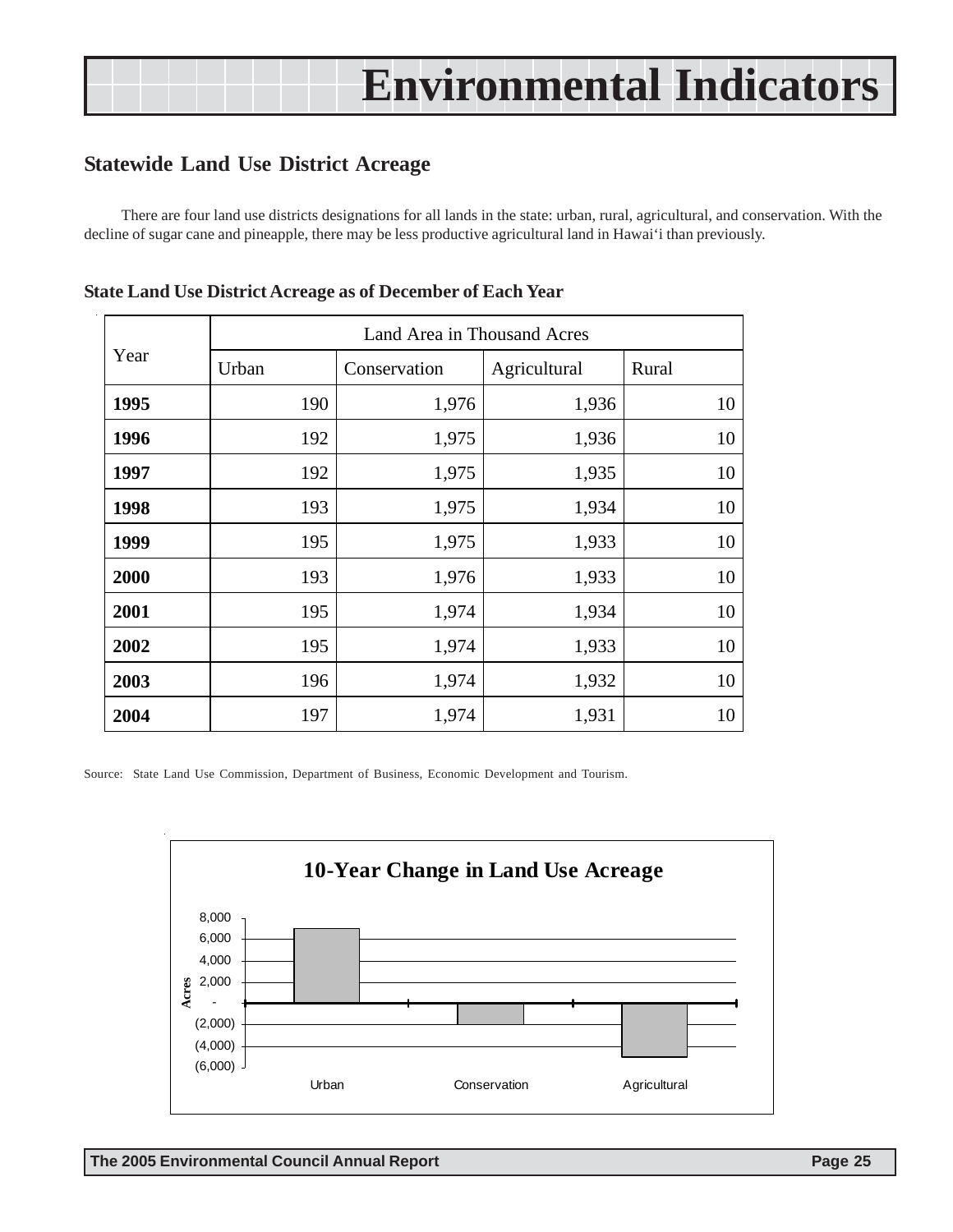# Environmental Indicators

## Statewide Land Use District Acreage

There are four land use districts designations for all lands in the state: urban, rural, agricultural, and conservation. With the decline of sugar cane and pineapple, there may be less productive agricultural land in Hawai'i than previously.

**State Land Use District Acreage as of December of Each Year**

| Year | Land Area in Thousand Acres | | | |
|---|---|---|---|---|
| | Urban | Conservation | Agricultural | Rural |
| **1995** | 190 | 1,976 | 1,936 | 10 |
| **1996** | 192 | 1,975 | 1,936 | 10 |
| **1997** | 192 | 1,975 | 1,935 | 10 |
| **1998** | 193 | 1,975 | 1,934 | 10 |
| **1999** | 195 | 1,975 | 1,933 | 10 |
| **2000** | 193 | 1,976 | 1,933 | 10 |
| **2001** | 195 | 1,974 | 1,934 | 10 |
| **2002** | 195 | 1,974 | 1,933 | 10 |
| **2003** | 196 | 1,974 | 1,932 | 10 |
| **2004** | 197 | 1,974 | 1,931 | 10 |

Source: State Land Use Commission, Department of Business, Economic Development and Tourism.

**10-Year Change in Land Use Acreage**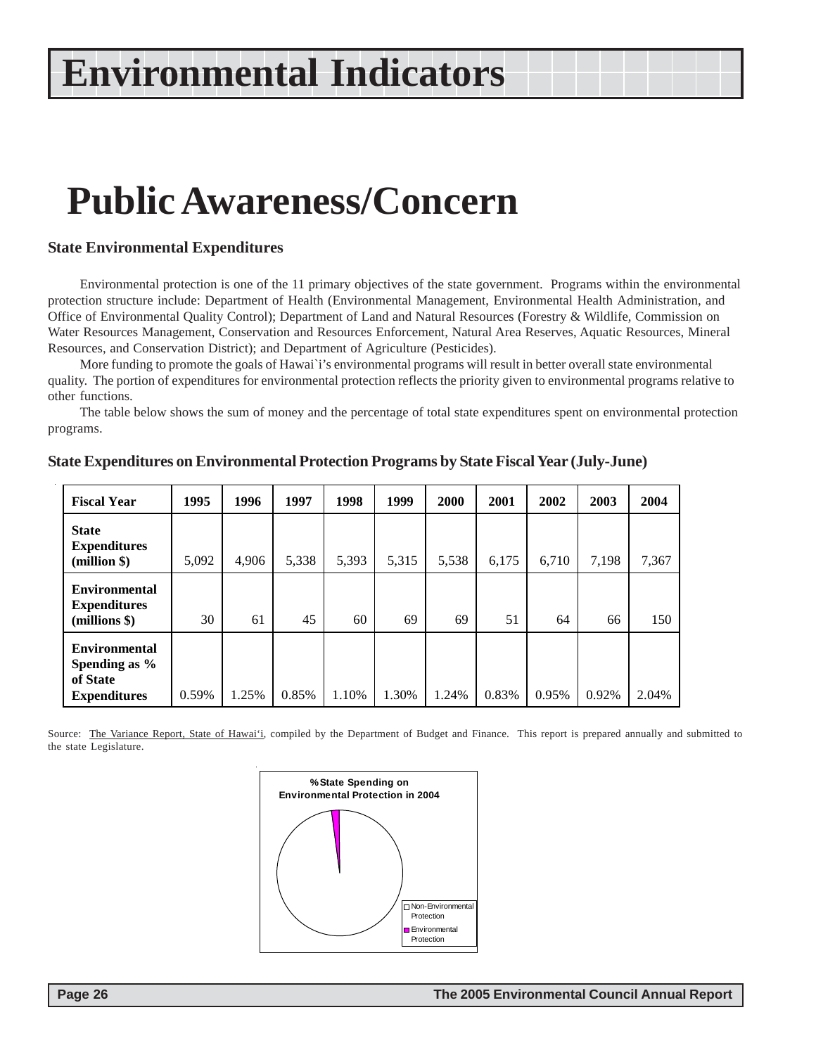# Environmental Indicators

# Public Awareness/Concern

### State Environmental Expenditures

Environmental protection is one of the 11 primary objectives of the state government. Programs within the environmental protection structure include: Department of Health (Environmental Management, Environmental Health Administration, and Office of Environmental Quality Control); Department of Land and Natural Resources (Forestry & Wildlife, Commission on Water Resources Management, Conservation and Resources Enforcement, Natural Area Reserves, Aquatic Resources, Mineral Resources, and Conservation District); and Department of Agriculture (Pesticides).

More funding to promote the goals of Hawai`i's environmental programs will result in better overall state environmental quality. The portion of expenditures for environmental protection reflects the priority given to environmental programs relative to other functions.

The table below shows the sum of money and the percentage of total state expenditures spent on environmental protection programs.

### State Expenditures on Environmental Protection Programs by State Fiscal Year (July-June)

| Fiscal Year | 1995 | 1996 | 1997 | 1998 | 1999 | 2000 | 2001 | 2002 | 2003 | 2004 |
|---|---|---|---|---|---|---|---|---|---|---|
| **State Expenditures (million $)** | 5,092 | 4,906 | 5,338 | 5,393 | 5,315 | 5,538 | 6,175 | 6,710 | 7,198 | 7,367 |
| **Environmental Expenditures (millions $)** | 30 | 61 | 45 | 60 | 69 | 69 | 51 | 64 | 66 | 150 |
| **Environmental Spending as % of State Expenditures** | 0.59% | 1.25% | 0.85% | 1.10% | 1.30% | 1.24% | 0.83% | 0.95% | 0.92% | 2.04% |

Source: The Variance Report, State of Hawai'i, compiled by the Department of Budget and Finance. This report is prepared annually and submitted to the state Legislature.

**% State Spending on Environmental Protection in 2004**

- Non-Environmental Protection
- Environmental Protection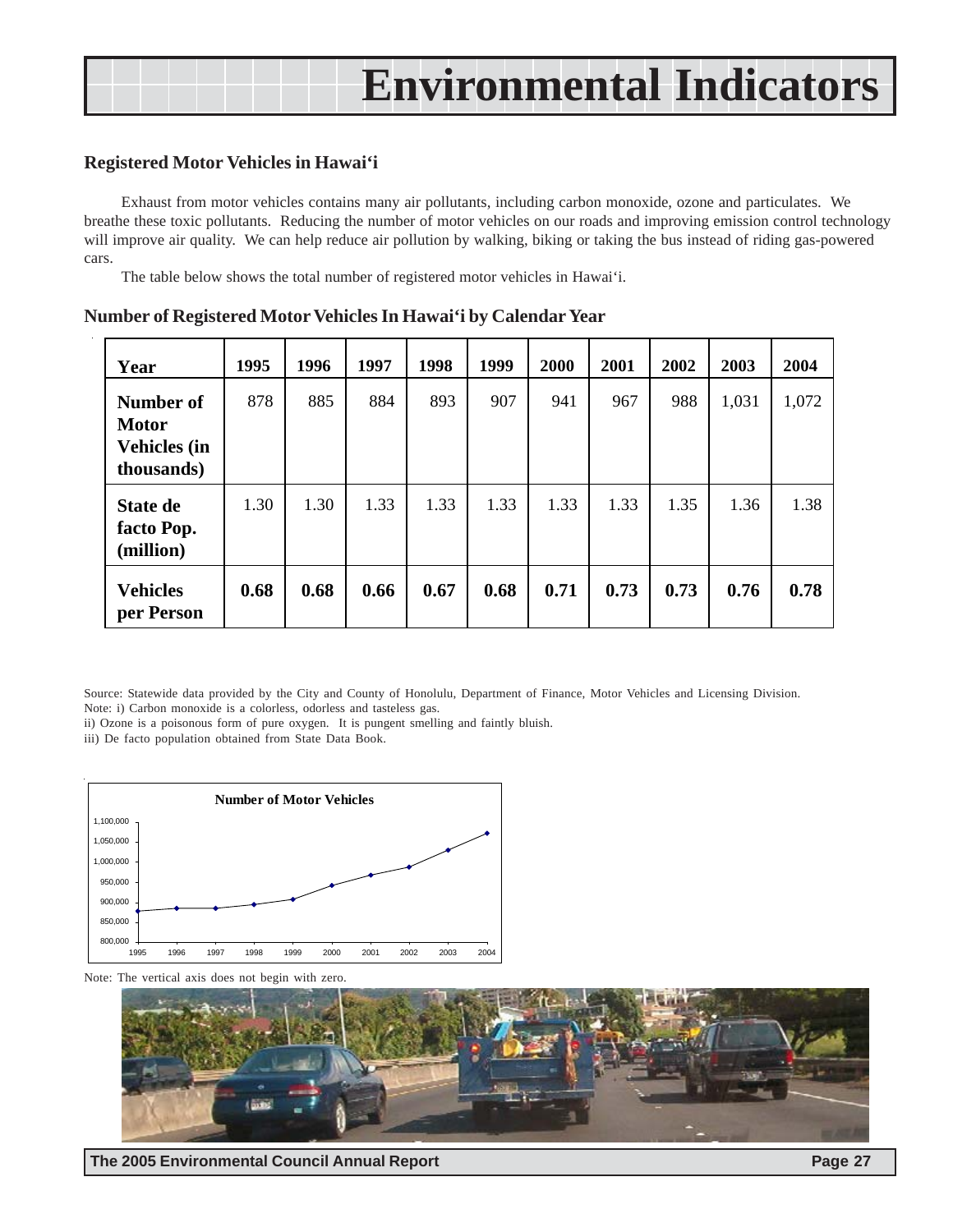# Environmental Indicators

## Registered Motor Vehicles in Hawai‘i

Exhaust from motor vehicles contains many air pollutants, including carbon monoxide, ozone and particulates. We breathe these toxic pollutants. Reducing the number of motor vehicles on our roads and improving emission control technology will improve air quality. We can help reduce air pollution by walking, biking or taking the bus instead of riding gas-powered cars.

The table below shows the total number of registered motor vehicles in Hawai‘i.

### Number of Registered Motor Vehicles In Hawai‘i by Calendar Year

| Year | 1995 | 1996 | 1997 | 1998 | 1999 | 2000 | 2001 | 2002 | 2003 | 2004 |
|---|---|---|---|---|---|---|---|---|---|---|
| **Number of Motor Vehicles (in thousands)** | 878 | 885 | 884 | 893 | 907 | 941 | 967 | 988 | 1,031 | 1,072 |
| **State de facto Pop. (million)** | 1.30 | 1.30 | 1.33 | 1.33 | 1.33 | 1.33 | 1.33 | 1.35 | 1.36 | 1.38 |
| **Vehicles per Person** | **0.68** | **0.68** | **0.66** | **0.67** | **0.68** | **0.71** | **0.73** | **0.73** | **0.76** | **0.78** |

Source: Statewide data provided by the City and County of Honolulu, Department of Finance, Motor Vehicles and Licensing Division.
Note: i) Carbon monoxide is a colorless, odorless and tasteless gas.
ii) Ozone is a poisonous form of pure oxygen. It is pungent smelling and faintly bluish.
iii) De facto population obtained from State Data Book.

**Number of Motor Vehicles**

Note: The vertical axis does not begin with zero.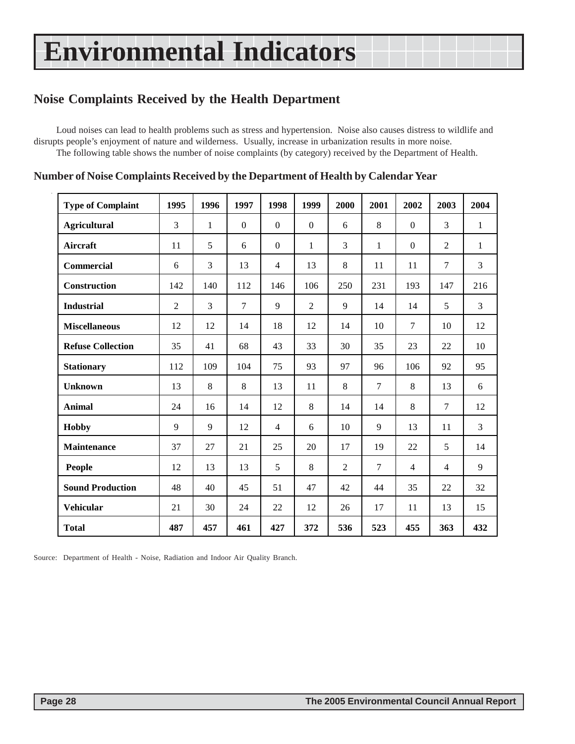# Environmental Indicators

## Noise Complaints Received by the Health Department

Loud noises can lead to health problems such as stress and hypertension. Noise also causes distress to wildlife and disrupts people's enjoyment of nature and wilderness. Usually, increase in urbanization results in more noise.

The following table shows the number of noise complaints (by category) received by the Department of Health.

### Number of Noise Complaints Received by the Department of Health by Calendar Year

| Type of Complaint | 1995 | 1996 | 1997 | 1998 | 1999 | 2000 | 2001 | 2002 | 2003 | 2004 |
|---|---|---|---|---|---|---|---|---|---|---|
| **Agricultural** | 3 | 1 | 0 | 0 | 0 | 6 | 8 | 0 | 3 | 1 |
| **Aircraft** | 11 | 5 | 6 | 0 | 1 | 3 | 1 | 0 | 2 | 1 |
| **Commercial** | 6 | 3 | 13 | 4 | 13 | 8 | 11 | 11 | 7 | 3 |
| **Construction** | 142 | 140 | 112 | 146 | 106 | 250 | 231 | 193 | 147 | 216 |
| **Industrial** | 2 | 3 | 7 | 9 | 2 | 9 | 14 | 14 | 5 | 3 |
| **Miscellaneous** | 12 | 12 | 14 | 18 | 12 | 14 | 10 | 7 | 10 | 12 |
| **Refuse Collection** | 35 | 41 | 68 | 43 | 33 | 30 | 35 | 23 | 22 | 10 |
| **Stationary** | 112 | 109 | 104 | 75 | 93 | 97 | 96 | 106 | 92 | 95 |
| **Unknown** | 13 | 8 | 8 | 13 | 11 | 8 | 7 | 8 | 13 | 6 |
| **Animal** | 24 | 16 | 14 | 12 | 8 | 14 | 14 | 8 | 7 | 12 |
| **Hobby** | 9 | 9 | 12 | 4 | 6 | 10 | 9 | 13 | 11 | 3 |
| **Maintenance** | 37 | 27 | 21 | 25 | 20 | 17 | 19 | 22 | 5 | 14 |
| **People** | 12 | 13 | 13 | 5 | 8 | 2 | 7 | 4 | 4 | 9 |
| **Sound Production** | 48 | 40 | 45 | 51 | 47 | 42 | 44 | 35 | 22 | 32 |
| **Vehicular** | 21 | 30 | 24 | 22 | 12 | 26 | 17 | 11 | 13 | 15 |
| **Total** | **487** | **457** | **461** | **427** | **372** | **536** | **523** | **455** | **363** | **432** |

Source: Department of Health - Noise, Radiation and Indoor Air Quality Branch.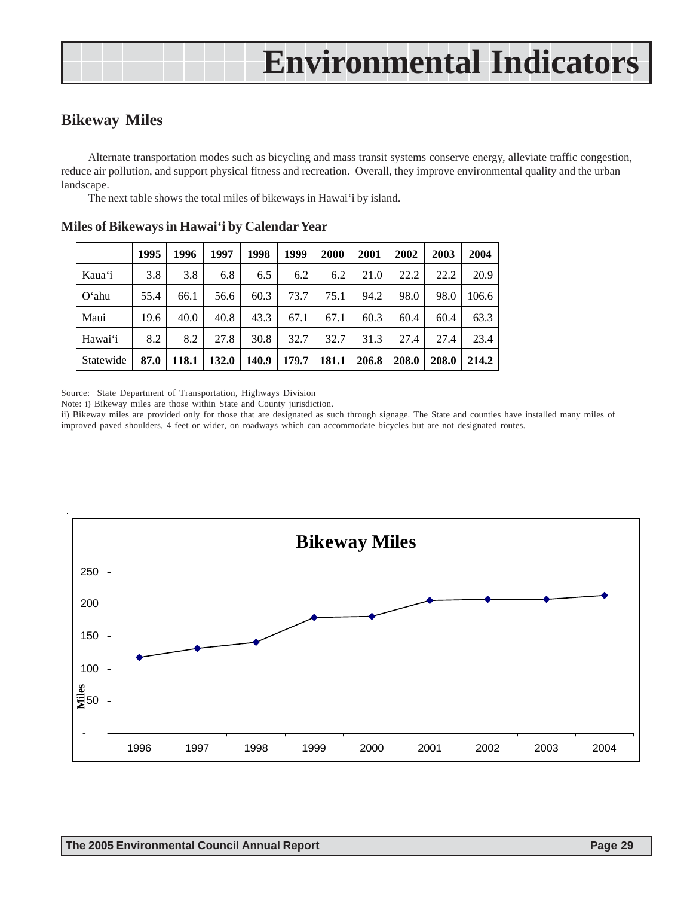# Environmental Indicators

## Bikeway Miles

Alternate transportation modes such as bicycling and mass transit systems conserve energy, alleviate traffic congestion, reduce air pollution, and support physical fitness and recreation. Overall, they improve environmental quality and the urban landscape.

The next table shows the total miles of bikeways in Hawai'i by island.

### Miles of Bikeways in Hawai'i by Calendar Year

| | 1995 | 1996 | 1997 | 1998 | 1999 | 2000 | 2001 | 2002 | 2003 | 2004 |
|---|---|---|---|---|---|---|---|---|---|---|
| Kaua'i | 3.8 | 3.8 | 6.8 | 6.5 | 6.2 | 6.2 | 21.0 | 22.2 | 22.2 | 20.9 |
| O'ahu | 55.4 | 66.1 | 56.6 | 60.3 | 73.7 | 75.1 | 94.2 | 98.0 | 98.0 | 106.6 |
| Maui | 19.6 | 40.0 | 40.8 | 43.3 | 67.1 | 67.1 | 60.3 | 60.4 | 60.4 | 63.3 |
| Hawai'i | 8.2 | 8.2 | 27.8 | 30.8 | 32.7 | 32.7 | 31.3 | 27.4 | 27.4 | 23.4 |
| Statewide | **87.0** | **118.1** | **132.0** | **140.9** | **179.7** | **181.1** | **206.8** | **208.0** | **208.0** | **214.2** |

Source: State Department of Transportation, Highways Division

Note: i) Bikeway miles are those within State and County jurisdiction.

ii) Bikeway miles are provided only for those that are designated as such through signage. The State and counties have installed many miles of improved paved shoulders, 4 feet or wider, on roadways which can accommodate bicycles but are not designated routes.

**Bikeway Miles**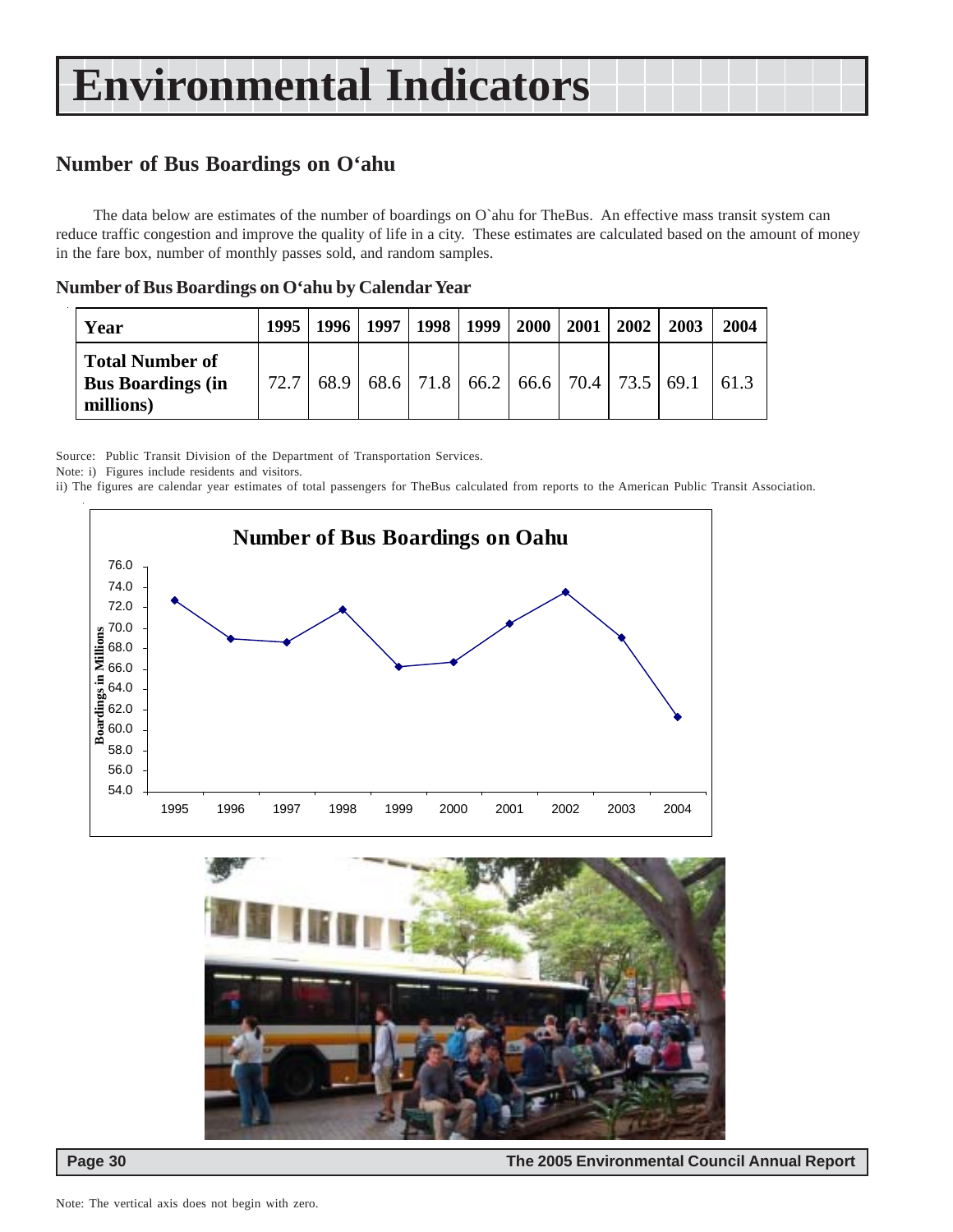# Environmental Indicators

## Number of Bus Boardings on O'ahu

The data below are estimates of the number of boardings on O`ahu for TheBus. An effective mass transit system can reduce traffic congestion and improve the quality of life in a city. These estimates are calculated based on the amount of money in the fare box, number of monthly passes sold, and random samples.

### Number of Bus Boardings on O'ahu by Calendar Year

| Year | 1995 | 1996 | 1997 | 1998 | 1999 | 2000 | 2001 | 2002 | 2003 | 2004 |
|---|---|---|---|---|---|---|---|---|---|---|
| **Total Number of Bus Boardings (in millions)** | 72.7 | 68.9 | 68.6 | 71.8 | 66.2 | 66.6 | 70.4 | 73.5 | 69.1 | 61.3 |

Source: Public Transit Division of the Department of Transportation Services.

Note: i) Figures include residents and visitors.

ii) The figures are calendar year estimates of total passengers for TheBus calculated from reports to the American Public Transit Association.

Note: The vertical axis does not begin with zero.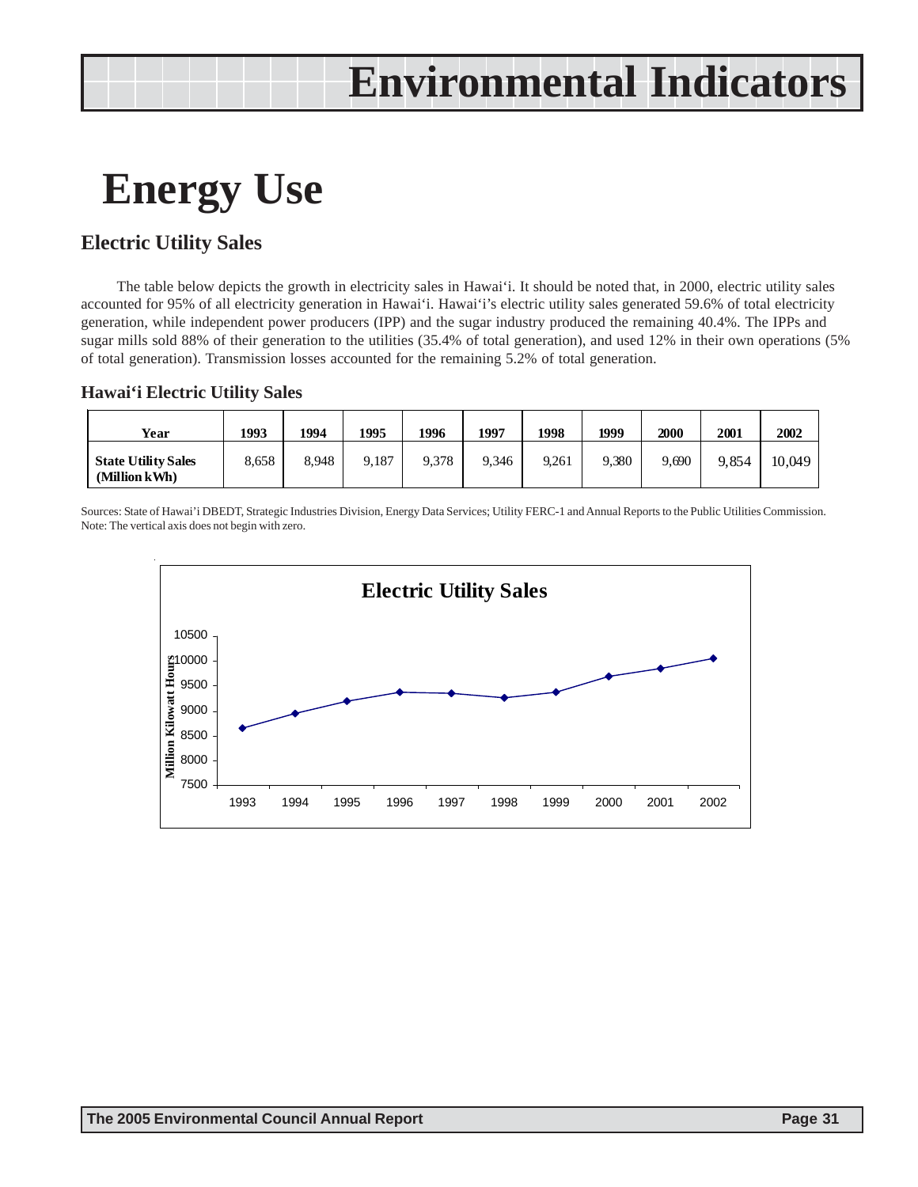# Energy Use

## Electric Utility Sales

The table below depicts the growth in electricity sales in Hawai'i. It should be noted that, in 2000, electric utility sales accounted for 95% of all electricity generation in Hawai'i. Hawai'i's electric utility sales generated 59.6% of total electricity generation, while independent power producers (IPP) and the sugar industry produced the remaining 40.4%. The IPPs and sugar mills sold 88% of their generation to the utilities (35.4% of total generation), and used 12% in their own operations (5% of total generation). Transmission losses accounted for the remaining 5.2% of total generation.

### Hawai'i Electric Utility Sales

| Year | 1993 | 1994 | 1995 | 1996 | 1997 | 1998 | 1999 | 2000 | 2001 | 2002 |
|---|---|---|---|---|---|---|---|---|---|---|
| **State Utility Sales (Million kWh)** | 8,658 | 8,948 | 9,187 | 9,378 | 9,346 | 9,261 | 9,380 | 9,690 | 9,854 | 10,049 |

Sources: State of Hawai'i DBEDT, Strategic Industries Division, Energy Data Services; Utility FERC-1 and Annual Reports to the Public Utilities Commission.
Note: The vertical axis does not begin with zero.

**Electric Utility Sales**

| Year | Million Kilowatt Hours |
|---|---|
| 1993 | 8,658 |
| 1994 | 8,948 |
| 1995 | 9,187 |
| 1996 | 9,378 |
| 1997 | 9,346 |
| 1998 | 9,261 |
| 1999 | 9,380 |
| 2000 | 9,690 |
| 2001 | 9,854 |
| 2002 | 10,049 |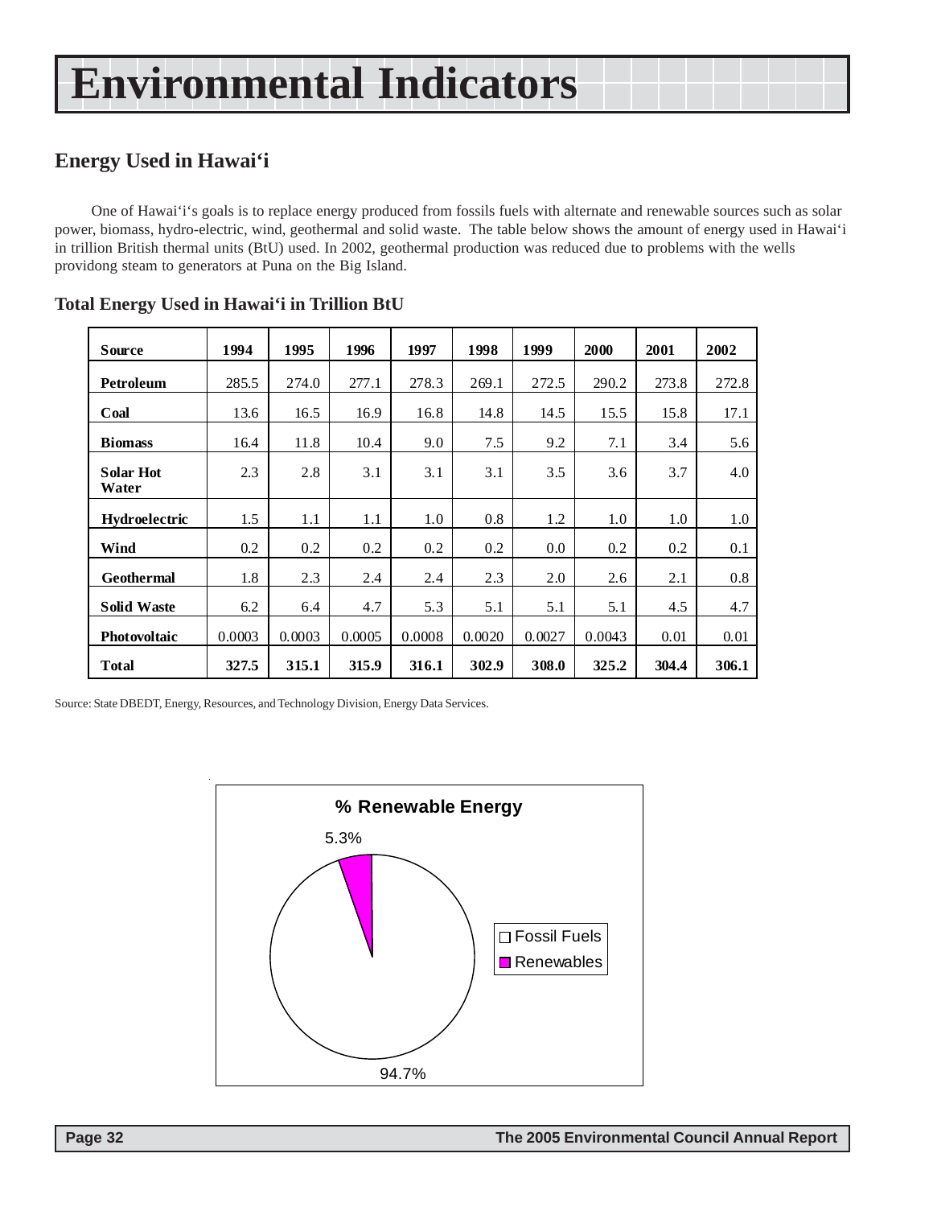# Environmental Indicators

## Energy Used in Hawai‘i

One of Hawai‘i‘s goals is to replace energy produced from fossils fuels with alternate and renewable sources such as solar power, biomass, hydro-electric, wind, geothermal and solid waste. The table below shows the amount of energy used in Hawai‘i in trillion British thermal units (BtU) used. In 2002, geothermal production was reduced due to problems with the wells providong steam to generators at Puna on the Big Island.

### Total Energy Used in Hawai‘i in Trillion BtU

| Source | 1994 | 1995 | 1996 | 1997 | 1998 | 1999 | 2000 | 2001 | 2002 |
|---|---|---|---|---|---|---|---|---|---|
| **Petroleum** | 285.5 | 274.0 | 277.1 | 278.3 | 269.1 | 272.5 | 290.2 | 273.8 | 272.8 |
| **Coal** | 13.6 | 16.5 | 16.9 | 16.8 | 14.8 | 14.5 | 15.5 | 15.8 | 17.1 |
| **Biomass** | 16.4 | 11.8 | 10.4 | 9.0 | 7.5 | 9.2 | 7.1 | 3.4 | 5.6 |
| **Solar Hot Water** | 2.3 | 2.8 | 3.1 | 3.1 | 3.1 | 3.5 | 3.6 | 3.7 | 4.0 |
| **Hydroelectric** | 1.5 | 1.1 | 1.1 | 1.0 | 0.8 | 1.2 | 1.0 | 1.0 | 1.0 |
| **Wind** | 0.2 | 0.2 | 0.2 | 0.2 | 0.2 | 0.0 | 0.2 | 0.2 | 0.1 |
| **Geothermal** | 1.8 | 2.3 | 2.4 | 2.4 | 2.3 | 2.0 | 2.6 | 2.1 | 0.8 |
| **Solid Waste** | 6.2 | 6.4 | 4.7 | 5.3 | 5.1 | 5.1 | 5.1 | 4.5 | 4.7 |
| **Photovoltaic** | 0.0003 | 0.0003 | 0.0005 | 0.0008 | 0.0020 | 0.0027 | 0.0043 | 0.01 | 0.01 |
| **Total** | **327.5** | **315.1** | **315.9** | **316.1** | **302.9** | **308.0** | **325.2** | **304.4** | **306.1** |

Source: State DBEDT, Energy, Resources, and Technology Division, Energy Data Services.

**% Renewable Energy**

| Category | % |
|---|---|
| Fossil Fuels | 94.7% |
| Renewables | 5.3% |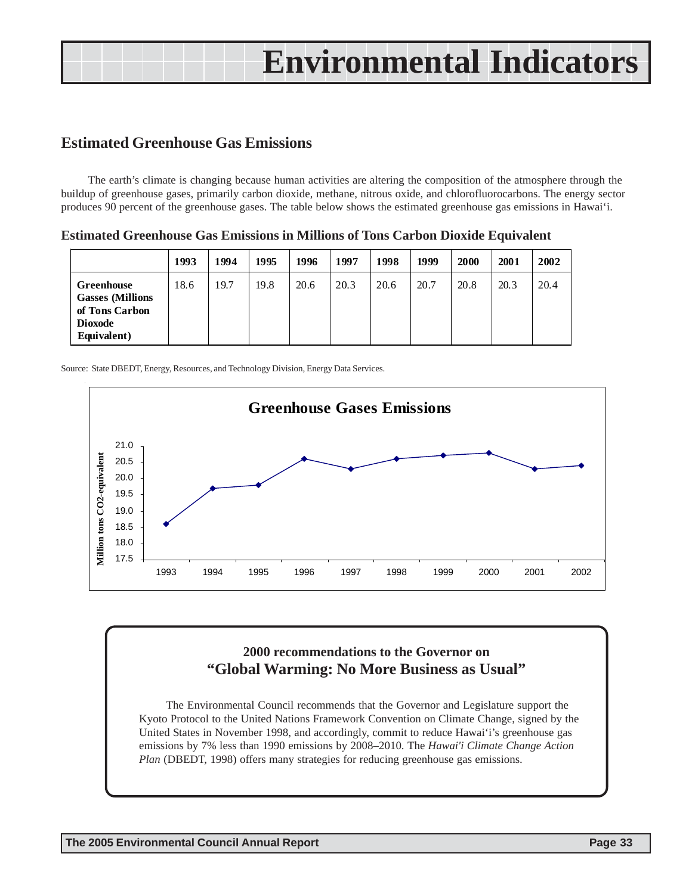## Estimated Greenhouse Gas Emissions

The earth's climate is changing because human activities are altering the composition of the atmosphere through the buildup of greenhouse gases, primarily carbon dioxide, methane, nitrous oxide, and chlorofluorocarbons. The energy sector produces 90 percent of the greenhouse gases. The table below shows the estimated greenhouse gas emissions in Hawai'i.

**Estimated Greenhouse Gas Emissions in Millions of Tons Carbon Dioxide Equivalent**

| | 1993 | 1994 | 1995 | 1996 | 1997 | 1998 | 1999 | 2000 | 2001 | 2002 |
|---|---|---|---|---|---|---|---|---|---|---|
| **Greenhouse Gasses (Millions of Tons Carbon Dioxode Equivalent)** | 18.6 | 19.7 | 19.8 | 20.6 | 20.3 | 20.6 | 20.7 | 20.8 | 20.3 | 20.4 |

Source: State DBEDT, Energy, Resources, and Technology Division, Energy Data Services.

### 2000 recommendations to the Governor on "Global Warming: No More Business as Usual"

The Environmental Council recommends that the Governor and Legislature support the Kyoto Protocol to the United Nations Framework Convention on Climate Change, signed by the United States in November 1998, and accordingly, commit to reduce Hawai'i's greenhouse gas emissions by 7% less than 1990 emissions by 2008–2010. The *Hawai'i Climate Change Action Plan* (DBEDT, 1998) offers many strategies for reducing greenhouse gas emissions.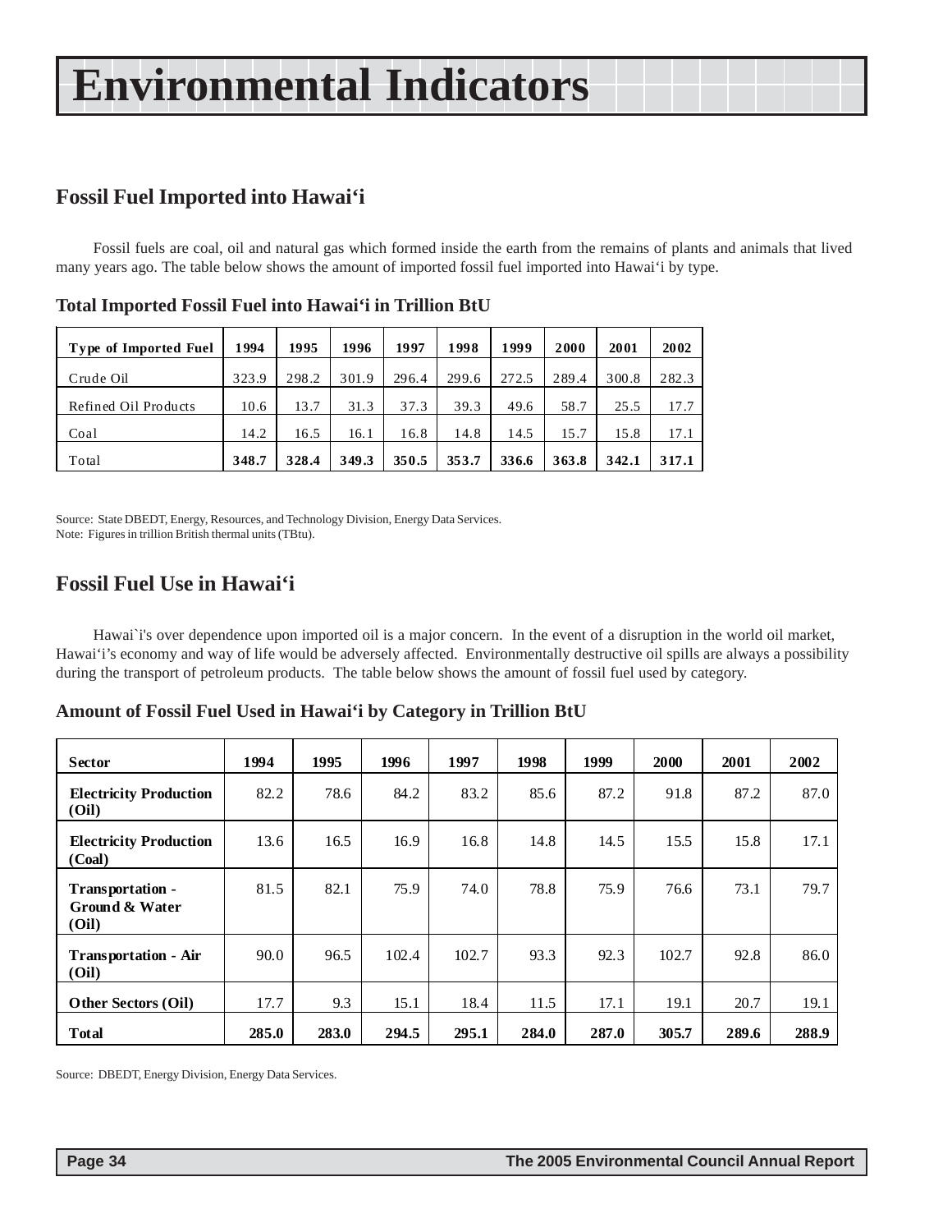# Environmental Indicators

## Fossil Fuel Imported into Hawai‘i

Fossil fuels are coal, oil and natural gas which formed inside the earth from the remains of plants and animals that lived many years ago. The table below shows the amount of imported fossil fuel imported into Hawai‘i by type.

### Total Imported Fossil Fuel into Hawai‘i in Trillion BtU

| Type of Imported Fuel | 1994 | 1995 | 1996 | 1997 | 1998 | 1999 | 2000 | 2001 | 2002 |
|---|---|---|---|---|---|---|---|---|---|
| Crude Oil | 323.9 | 298.2 | 301.9 | 296.4 | 299.6 | 272.5 | 289.4 | 300.8 | 282.3 |
| Refined Oil Products | 10.6 | 13.7 | 31.3 | 37.3 | 39.3 | 49.6 | 58.7 | 25.5 | 17.7 |
| Coal | 14.2 | 16.5 | 16.1 | 16.8 | 14.8 | 14.5 | 15.7 | 15.8 | 17.1 |
| Total | **348.7** | **328.4** | **349.3** | **350.5** | **353.7** | **336.6** | **363.8** | **342.1** | **317.1** |

Source: State DBEDT, Energy, Resources, and Technology Division, Energy Data Services.
Note: Figures in trillion British thermal units (TBtu).

## Fossil Fuel Use in Hawai‘i

Hawai`i's over dependence upon imported oil is a major concern. In the event of a disruption in the world oil market, Hawai‘i’s economy and way of life would be adversely affected. Environmentally destructive oil spills are always a possibility during the transport of petroleum products. The table below shows the amount of fossil fuel used by category.

### Amount of Fossil Fuel Used in Hawai‘i by Category in Trillion BtU

| Sector | 1994 | 1995 | 1996 | 1997 | 1998 | 1999 | 2000 | 2001 | 2002 |
|---|---|---|---|---|---|---|---|---|---|
| **Electricity Production (Oil)** | 82.2 | 78.6 | 84.2 | 83.2 | 85.6 | 87.2 | 91.8 | 87.2 | 87.0 |
| **Electricity Production (Coal)** | 13.6 | 16.5 | 16.9 | 16.8 | 14.8 | 14.5 | 15.5 | 15.8 | 17.1 |
| **Transportation - Ground & Water (Oil)** | 81.5 | 82.1 | 75.9 | 74.0 | 78.8 | 75.9 | 76.6 | 73.1 | 79.7 |
| **Transportation - Air (Oil)** | 90.0 | 96.5 | 102.4 | 102.7 | 93.3 | 92.3 | 102.7 | 92.8 | 86.0 |
| **Other Sectors (Oil)** | 17.7 | 9.3 | 15.1 | 18.4 | 11.5 | 17.1 | 19.1 | 20.7 | 19.1 |
| **Total** | **285.0** | **283.0** | **294.5** | **295.1** | **284.0** | **287.0** | **305.7** | **289.6** | **288.9** |

Source: DBEDT, Energy Division, Energy Data Services.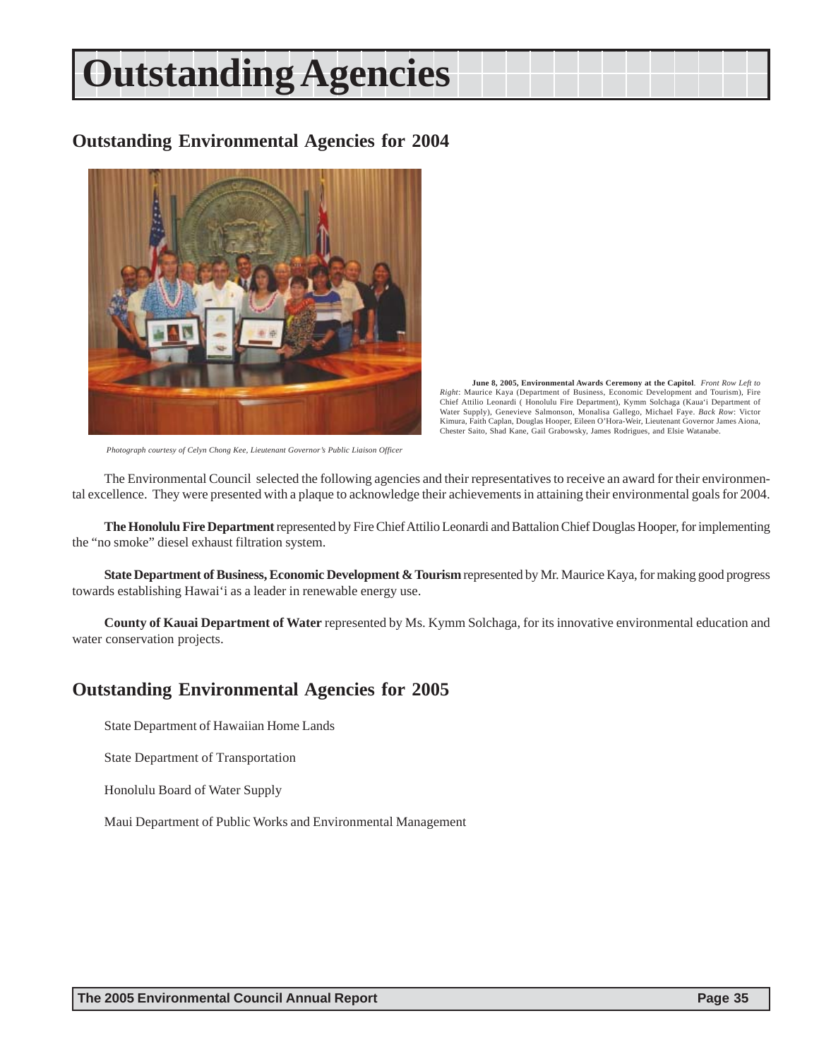# Outstanding Agencies

## Outstanding Environmental Agencies for 2004

**June 8, 2005, Environmental Awards Ceremony at the Capitol**. *Front Row Left to Right*: Maurice Kaya (Department of Business, Economic Development and Tourism), Fire Chief Attilio Leonardi ( Honolulu Fire Department), Kymm Solchaga (Kaua'i Department of Water Supply), Genevieve Salmonson, Monalisa Gallego, Michael Faye. *Back Row*: Victor Kimura, Faith Caplan, Douglas Hooper, Eileen O'Hora-Weir, Lieutenant Governor James Aiona, Chester Saito, Shad Kane, Gail Grabowsky, James Rodrigues, and Elsie Watanabe.

*Photograph courtesy of Celyn Chong Kee, Lieutenant Governor's Public Liaison Officer*

The Environmental Council selected the following agencies and their representatives to receive an award for their environmental excellence. They were presented with a plaque to acknowledge their achievements in attaining their environmental goals for 2004.

**The Honolulu Fire Department** represented by Fire Chief Attilio Leonardi and Battalion Chief Douglas Hooper, for implementing the "no smoke" diesel exhaust filtration system.

**State Department of Business, Economic Development & Tourism** represented by Mr. Maurice Kaya, for making good progress towards establishing Hawai'i as a leader in renewable energy use.

**County of Kauai Department of Water** represented by Ms. Kymm Solchaga, for its innovative environmental education and water conservation projects.

## Outstanding Environmental Agencies for 2005

State Department of Hawaiian Home Lands

State Department of Transportation

Honolulu Board of Water Supply

Maui Department of Public Works and Environmental Management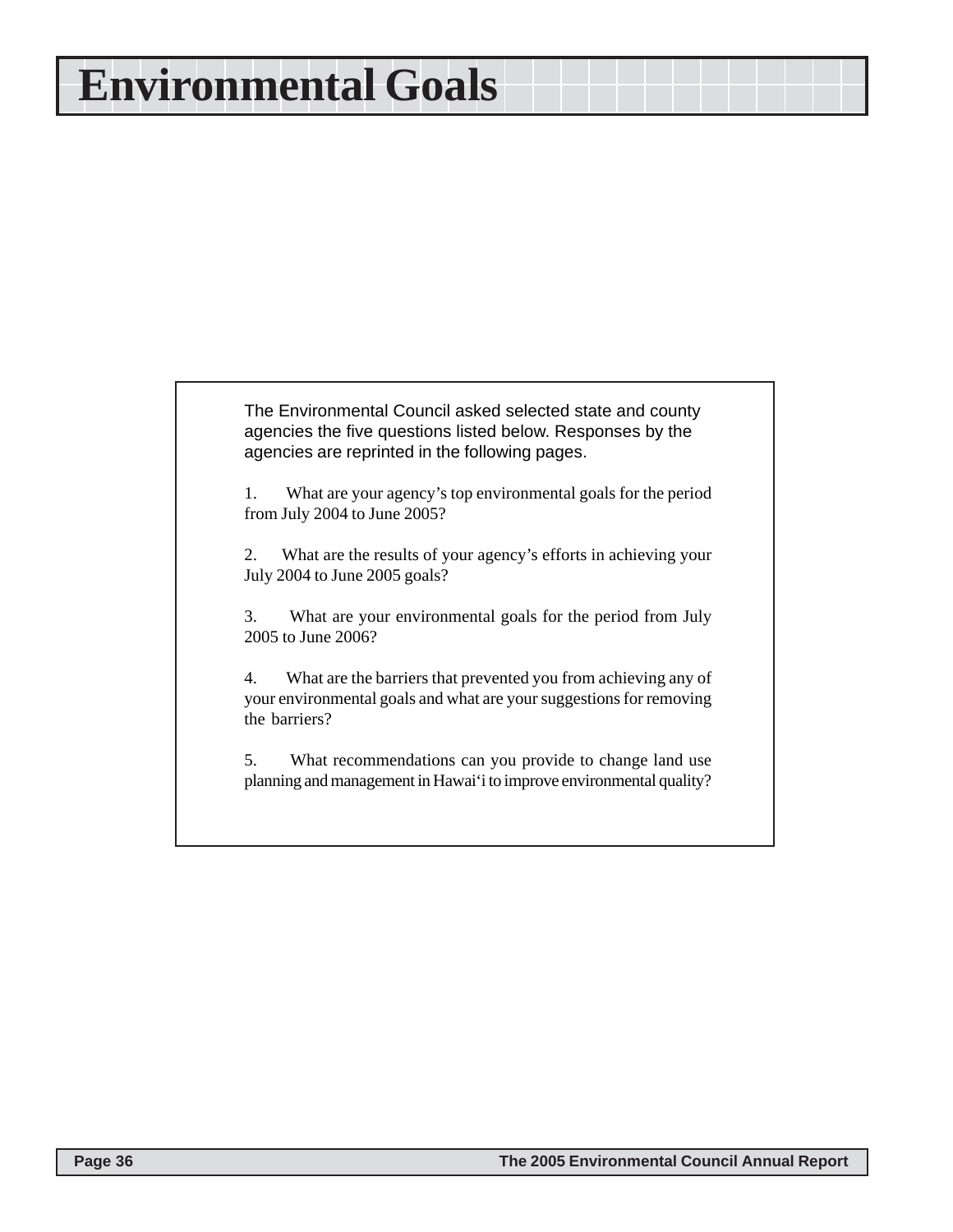# Environmental Goals

The Environmental Council asked selected state and county agencies the five questions listed below. Responses by the agencies are reprinted in the following pages.

1. What are your agency's top environmental goals for the period from July 2004 to June 2005?

2. What are the results of your agency's efforts in achieving your July 2004 to June 2005 goals?

3. What are your environmental goals for the period from July 2005 to June 2006?

4. What are the barriers that prevented you from achieving any of your environmental goals and what are your suggestions for removing the barriers?

5. What recommendations can you provide to change land use planning and management in Hawai'i to improve environmental quality?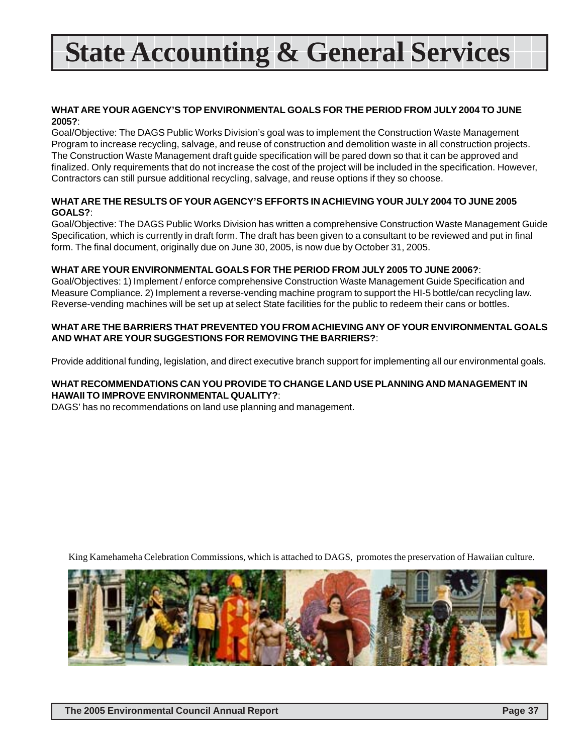# State Accounting & General Services

**WHAT ARE YOUR AGENCY'S TOP ENVIRONMENTAL GOALS FOR THE PERIOD FROM JULY 2004 TO JUNE 2005?**:

Goal/Objective: The DAGS Public Works Division's goal was to implement the Construction Waste Management Program to increase recycling, salvage, and reuse of construction and demolition waste in all construction projects. The Construction Waste Management draft guide specification will be pared down so that it can be approved and finalized. Only requirements that do not increase the cost of the project will be included in the specification. However, Contractors can still pursue additional recycling, salvage, and reuse options if they so choose.

**WHAT ARE THE RESULTS OF YOUR AGENCY'S EFFORTS IN ACHIEVING YOUR JULY 2004 TO JUNE 2005 GOALS?**:

Goal/Objective: The DAGS Public Works Division has written a comprehensive Construction Waste Management Guide Specification, which is currently in draft form. The draft has been given to a consultant to be reviewed and put in final form. The final document, originally due on June 30, 2005, is now due by October 31, 2005.

**WHAT ARE YOUR ENVIRONMENTAL GOALS FOR THE PERIOD FROM JULY 2005 TO JUNE 2006?**:

Goal/Objectives: 1) Implement / enforce comprehensive Construction Waste Management Guide Specification and Measure Compliance. 2) Implement a reverse-vending machine program to support the HI-5 bottle/can recycling law. Reverse-vending machines will be set up at select State facilities for the public to redeem their cans or bottles.

**WHAT ARE THE BARRIERS THAT PREVENTED YOU FROM ACHIEVING ANY OF YOUR ENVIRONMENTAL GOALS AND WHAT ARE YOUR SUGGESTIONS FOR REMOVING THE BARRIERS?**:

Provide additional funding, legislation, and direct executive branch support for implementing all our environmental goals.

**WHAT RECOMMENDATIONS CAN YOU PROVIDE TO CHANGE LAND USE PLANNING AND MANAGEMENT IN HAWAII TO IMPROVE ENVIRONMENTAL QUALITY?**:

DAGS' has no recommendations on land use planning and management.

King Kamehameha Celebration Commissions, which is attached to DAGS, promotes the preservation of Hawaiian culture.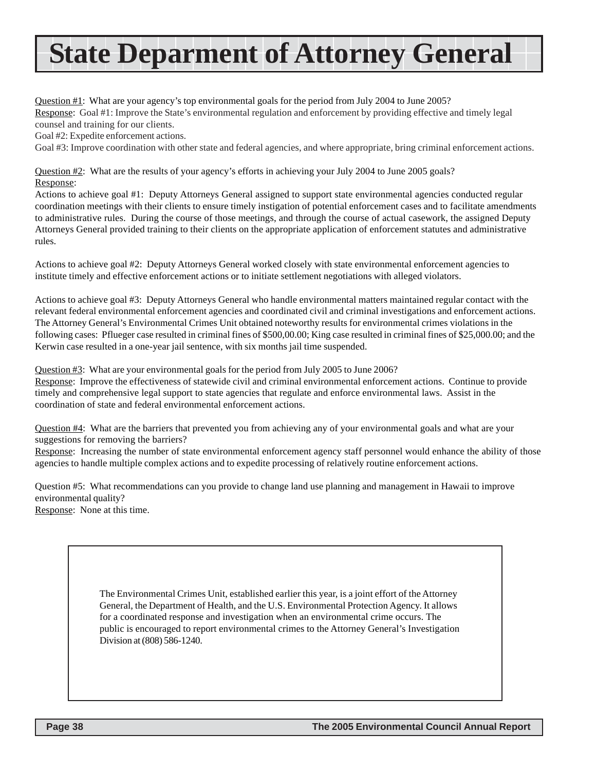# State Deparment of Attorney General

Question #1: What are your agency's top environmental goals for the period from July 2004 to June 2005?

Response: Goal #1: Improve the State's environmental regulation and enforcement by providing effective and timely legal counsel and training for our clients.

Goal #2: Expedite enforcement actions.

Goal #3: Improve coordination with other state and federal agencies, and where appropriate, bring criminal enforcement actions.

Question #2: What are the results of your agency's efforts in achieving your July 2004 to June 2005 goals?

Response:

Actions to achieve goal #1: Deputy Attorneys General assigned to support state environmental agencies conducted regular coordination meetings with their clients to ensure timely instigation of potential enforcement cases and to facilitate amendments to administrative rules. During the course of those meetings, and through the course of actual casework, the assigned Deputy Attorneys General provided training to their clients on the appropriate application of enforcement statutes and administrative rules.

Actions to achieve goal #2: Deputy Attorneys General worked closely with state environmental enforcement agencies to institute timely and effective enforcement actions or to initiate settlement negotiations with alleged violators.

Actions to achieve goal #3: Deputy Attorneys General who handle environmental matters maintained regular contact with the relevant federal environmental enforcement agencies and coordinated civil and criminal investigations and enforcement actions. The Attorney General's Environmental Crimes Unit obtained noteworthy results for environmental crimes violations in the following cases: Pflueger case resulted in criminal fines of $500,00.00; King case resulted in criminal fines of $25,000.00; and the Kerwin case resulted in a one-year jail sentence, with six months jail time suspended.

Question #3: What are your environmental goals for the period from July 2005 to June 2006?

Response: Improve the effectiveness of statewide civil and criminal environmental enforcement actions. Continue to provide timely and comprehensive legal support to state agencies that regulate and enforce environmental laws. Assist in the coordination of state and federal environmental enforcement actions.

Question #4: What are the barriers that prevented you from achieving any of your environmental goals and what are your suggestions for removing the barriers?

Response: Increasing the number of state environmental enforcement agency staff personnel would enhance the ability of those agencies to handle multiple complex actions and to expedite processing of relatively routine enforcement actions.

Question #5: What recommendations can you provide to change land use planning and management in Hawaii to improve environmental quality?

Response: None at this time.

> The Environmental Crimes Unit, established earlier this year, is a joint effort of the Attorney General, the Department of Health, and the U.S. Environmental Protection Agency. It allows for a coordinated response and investigation when an environmental crime occurs. The public is encouraged to report environmental crimes to the Attorney General's Investigation Division at (808) 586-1240.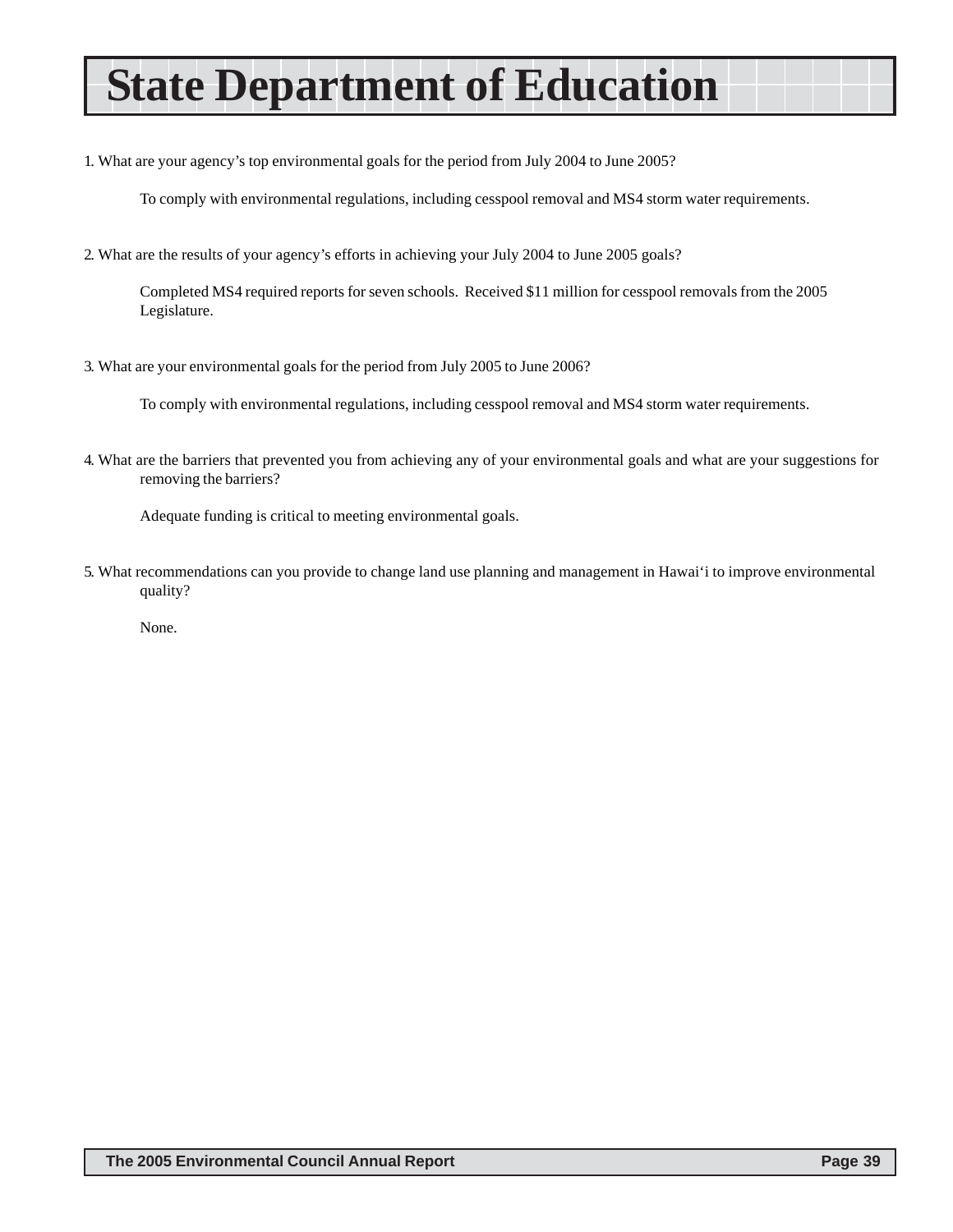# State Department of Education

1. What are your agency's top environmental goals for the period from July 2004 to June 2005?

   To comply with environmental regulations, including cesspool removal and MS4 storm water requirements.

2. What are the results of your agency's efforts in achieving your July 2004 to June 2005 goals?

   Completed MS4 required reports for seven schools. Received $11 million for cesspool removals from the 2005 Legislature.

3. What are your environmental goals for the period from July 2005 to June 2006?

   To comply with environmental regulations, including cesspool removal and MS4 storm water requirements.

4. What are the barriers that prevented you from achieving any of your environmental goals and what are your suggestions for removing the barriers?

   Adequate funding is critical to meeting environmental goals.

5. What recommendations can you provide to change land use planning and management in Hawai'i to improve environmental quality?

   None.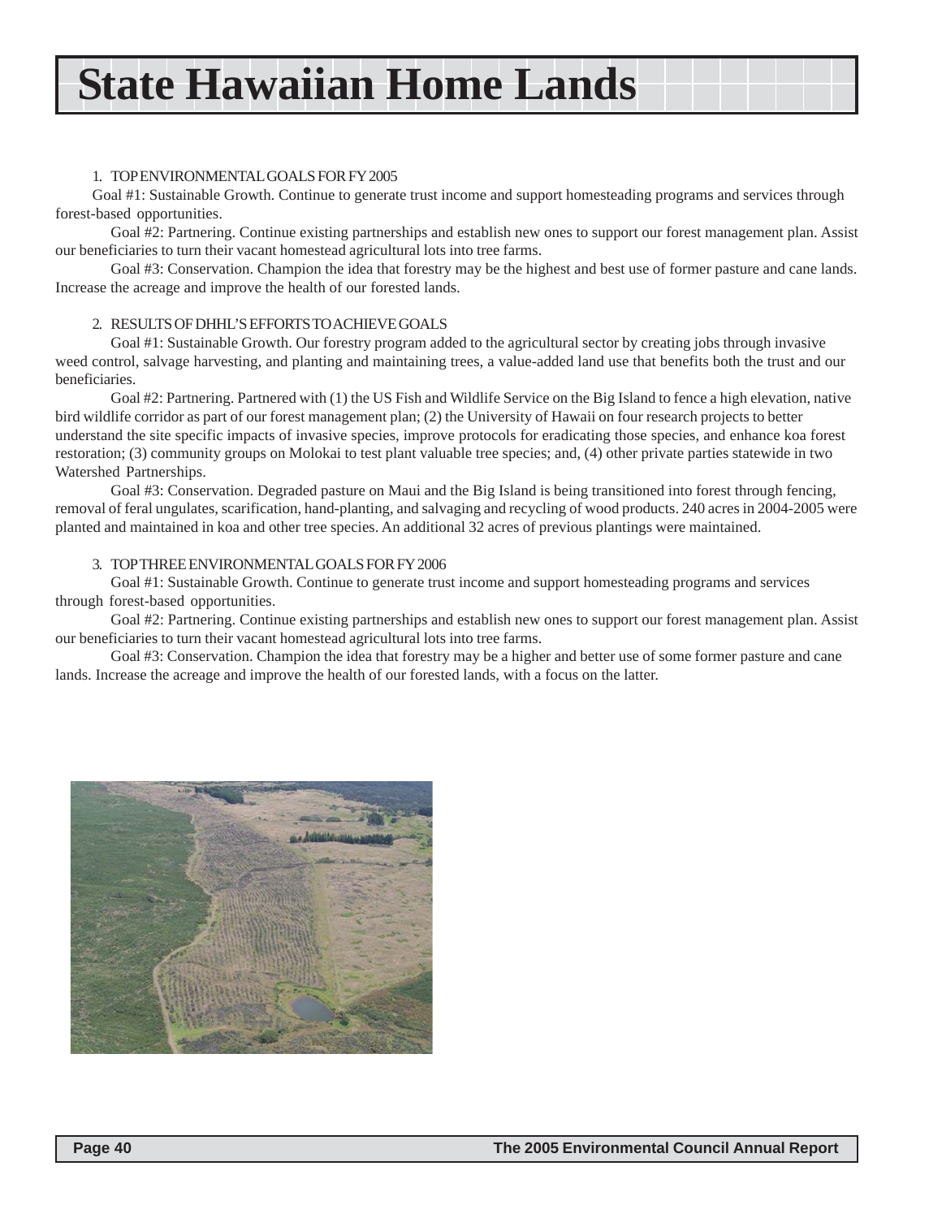# State Hawaiian Home Lands

1. TOP ENVIRONMENTAL GOALS FOR FY 2005

Goal #1: Sustainable Growth. Continue to generate trust income and support homesteading programs and services through forest-based opportunities.

Goal #2: Partnering. Continue existing partnerships and establish new ones to support our forest management plan. Assist our beneficiaries to turn their vacant homestead agricultural lots into tree farms.

Goal #3: Conservation. Champion the idea that forestry may be the highest and best use of former pasture and cane lands. Increase the acreage and improve the health of our forested lands.

2. RESULTS OF DHHL'S EFFORTS TO ACHIEVE GOALS

Goal #1: Sustainable Growth. Our forestry program added to the agricultural sector by creating jobs through invasive weed control, salvage harvesting, and planting and maintaining trees, a value-added land use that benefits both the trust and our beneficiaries.

Goal #2: Partnering. Partnered with (1) the US Fish and Wildlife Service on the Big Island to fence a high elevation, native bird wildlife corridor as part of our forest management plan; (2) the University of Hawaii on four research projects to better understand the site specific impacts of invasive species, improve protocols for eradicating those species, and enhance koa forest restoration; (3) community groups on Molokai to test plant valuable tree species; and, (4) other private parties statewide in two Watershed Partnerships.

Goal #3: Conservation. Degraded pasture on Maui and the Big Island is being transitioned into forest through fencing, removal of feral ungulates, scarification, hand-planting, and salvaging and recycling of wood products. 240 acres in 2004-2005 were planted and maintained in koa and other tree species. An additional 32 acres of previous plantings were maintained.

3. TOP THREE ENVIRONMENTAL GOALS FOR FY 2006

Goal #1: Sustainable Growth. Continue to generate trust income and support homesteading programs and services through forest-based opportunities.

Goal #2: Partnering. Continue existing partnerships and establish new ones to support our forest management plan. Assist our beneficiaries to turn their vacant homestead agricultural lots into tree farms.

Goal #3: Conservation. Champion the idea that forestry may be a higher and better use of some former pasture and cane lands. Increase the acreage and improve the health of our forested lands, with a focus on the latter.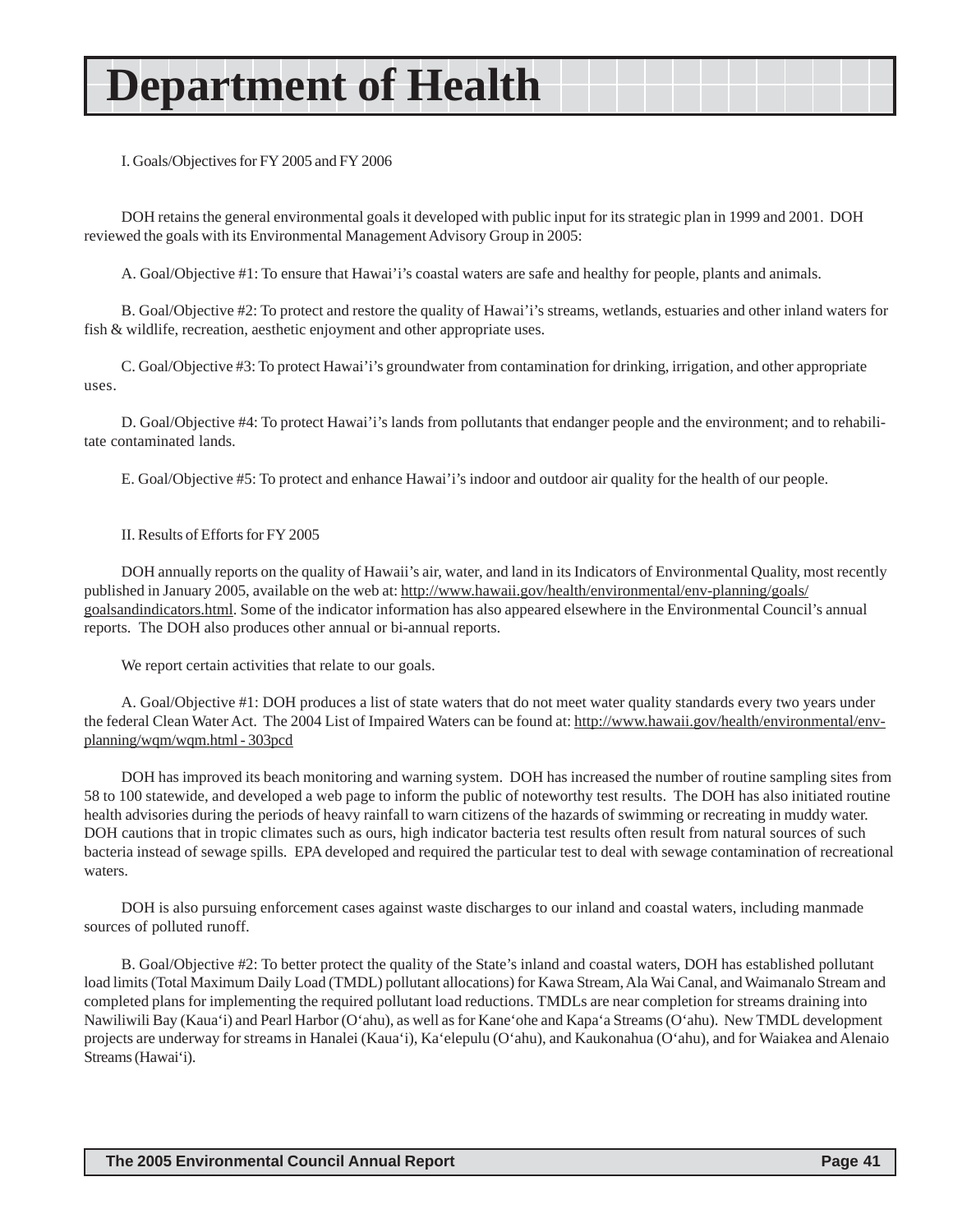# Department of Health

I. Goals/Objectives for FY 2005 and FY 2006

DOH retains the general environmental goals it developed with public input for its strategic plan in 1999 and 2001. DOH reviewed the goals with its Environmental Management Advisory Group in 2005:

A. Goal/Objective #1: To ensure that Hawai'i's coastal waters are safe and healthy for people, plants and animals.

B. Goal/Objective #2: To protect and restore the quality of Hawai'i's streams, wetlands, estuaries and other inland waters for fish & wildlife, recreation, aesthetic enjoyment and other appropriate uses.

C. Goal/Objective #3: To protect Hawai'i's groundwater from contamination for drinking, irrigation, and other appropriate uses.

D. Goal/Objective #4: To protect Hawai'i's lands from pollutants that endanger people and the environment; and to rehabilitate contaminated lands.

E. Goal/Objective #5: To protect and enhance Hawai'i's indoor and outdoor air quality for the health of our people.

II. Results of Efforts for FY 2005

DOH annually reports on the quality of Hawaii's air, water, and land in its Indicators of Environmental Quality, most recently published in January 2005, available on the web at: http://www.hawaii.gov/health/environmental/env-planning/goals/goalsandindicators.html. Some of the indicator information has also appeared elsewhere in the Environmental Council's annual reports. The DOH also produces other annual or bi-annual reports.

We report certain activities that relate to our goals.

A. Goal/Objective #1: DOH produces a list of state waters that do not meet water quality standards every two years under the federal Clean Water Act. The 2004 List of Impaired Waters can be found at: http://www.hawaii.gov/health/environmental/env-planning/wqm/wqm.html - 303pcd

DOH has improved its beach monitoring and warning system. DOH has increased the number of routine sampling sites from 58 to 100 statewide, and developed a web page to inform the public of noteworthy test results. The DOH has also initiated routine health advisories during the periods of heavy rainfall to warn citizens of the hazards of swimming or recreating in muddy water. DOH cautions that in tropic climates such as ours, high indicator bacteria test results often result from natural sources of such bacteria instead of sewage spills. EPA developed and required the particular test to deal with sewage contamination of recreational waters.

DOH is also pursuing enforcement cases against waste discharges to our inland and coastal waters, including manmade sources of polluted runoff.

B. Goal/Objective #2: To better protect the quality of the State's inland and coastal waters, DOH has established pollutant load limits (Total Maximum Daily Load (TMDL) pollutant allocations) for Kawa Stream, Ala Wai Canal, and Waimanalo Stream and completed plans for implementing the required pollutant load reductions. TMDLs are near completion for streams draining into Nawiliwili Bay (Kaua'i) and Pearl Harbor (O'ahu), as well as for Kane'ohe and Kapa'a Streams (O'ahu). New TMDL development projects are underway for streams in Hanalei (Kaua'i), Ka'elepulu (O'ahu), and Kaukonahua (O'ahu), and for Waiakea and Alenaio Streams (Hawai'i).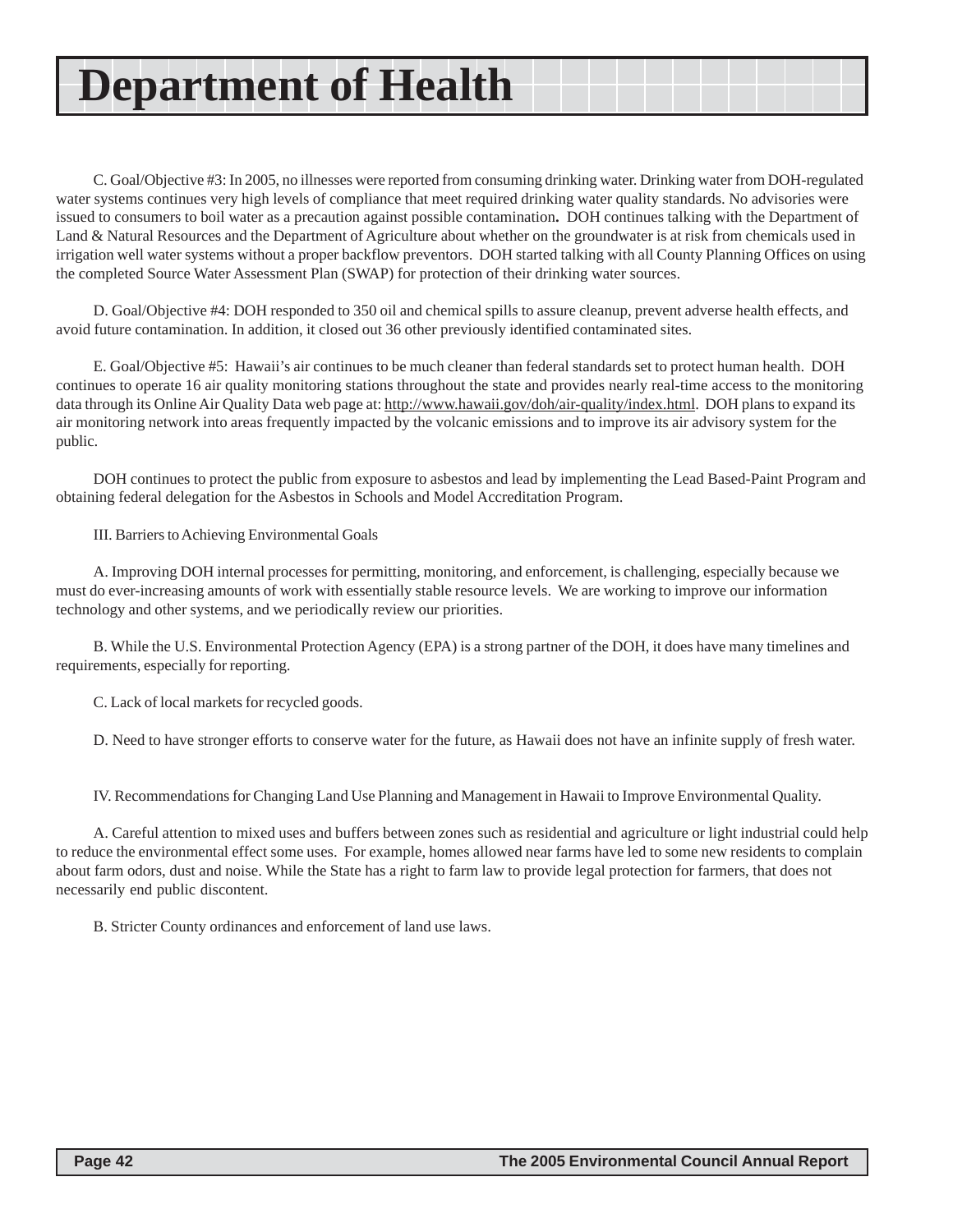# Department of Health

C. Goal/Objective #3: In 2005, no illnesses were reported from consuming drinking water. Drinking water from DOH-regulated water systems continues very high levels of compliance that meet required drinking water quality standards. No advisories were issued to consumers to boil water as a precaution against possible contamination**.** DOH continues talking with the Department of Land & Natural Resources and the Department of Agriculture about whether on the groundwater is at risk from chemicals used in irrigation well water systems without a proper backflow preventors. DOH started talking with all County Planning Offices on using the completed Source Water Assessment Plan (SWAP) for protection of their drinking water sources.

D. Goal/Objective #4: DOH responded to 350 oil and chemical spills to assure cleanup, prevent adverse health effects, and avoid future contamination. In addition, it closed out 36 other previously identified contaminated sites.

E. Goal/Objective #5: Hawaii's air continues to be much cleaner than federal standards set to protect human health. DOH continues to operate 16 air quality monitoring stations throughout the state and provides nearly real-time access to the monitoring data through its Online Air Quality Data web page at: http://www.hawaii.gov/doh/air-quality/index.html. DOH plans to expand its air monitoring network into areas frequently impacted by the volcanic emissions and to improve its air advisory system for the public.

DOH continues to protect the public from exposure to asbestos and lead by implementing the Lead Based-Paint Program and obtaining federal delegation for the Asbestos in Schools and Model Accreditation Program.

III. Barriers to Achieving Environmental Goals

A. Improving DOH internal processes for permitting, monitoring, and enforcement, is challenging, especially because we must do ever-increasing amounts of work with essentially stable resource levels. We are working to improve our information technology and other systems, and we periodically review our priorities.

B. While the U.S. Environmental Protection Agency (EPA) is a strong partner of the DOH, it does have many timelines and requirements, especially for reporting.

C. Lack of local markets for recycled goods.

D. Need to have stronger efforts to conserve water for the future, as Hawaii does not have an infinite supply of fresh water.

IV. Recommendations for Changing Land Use Planning and Management in Hawaii to Improve Environmental Quality.

A. Careful attention to mixed uses and buffers between zones such as residential and agriculture or light industrial could help to reduce the environmental effect some uses. For example, homes allowed near farms have led to some new residents to complain about farm odors, dust and noise. While the State has a right to farm law to provide legal protection for farmers, that does not necessarily end public discontent.

B. Stricter County ordinances and enforcement of land use laws.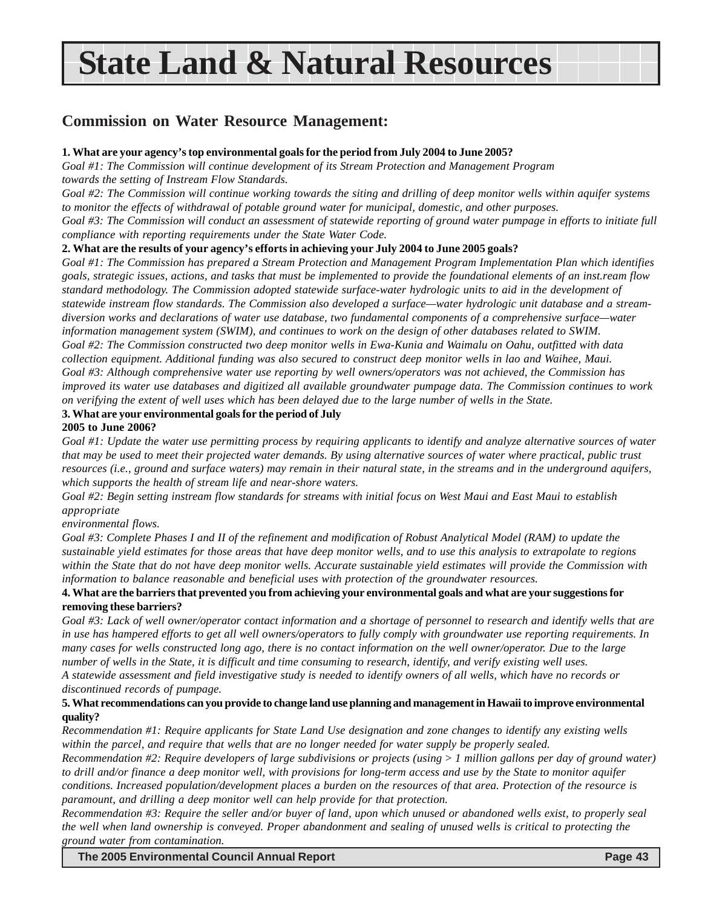# State Land & Natural Resources

## Commission on Water Resource Management:

**1. What are your agency's top environmental goals for the period from July 2004 to June 2005?**

*Goal #1: The Commission will continue development of its Stream Protection and Management Program towards the setting of Instream Flow Standards.*

*Goal #2: The Commission will continue working towards the siting and drilling of deep monitor wells within aquifer systems to monitor the effects of withdrawal of potable ground water for municipal, domestic, and other purposes.*

*Goal #3: The Commission will conduct an assessment of statewide reporting of ground water pumpage in efforts to initiate full compliance with reporting requirements under the State Water Code.*

**2. What are the results of your agency's efforts in achieving your July 2004 to June 2005 goals?**

*Goal #1: The Commission has prepared a Stream Protection and Management Program Implementation Plan which identifies goals, strategic issues, actions, and tasks that must be implemented to provide the foundational elements of an inst.ream flow standard methodology. The Commission adopted statewide surface-water hydrologic units to aid in the development of statewide instream flow standards. The Commission also developed a surface—water hydrologic unit database and a stream-diversion works and declarations of water use database, two fundamental components of a comprehensive surface—water information management system (SWIM), and continues to work on the design of other databases related to SWIM.*

*Goal #2: The Commission constructed two deep monitor wells in Ewa-Kunia and Waimalu on Oahu, outfitted with data collection equipment. Additional funding was also secured to construct deep monitor wells in lao and Waihee, Maui.*

*Goal #3: Although comprehensive water use reporting by well owners/operators was not achieved, the Commission has improved its water use databases and digitized all available groundwater pumpage data. The Commission continues to work on verifying the extent of well uses which has been delayed due to the large number of wells in the State.*

**3. What are your environmental goals for the period of July 2005 to June 2006?**

*Goal #1: Update the water use permitting process by requiring applicants to identify and analyze alternative sources of water that may be used to meet their projected water demands. By using alternative sources of water where practical, public trust resources (i.e., ground and surface waters) may remain in their natural state, in the streams and in the underground aquifers, which supports the health of stream life and near-shore waters.*

*Goal #2: Begin setting instream flow standards for streams with initial focus on West Maui and East Maui to establish appropriate environmental flows.*

*Goal #3: Complete Phases I and II of the refinement and modification of Robust Analytical Model (RAM) to update the sustainable yield estimates for those areas that have deep monitor wells, and to use this analysis to extrapolate to regions within the State that do not have deep monitor wells. Accurate sustainable yield estimates will provide the Commission with information to balance reasonable and beneficial uses with protection of the groundwater resources.*

**4. What are the barriers that prevented you from achieving your environmental goals and what are your suggestions for removing these barriers?**

*Goal #3: Lack of well owner/operator contact information and a shortage of personnel to research and identify wells that are in use has hampered efforts to get all well owners/operators to fully comply with groundwater use reporting requirements. In many cases for wells constructed long ago, there is no contact information on the well owner/operator. Due to the large number of wells in the State, it is difficult and time consuming to research, identify, and verify existing well uses.*

*A statewide assessment and field investigative study is needed to identify owners of all wells, which have no records or discontinued records of pumpage.*

**5. What recommendations can you provide to change land use planning and management in Hawaii to improve environmental quality?**

*Recommendation #1: Require applicants for State Land Use designation and zone changes to identify any existing wells within the parcel, and require that wells that are no longer needed for water supply be properly sealed.*

*Recommendation #2: Require developers of large subdivisions or projects (using > 1 million gallons per day of ground water) to drill and/or finance a deep monitor well, with provisions for long-term access and use by the State to monitor aquifer conditions. Increased population/development places a burden on the resources of that area. Protection of the resource is paramount, and drilling a deep monitor well can help provide for that protection.*

*Recommendation #3: Require the seller and/or buyer of land, upon which unused or abandoned wells exist, to properly seal the well when land ownership is conveyed. Proper abandonment and sealing of unused wells is critical to protecting the ground water from contamination.*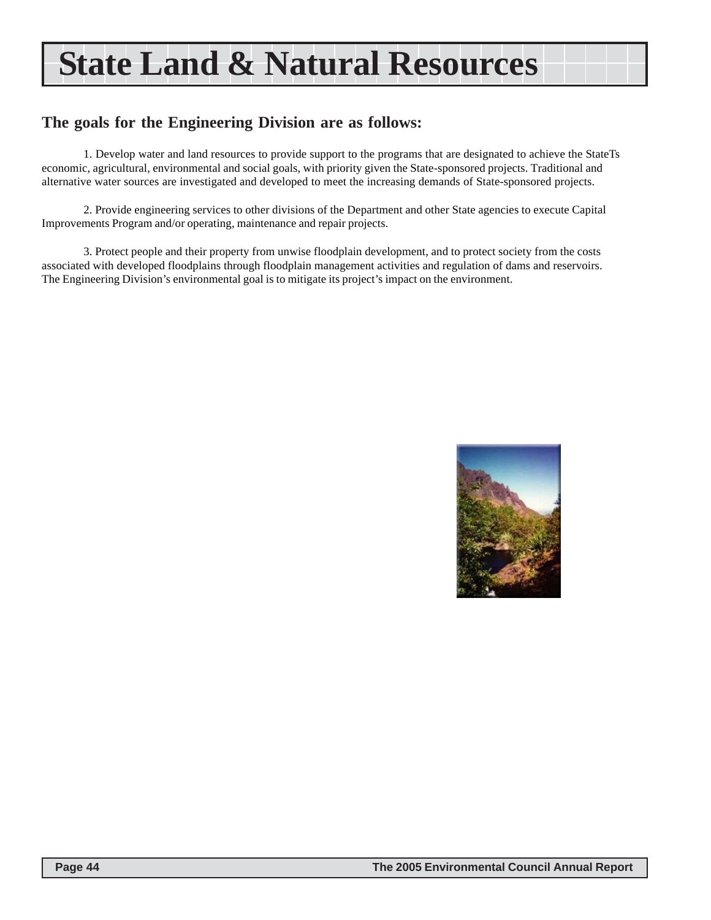# State Land & Natural Resources

## The goals for the Engineering Division are as follows:

1. Develop water and land resources to provide support to the programs that are designated to achieve the StateTs economic, agricultural, environmental and social goals, with priority given the State-sponsored projects. Traditional and alternative water sources are investigated and developed to meet the increasing demands of State-sponsored projects.

2. Provide engineering services to other divisions of the Department and other State agencies to execute Capital Improvements Program and/or operating, maintenance and repair projects.

3. Protect people and their property from unwise floodplain development, and to protect society from the costs associated with developed floodplains through floodplain management activities and regulation of dams and reservoirs. The Engineering Division's environmental goal is to mitigate its project's impact on the environment.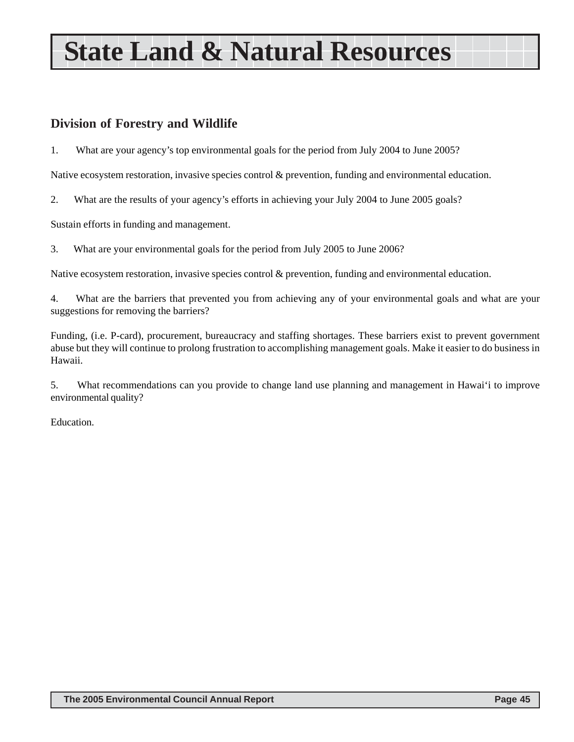# State Land & Natural Resources

## Division of Forestry and Wildlife

1. What are your agency's top environmental goals for the period from July 2004 to June 2005?

Native ecosystem restoration, invasive species control & prevention, funding and environmental education.

2. What are the results of your agency's efforts in achieving your July 2004 to June 2005 goals?

Sustain efforts in funding and management.

3. What are your environmental goals for the period from July 2005 to June 2006?

Native ecosystem restoration, invasive species control & prevention, funding and environmental education.

4. What are the barriers that prevented you from achieving any of your environmental goals and what are your suggestions for removing the barriers?

Funding, (i.e. P-card), procurement, bureaucracy and staffing shortages. These barriers exist to prevent government abuse but they will continue to prolong frustration to accomplishing management goals. Make it easier to do business in Hawaii.

5. What recommendations can you provide to change land use planning and management in Hawai'i to improve environmental quality?

Education.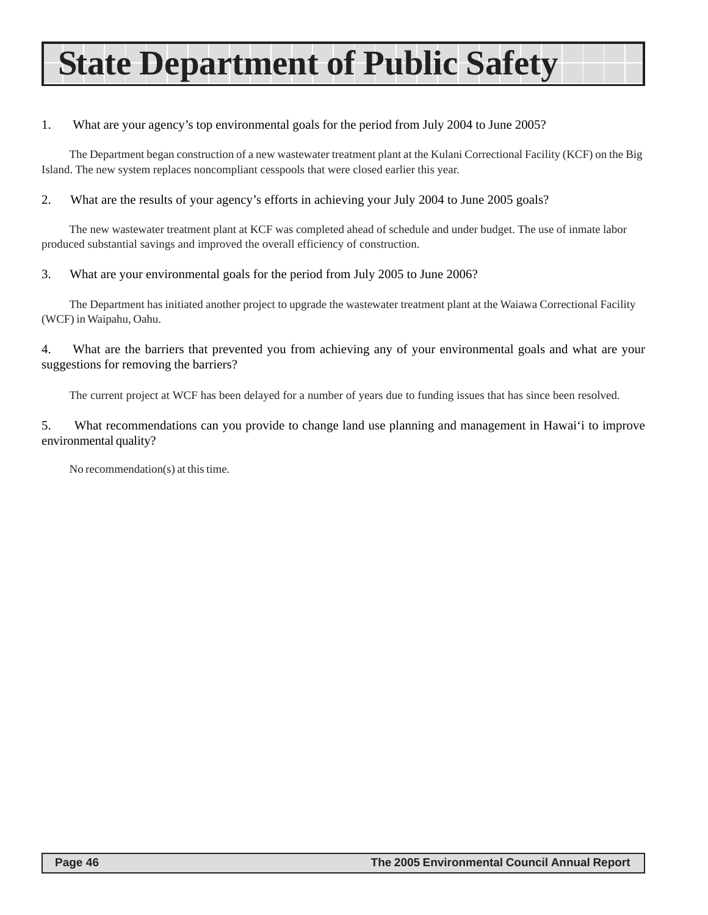# State Department of Public Safety

1. What are your agency's top environmental goals for the period from July 2004 to June 2005?

The Department began construction of a new wastewater treatment plant at the Kulani Correctional Facility (KCF) on the Big Island. The new system replaces noncompliant cesspools that were closed earlier this year.

2. What are the results of your agency's efforts in achieving your July 2004 to June 2005 goals?

The new wastewater treatment plant at KCF was completed ahead of schedule and under budget. The use of inmate labor produced substantial savings and improved the overall efficiency of construction.

3. What are your environmental goals for the period from July 2005 to June 2006?

The Department has initiated another project to upgrade the wastewater treatment plant at the Waiawa Correctional Facility (WCF) in Waipahu, Oahu.

4. What are the barriers that prevented you from achieving any of your environmental goals and what are your suggestions for removing the barriers?

The current project at WCF has been delayed for a number of years due to funding issues that has since been resolved.

5. What recommendations can you provide to change land use planning and management in Hawai'i to improve environmental quality?

No recommendation(s) at this time.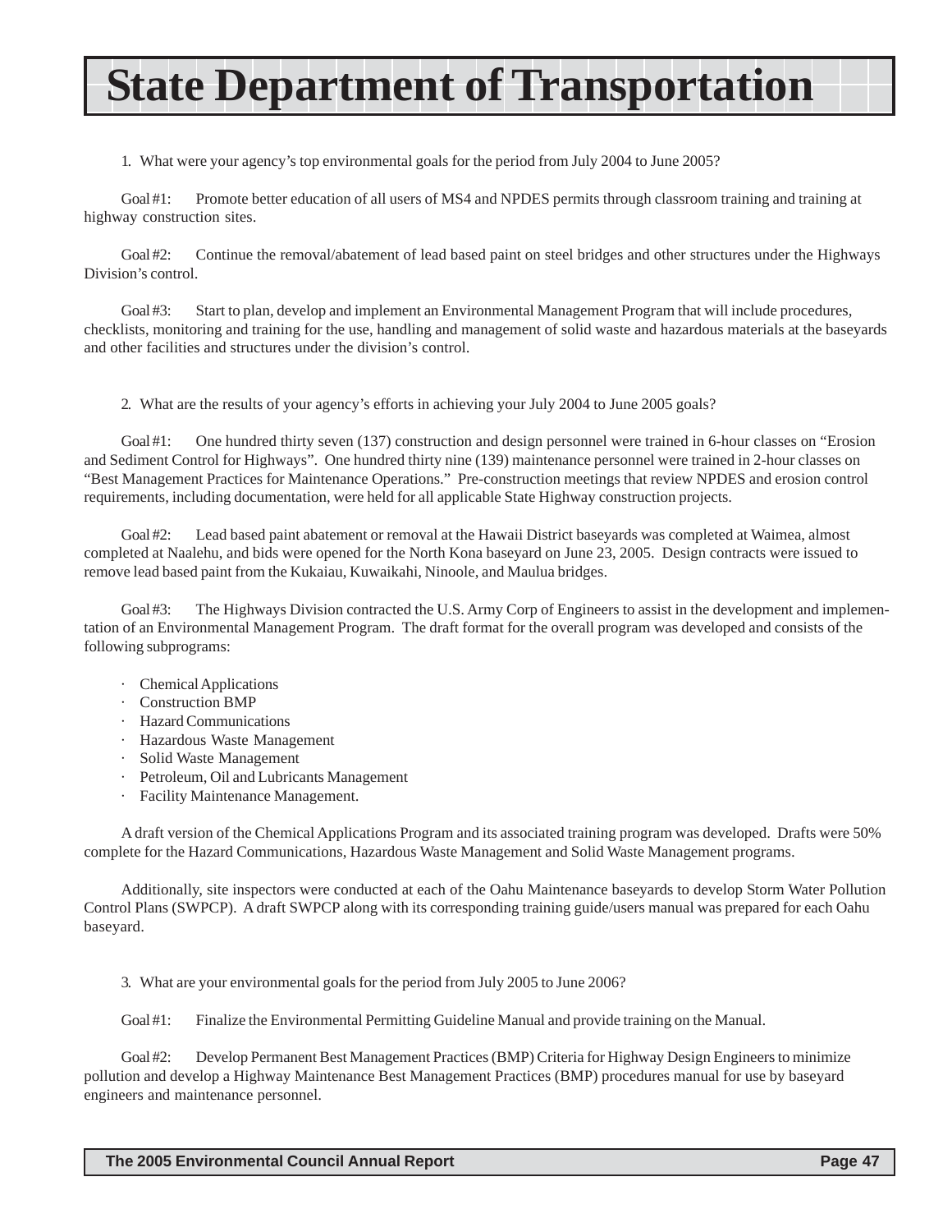# State Department of Transportation

1. What were your agency's top environmental goals for the period from July 2004 to June 2005?

Goal #1: Promote better education of all users of MS4 and NPDES permits through classroom training and training at highway construction sites.

Goal #2: Continue the removal/abatement of lead based paint on steel bridges and other structures under the Highways Division's control.

Goal #3: Start to plan, develop and implement an Environmental Management Program that will include procedures, checklists, monitoring and training for the use, handling and management of solid waste and hazardous materials at the baseyards and other facilities and structures under the division's control.

2. What are the results of your agency's efforts in achieving your July 2004 to June 2005 goals?

Goal #1: One hundred thirty seven (137) construction and design personnel were trained in 6-hour classes on "Erosion and Sediment Control for Highways". One hundred thirty nine (139) maintenance personnel were trained in 2-hour classes on "Best Management Practices for Maintenance Operations." Pre-construction meetings that review NPDES and erosion control requirements, including documentation, were held for all applicable State Highway construction projects.

Goal #2: Lead based paint abatement or removal at the Hawaii District baseyards was completed at Waimea, almost completed at Naalehu, and bids were opened for the North Kona baseyard on June 23, 2005. Design contracts were issued to remove lead based paint from the Kukaiau, Kuwaikahi, Ninoole, and Maulua bridges.

Goal #3: The Highways Division contracted the U.S. Army Corp of Engineers to assist in the development and implementation of an Environmental Management Program. The draft format for the overall program was developed and consists of the following subprograms:

- Chemical Applications
- Construction BMP
- Hazard Communications
- Hazardous Waste Management
- Solid Waste Management
- Petroleum, Oil and Lubricants Management
- Facility Maintenance Management.

A draft version of the Chemical Applications Program and its associated training program was developed. Drafts were 50% complete for the Hazard Communications, Hazardous Waste Management and Solid Waste Management programs.

Additionally, site inspectors were conducted at each of the Oahu Maintenance baseyards to develop Storm Water Pollution Control Plans (SWPCP). A draft SWPCP along with its corresponding training guide/users manual was prepared for each Oahu baseyard.

3. What are your environmental goals for the period from July 2005 to June 2006?

Goal #1: Finalize the Environmental Permitting Guideline Manual and provide training on the Manual.

Goal #2: Develop Permanent Best Management Practices (BMP) Criteria for Highway Design Engineers to minimize pollution and develop a Highway Maintenance Best Management Practices (BMP) procedures manual for use by baseyard engineers and maintenance personnel.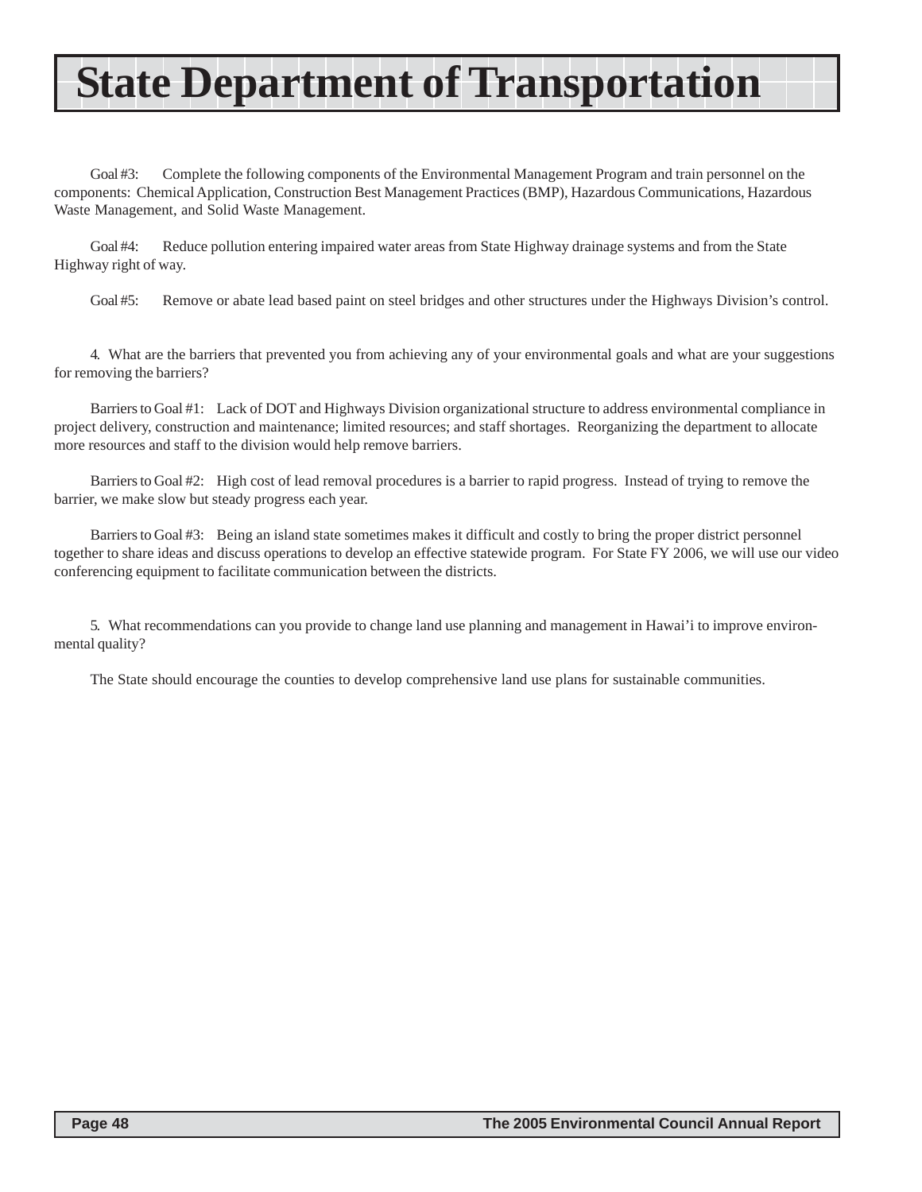# State Department of Transportation

Goal #3: Complete the following components of the Environmental Management Program and train personnel on the components: Chemical Application, Construction Best Management Practices (BMP), Hazardous Communications, Hazardous Waste Management, and Solid Waste Management.

Goal #4: Reduce pollution entering impaired water areas from State Highway drainage systems and from the State Highway right of way.

Goal #5: Remove or abate lead based paint on steel bridges and other structures under the Highways Division's control.

4. What are the barriers that prevented you from achieving any of your environmental goals and what are your suggestions for removing the barriers?

Barriers to Goal #1: Lack of DOT and Highways Division organizational structure to address environmental compliance in project delivery, construction and maintenance; limited resources; and staff shortages. Reorganizing the department to allocate more resources and staff to the division would help remove barriers.

Barriers to Goal #2: High cost of lead removal procedures is a barrier to rapid progress. Instead of trying to remove the barrier, we make slow but steady progress each year.

Barriers to Goal #3: Being an island state sometimes makes it difficult and costly to bring the proper district personnel together to share ideas and discuss operations to develop an effective statewide program. For State FY 2006, we will use our video conferencing equipment to facilitate communication between the districts.

5. What recommendations can you provide to change land use planning and management in Hawai'i to improve environmental quality?

The State should encourage the counties to develop comprehensive land use plans for sustainable communities.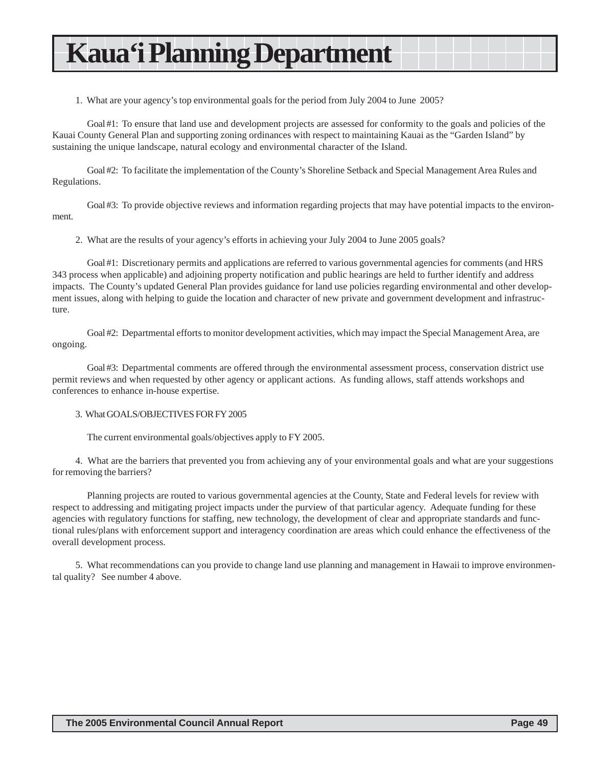# Kaua'i Planning Department

1. What are your agency's top environmental goals for the period from July 2004 to June 2005?

Goal #1: To ensure that land use and development projects are assessed for conformity to the goals and policies of the Kauai County General Plan and supporting zoning ordinances with respect to maintaining Kauai as the "Garden Island" by sustaining the unique landscape, natural ecology and environmental character of the Island.

Goal #2: To facilitate the implementation of the County's Shoreline Setback and Special Management Area Rules and Regulations.

Goal #3: To provide objective reviews and information regarding projects that may have potential impacts to the environment.

2. What are the results of your agency's efforts in achieving your July 2004 to June 2005 goals?

Goal #1: Discretionary permits and applications are referred to various governmental agencies for comments (and HRS 343 process when applicable) and adjoining property notification and public hearings are held to further identify and address impacts. The County's updated General Plan provides guidance for land use policies regarding environmental and other development issues, along with helping to guide the location and character of new private and government development and infrastructure.

Goal #2: Departmental efforts to monitor development activities, which may impact the Special Management Area, are ongoing.

Goal #3: Departmental comments are offered through the environmental assessment process, conservation district use permit reviews and when requested by other agency or applicant actions. As funding allows, staff attends workshops and conferences to enhance in-house expertise.

3. What GOALS/OBJECTIVES FOR FY 2005

The current environmental goals/objectives apply to FY 2005.

4. What are the barriers that prevented you from achieving any of your environmental goals and what are your suggestions for removing the barriers?

Planning projects are routed to various governmental agencies at the County, State and Federal levels for review with respect to addressing and mitigating project impacts under the purview of that particular agency. Adequate funding for these agencies with regulatory functions for staffing, new technology, the development of clear and appropriate standards and functional rules/plans with enforcement support and interagency coordination are areas which could enhance the effectiveness of the overall development process.

5. What recommendations can you provide to change land use planning and management in Hawaii to improve environmental quality? See number 4 above.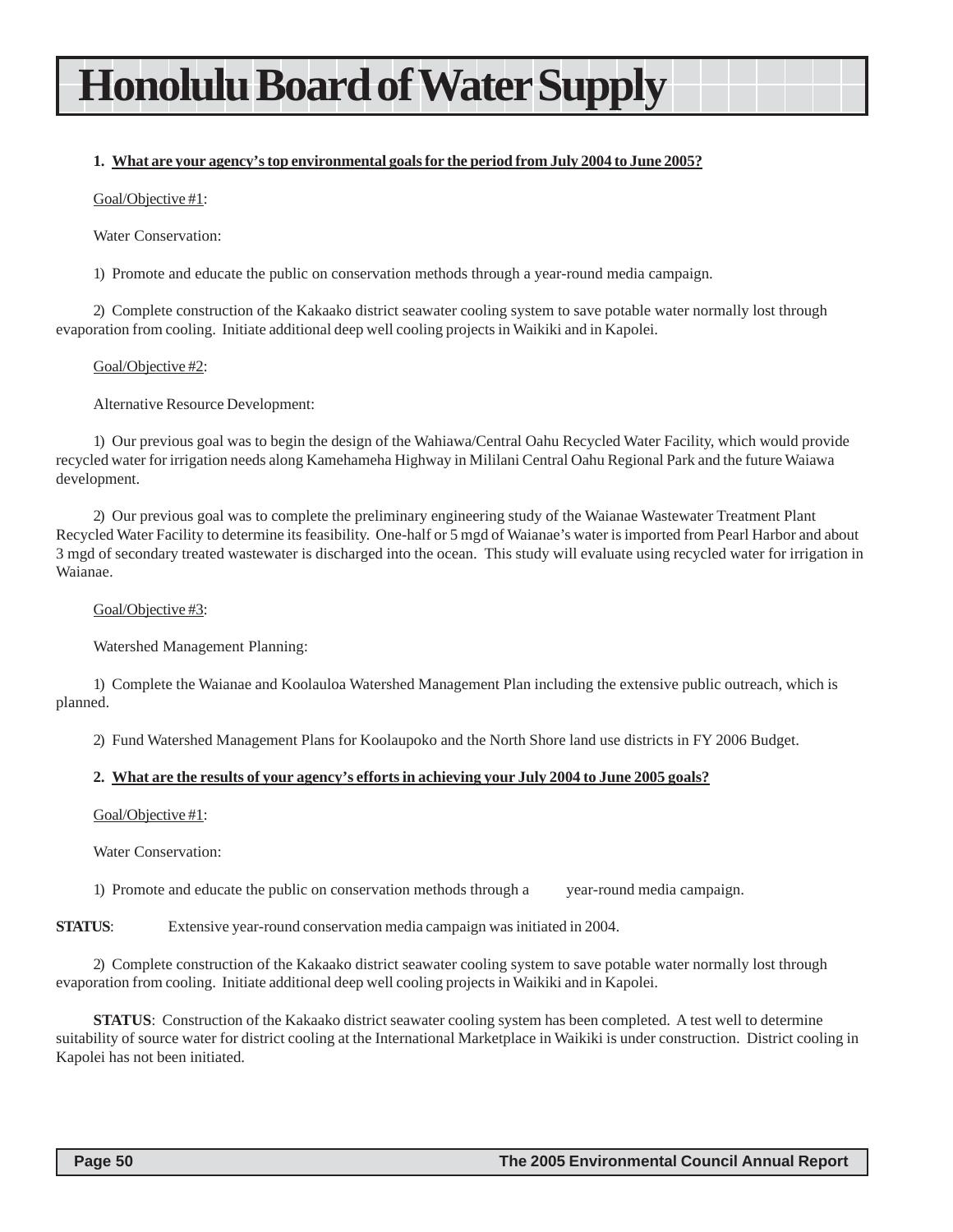# Honolulu Board of Water Supply

**1. What are your agency's top environmental goals for the period from July 2004 to June 2005?**

Goal/Objective #1:

Water Conservation:

1) Promote and educate the public on conservation methods through a year-round media campaign.

2) Complete construction of the Kakaako district seawater cooling system to save potable water normally lost through evaporation from cooling. Initiate additional deep well cooling projects in Waikiki and in Kapolei.

Goal/Objective #2:

Alternative Resource Development:

1) Our previous goal was to begin the design of the Wahiawa/Central Oahu Recycled Water Facility, which would provide recycled water for irrigation needs along Kamehameha Highway in Mililani Central Oahu Regional Park and the future Waiawa development.

2) Our previous goal was to complete the preliminary engineering study of the Waianae Wastewater Treatment Plant Recycled Water Facility to determine its feasibility. One-half or 5 mgd of Waianae's water is imported from Pearl Harbor and about 3 mgd of secondary treated wastewater is discharged into the ocean. This study will evaluate using recycled water for irrigation in Waianae.

Goal/Objective #3:

Watershed Management Planning:

1) Complete the Waianae and Koolauloa Watershed Management Plan including the extensive public outreach, which is planned.

2) Fund Watershed Management Plans for Koolaupoko and the North Shore land use districts in FY 2006 Budget.

**2. What are the results of your agency's efforts in achieving your July 2004 to June 2005 goals?**

Goal/Objective #1:

Water Conservation:

1) Promote and educate the public on conservation methods through a year-round media campaign.

**STATUS**: Extensive year-round conservation media campaign was initiated in 2004.

2) Complete construction of the Kakaako district seawater cooling system to save potable water normally lost through evaporation from cooling. Initiate additional deep well cooling projects in Waikiki and in Kapolei.

**STATUS**: Construction of the Kakaako district seawater cooling system has been completed. A test well to determine suitability of source water for district cooling at the International Marketplace in Waikiki is under construction. District cooling in Kapolei has not been initiated.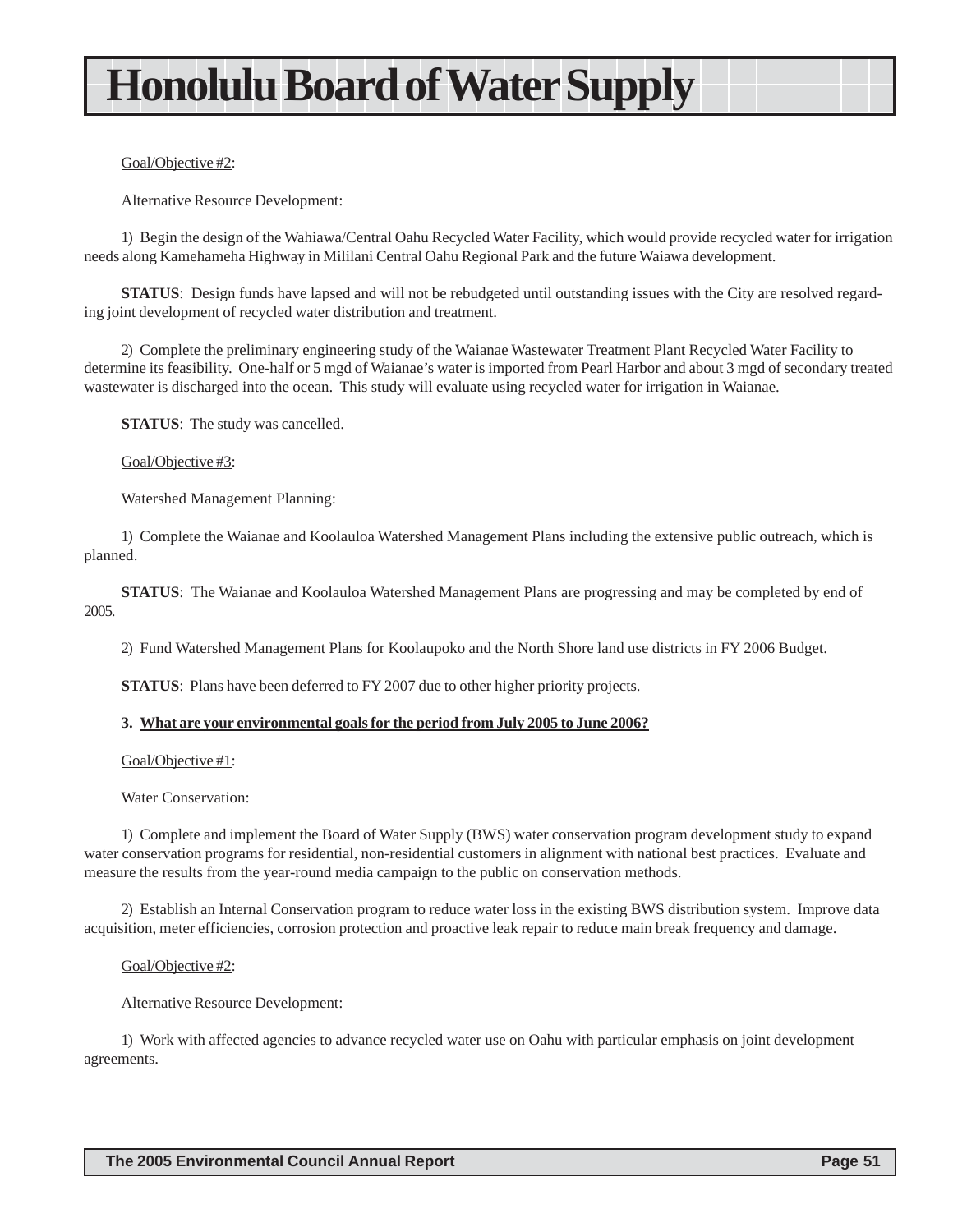Goal/Objective #2:

Alternative Resource Development:

1) Begin the design of the Wahiawa/Central Oahu Recycled Water Facility, which would provide recycled water for irrigation needs along Kamehameha Highway in Mililani Central Oahu Regional Park and the future Waiawa development.

**STATUS**: Design funds have lapsed and will not be rebudgeted until outstanding issues with the City are resolved regarding joint development of recycled water distribution and treatment.

2) Complete the preliminary engineering study of the Waianae Wastewater Treatment Plant Recycled Water Facility to determine its feasibility. One-half or 5 mgd of Waianae's water is imported from Pearl Harbor and about 3 mgd of secondary treated wastewater is discharged into the ocean. This study will evaluate using recycled water for irrigation in Waianae.

**STATUS**: The study was cancelled.

Goal/Objective #3:

Watershed Management Planning:

1) Complete the Waianae and Koolauloa Watershed Management Plans including the extensive public outreach, which is planned.

**STATUS**: The Waianae and Koolauloa Watershed Management Plans are progressing and may be completed by end of 2005.

2) Fund Watershed Management Plans for Koolaupoko and the North Shore land use districts in FY 2006 Budget.

**STATUS**: Plans have been deferred to FY 2007 due to other higher priority projects.

**3. What are your environmental goals for the period from July 2005 to June 2006?**

Goal/Objective #1:

Water Conservation:

1) Complete and implement the Board of Water Supply (BWS) water conservation program development study to expand water conservation programs for residential, non-residential customers in alignment with national best practices. Evaluate and measure the results from the year-round media campaign to the public on conservation methods.

2) Establish an Internal Conservation program to reduce water loss in the existing BWS distribution system. Improve data acquisition, meter efficiencies, corrosion protection and proactive leak repair to reduce main break frequency and damage.

Goal/Objective #2:

Alternative Resource Development:

1) Work with affected agencies to advance recycled water use on Oahu with particular emphasis on joint development agreements.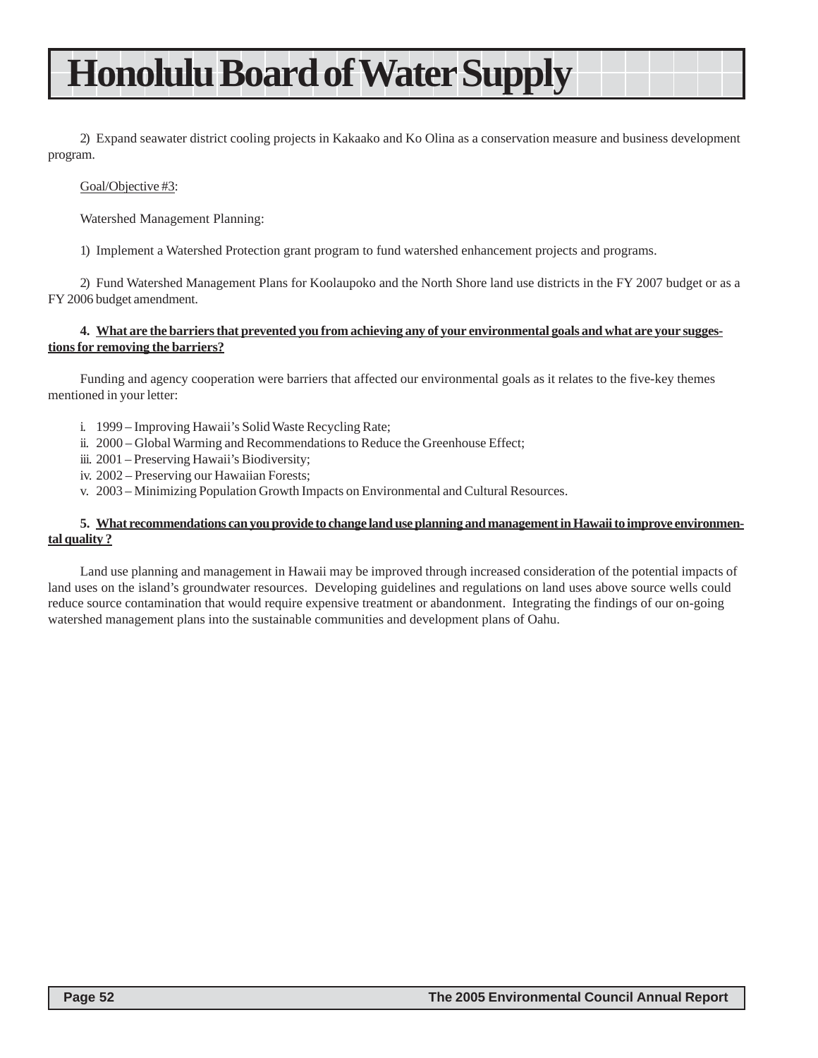# Honolulu Board of Water Supply

2) Expand seawater district cooling projects in Kakaako and Ko Olina as a conservation measure and business development program.

Goal/Objective #3:

Watershed Management Planning:

1) Implement a Watershed Protection grant program to fund watershed enhancement projects and programs.

2) Fund Watershed Management Plans for Koolaupoko and the North Shore land use districts in the FY 2007 budget or as a FY 2006 budget amendment.

**4. What are the barriers that prevented you from achieving any of your environmental goals and what are your suggestions for removing the barriers?**

Funding and agency cooperation were barriers that affected our environmental goals as it relates to the five-key themes mentioned in your letter:

i. 1999 – Improving Hawaii's Solid Waste Recycling Rate;
ii. 2000 – Global Warming and Recommendations to Reduce the Greenhouse Effect;
iii. 2001 – Preserving Hawaii's Biodiversity;
iv. 2002 – Preserving our Hawaiian Forests;
v. 2003 – Minimizing Population Growth Impacts on Environmental and Cultural Resources.

**5. What recommendations can you provide to change land use planning and management in Hawaii to improve environmental quality ?**

Land use planning and management in Hawaii may be improved through increased consideration of the potential impacts of land uses on the island's groundwater resources. Developing guidelines and regulations on land uses above source wells could reduce source contamination that would require expensive treatment or abandonment. Integrating the findings of our on-going watershed management plans into the sustainable communities and development plans of Oahu.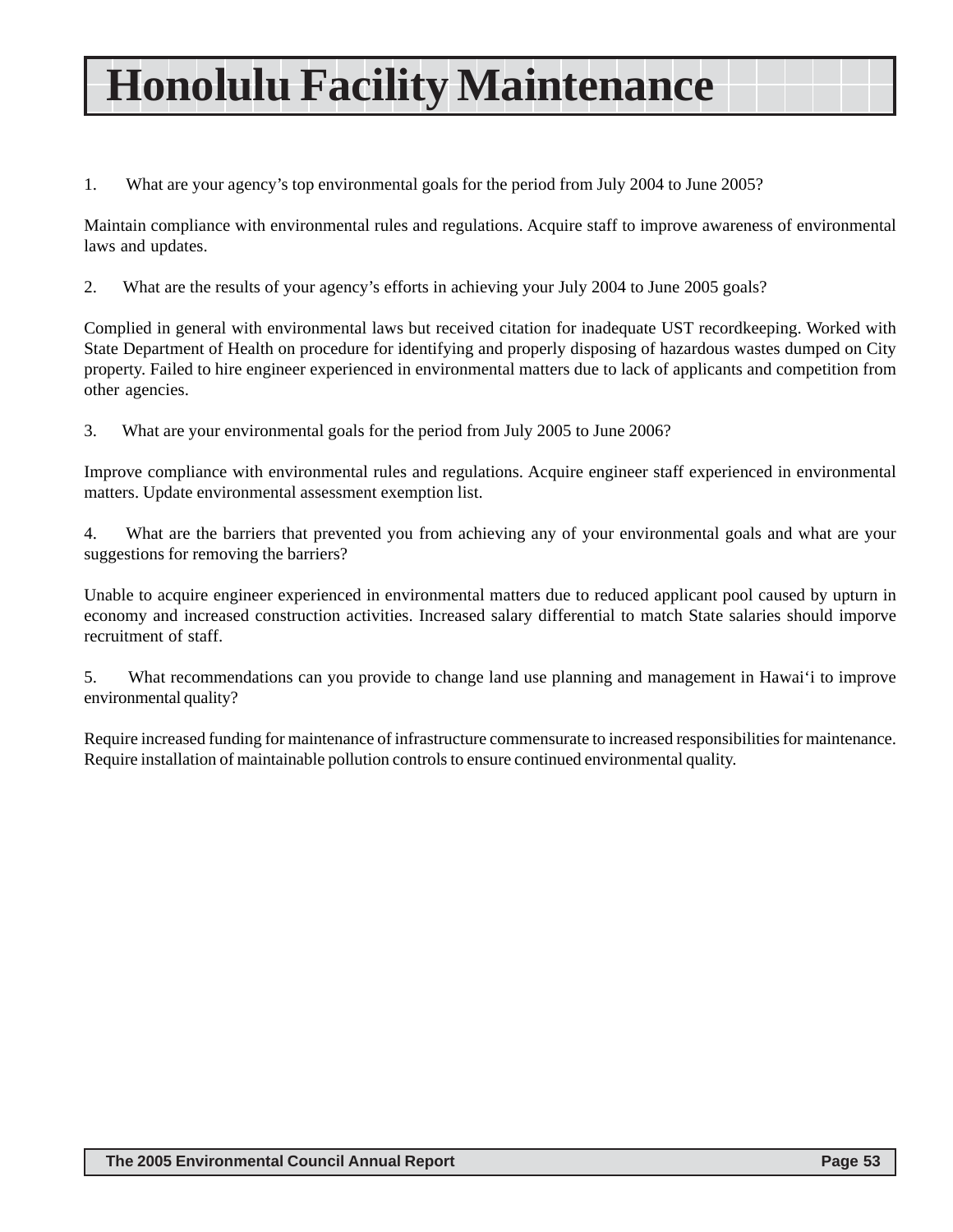# Honolulu Facility Maintenance

1. What are your agency's top environmental goals for the period from July 2004 to June 2005?

Maintain compliance with environmental rules and regulations. Acquire staff to improve awareness of environmental laws and updates.

2. What are the results of your agency's efforts in achieving your July 2004 to June 2005 goals?

Complied in general with environmental laws but received citation for inadequate UST recordkeeping. Worked with State Department of Health on procedure for identifying and properly disposing of hazardous wastes dumped on City property. Failed to hire engineer experienced in environmental matters due to lack of applicants and competition from other agencies.

3. What are your environmental goals for the period from July 2005 to June 2006?

Improve compliance with environmental rules and regulations. Acquire engineer staff experienced in environmental matters. Update environmental assessment exemption list.

4. What are the barriers that prevented you from achieving any of your environmental goals and what are your suggestions for removing the barriers?

Unable to acquire engineer experienced in environmental matters due to reduced applicant pool caused by upturn in economy and increased construction activities. Increased salary differential to match State salaries should imporve recruitment of staff.

5. What recommendations can you provide to change land use planning and management in Hawai'i to improve environmental quality?

Require increased funding for maintenance of infrastructure commensurate to increased responsibilities for maintenance. Require installation of maintainable pollution controls to ensure continued environmental quality.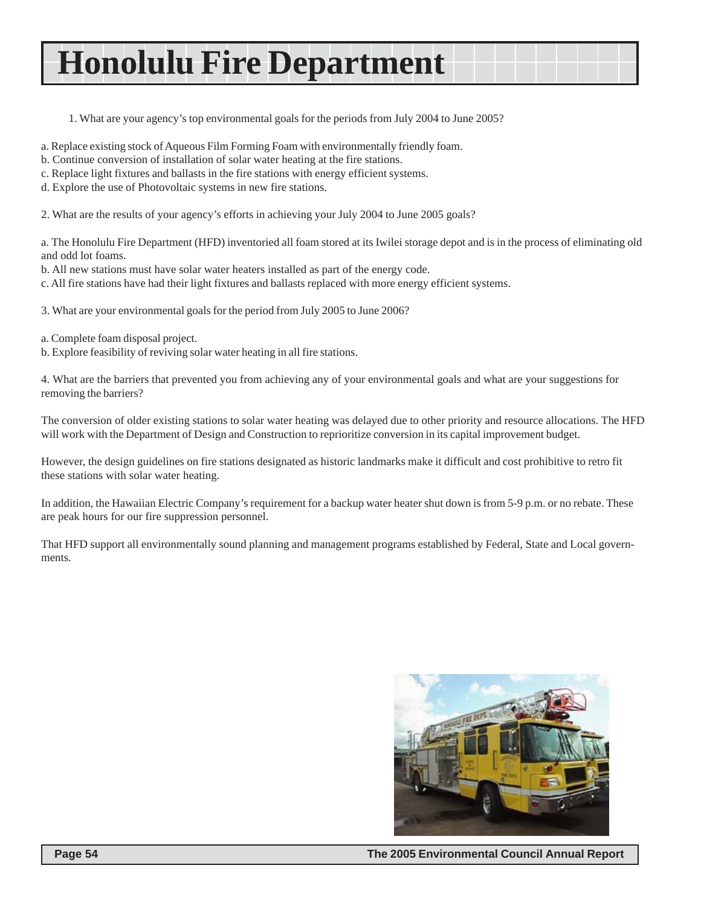# Honolulu Fire Department

1. What are your agency's top environmental goals for the periods from July 2004 to June 2005?

a. Replace existing stock of Aqueous Film Forming Foam with environmentally friendly foam.
b. Continue conversion of installation of solar water heating at the fire stations.
c. Replace light fixtures and ballasts in the fire stations with energy efficient systems.
d. Explore the use of Photovoltaic systems in new fire stations.

2. What are the results of your agency's efforts in achieving your July 2004 to June 2005 goals?

a. The Honolulu Fire Department (HFD) inventoried all foam stored at its Iwilei storage depot and is in the process of eliminating old and odd lot foams.
b. All new stations must have solar water heaters installed as part of the energy code.
c. All fire stations have had their light fixtures and ballasts replaced with more energy efficient systems.

3. What are your environmental goals for the period from July 2005 to June 2006?

a. Complete foam disposal project.
b. Explore feasibility of reviving solar water heating in all fire stations.

4. What are the barriers that prevented you from achieving any of your environmental goals and what are your suggestions for removing the barriers?

The conversion of older existing stations to solar water heating was delayed due to other priority and resource allocations. The HFD will work with the Department of Design and Construction to reprioritize conversion in its capital improvement budget.

However, the design guidelines on fire stations designated as historic landmarks make it difficult and cost prohibitive to retro fit these stations with solar water heating.

In addition, the Hawaiian Electric Company's requirement for a backup water heater shut down is from 5-9 p.m. or no rebate. These are peak hours for our fire suppression personnel.

That HFD support all environmentally sound planning and management programs established by Federal, State and Local governments.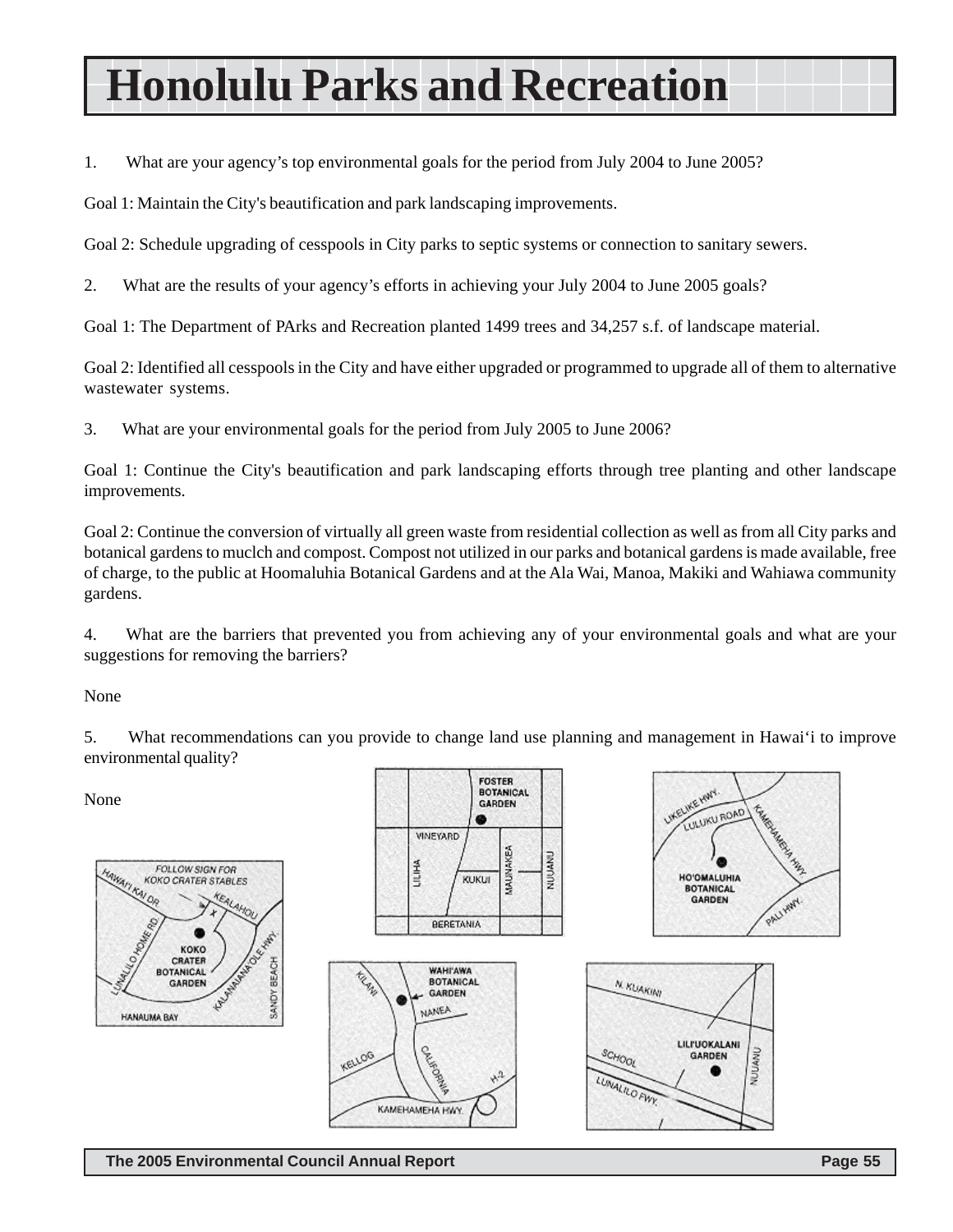# Honolulu Parks and Recreation

1. What are your agency's top environmental goals for the period from July 2004 to June 2005?

Goal 1: Maintain the City's beautification and park landscaping improvements.

Goal 2: Schedule upgrading of cesspools in City parks to septic systems or connection to sanitary sewers.

2. What are the results of your agency's efforts in achieving your July 2004 to June 2005 goals?

Goal 1: The Department of PArks and Recreation planted 1499 trees and 34,257 s.f. of landscape material.

Goal 2: Identified all cesspools in the City and have either upgraded or programmed to upgrade all of them to alternative wastewater systems.

3. What are your environmental goals for the period from July 2005 to June 2006?

Goal 1: Continue the City's beautification and park landscaping efforts through tree planting and other landscape improvements.

Goal 2: Continue the conversion of virtually all green waste from residential collection as well as from all City parks and botanical gardens to muclch and compost. Compost not utilized in our parks and botanical gardens is made available, free of charge, to the public at Hoomaluhia Botanical Gardens and at the Ala Wai, Manoa, Makiki and Wahiawa community gardens.

4. What are the barriers that prevented you from achieving any of your environmental goals and what are your suggestions for removing the barriers?

None

5. What recommendations can you provide to change land use planning and management in Hawai'i to improve environmental quality?

None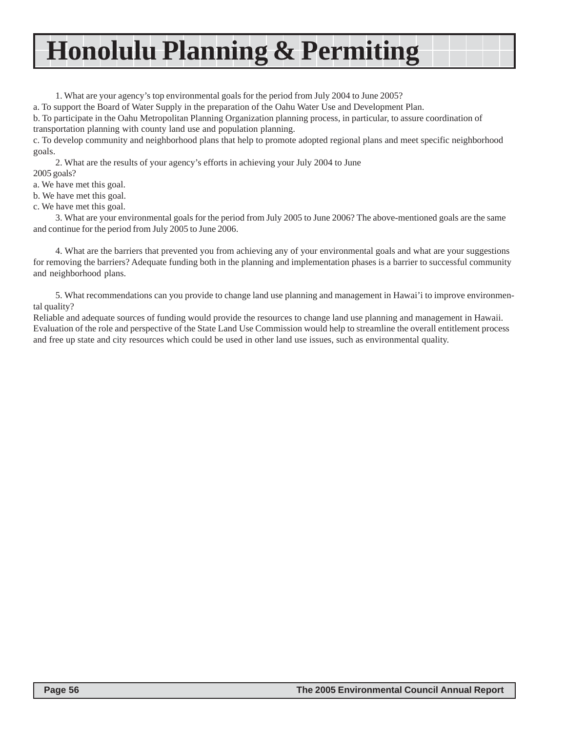# Honolulu Planning & Permiting

1. What are your agency's top environmental goals for the period from July 2004 to June 2005?

a. To support the Board of Water Supply in the preparation of the Oahu Water Use and Development Plan.

b. To participate in the Oahu Metropolitan Planning Organization planning process, in particular, to assure coordination of transportation planning with county land use and population planning.

c. To develop community and neighborhood plans that help to promote adopted regional plans and meet specific neighborhood goals.

2. What are the results of your agency's efforts in achieving your July 2004 to June 2005 goals?

a. We have met this goal.

b. We have met this goal.

c. We have met this goal.

3. What are your environmental goals for the period from July 2005 to June 2006? The above-mentioned goals are the same and continue for the period from July 2005 to June 2006.

4. What are the barriers that prevented you from achieving any of your environmental goals and what are your suggestions for removing the barriers? Adequate funding both in the planning and implementation phases is a barrier to successful community and neighborhood plans.

5. What recommendations can you provide to change land use planning and management in Hawai'i to improve environmental quality?

Reliable and adequate sources of funding would provide the resources to change land use planning and management in Hawaii. Evaluation of the role and perspective of the State Land Use Commission would help to streamline the overall entitlement process and free up state and city resources which could be used in other land use issues, such as environmental quality.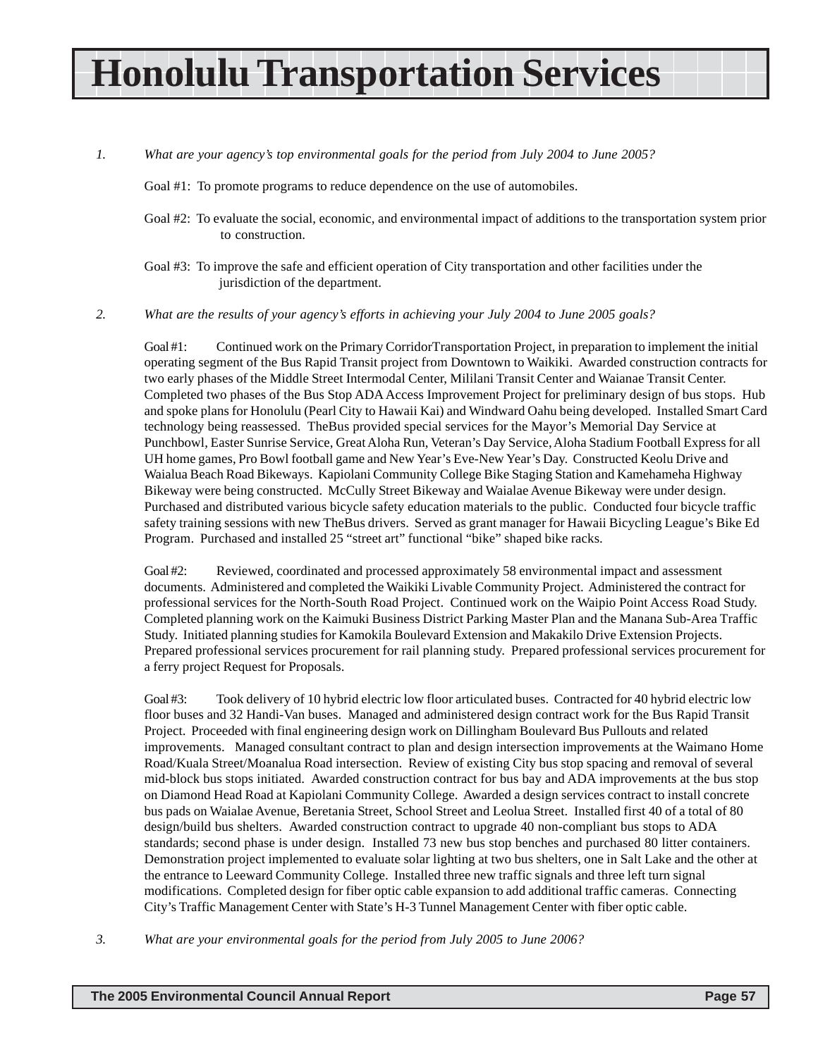# Honolulu Transportation Services

1. *What are your agency's top environmental goals for the period from July 2004 to June 2005?*

   Goal #1: To promote programs to reduce dependence on the use of automobiles.

   Goal #2: To evaluate the social, economic, and environmental impact of additions to the transportation system prior to construction.

   Goal #3: To improve the safe and efficient operation of City transportation and other facilities under the jurisdiction of the department.

2. *What are the results of your agency's efforts in achieving your July 2004 to June 2005 goals?*

   Goal #1: Continued work on the Primary CorridorTransportation Project, in preparation to implement the initial operating segment of the Bus Rapid Transit project from Downtown to Waikiki. Awarded construction contracts for two early phases of the Middle Street Intermodal Center, Mililani Transit Center and Waianae Transit Center. Completed two phases of the Bus Stop ADA Access Improvement Project for preliminary design of bus stops. Hub and spoke plans for Honolulu (Pearl City to Hawaii Kai) and Windward Oahu being developed. Installed Smart Card technology being reassessed. TheBus provided special services for the Mayor's Memorial Day Service at Punchbowl, Easter Sunrise Service, Great Aloha Run, Veteran's Day Service, Aloha Stadium Football Express for all UH home games, Pro Bowl football game and New Year's Eve-New Year's Day. Constructed Keolu Drive and Waialua Beach Road Bikeways. Kapiolani Community College Bike Staging Station and Kamehameha Highway Bikeway were being constructed. McCully Street Bikeway and Waialae Avenue Bikeway were under design. Purchased and distributed various bicycle safety education materials to the public. Conducted four bicycle traffic safety training sessions with new TheBus drivers. Served as grant manager for Hawaii Bicycling League's Bike Ed Program. Purchased and installed 25 "street art" functional "bike" shaped bike racks.

   Goal #2: Reviewed, coordinated and processed approximately 58 environmental impact and assessment documents. Administered and completed the Waikiki Livable Community Project. Administered the contract for professional services for the North-South Road Project. Continued work on the Waipio Point Access Road Study. Completed planning work on the Kaimuki Business District Parking Master Plan and the Manana Sub-Area Traffic Study. Initiated planning studies for Kamokila Boulevard Extension and Makakilo Drive Extension Projects. Prepared professional services procurement for rail planning study. Prepared professional services procurement for a ferry project Request for Proposals.

   Goal #3: Took delivery of 10 hybrid electric low floor articulated buses. Contracted for 40 hybrid electric low floor buses and 32 Handi-Van buses. Managed and administered design contract work for the Bus Rapid Transit Project. Proceeded with final engineering design work on Dillingham Boulevard Bus Pullouts and related improvements. Managed consultant contract to plan and design intersection improvements at the Waimano Home Road/Kuala Street/Moanalua Road intersection. Review of existing City bus stop spacing and removal of several mid-block bus stops initiated. Awarded construction contract for bus bay and ADA improvements at the bus stop on Diamond Head Road at Kapiolani Community College. Awarded a design services contract to install concrete bus pads on Waialae Avenue, Beretania Street, School Street and Leolua Street. Installed first 40 of a total of 80 design/build bus shelters. Awarded construction contract to upgrade 40 non-compliant bus stops to ADA standards; second phase is under design. Installed 73 new bus stop benches and purchased 80 litter containers. Demonstration project implemented to evaluate solar lighting at two bus shelters, one in Salt Lake and the other at the entrance to Leeward Community College. Installed three new traffic signals and three left turn signal modifications. Completed design for fiber optic cable expansion to add additional traffic cameras. Connecting City's Traffic Management Center with State's H-3 Tunnel Management Center with fiber optic cable.

3. *What are your environmental goals for the period from July 2005 to June 2006?*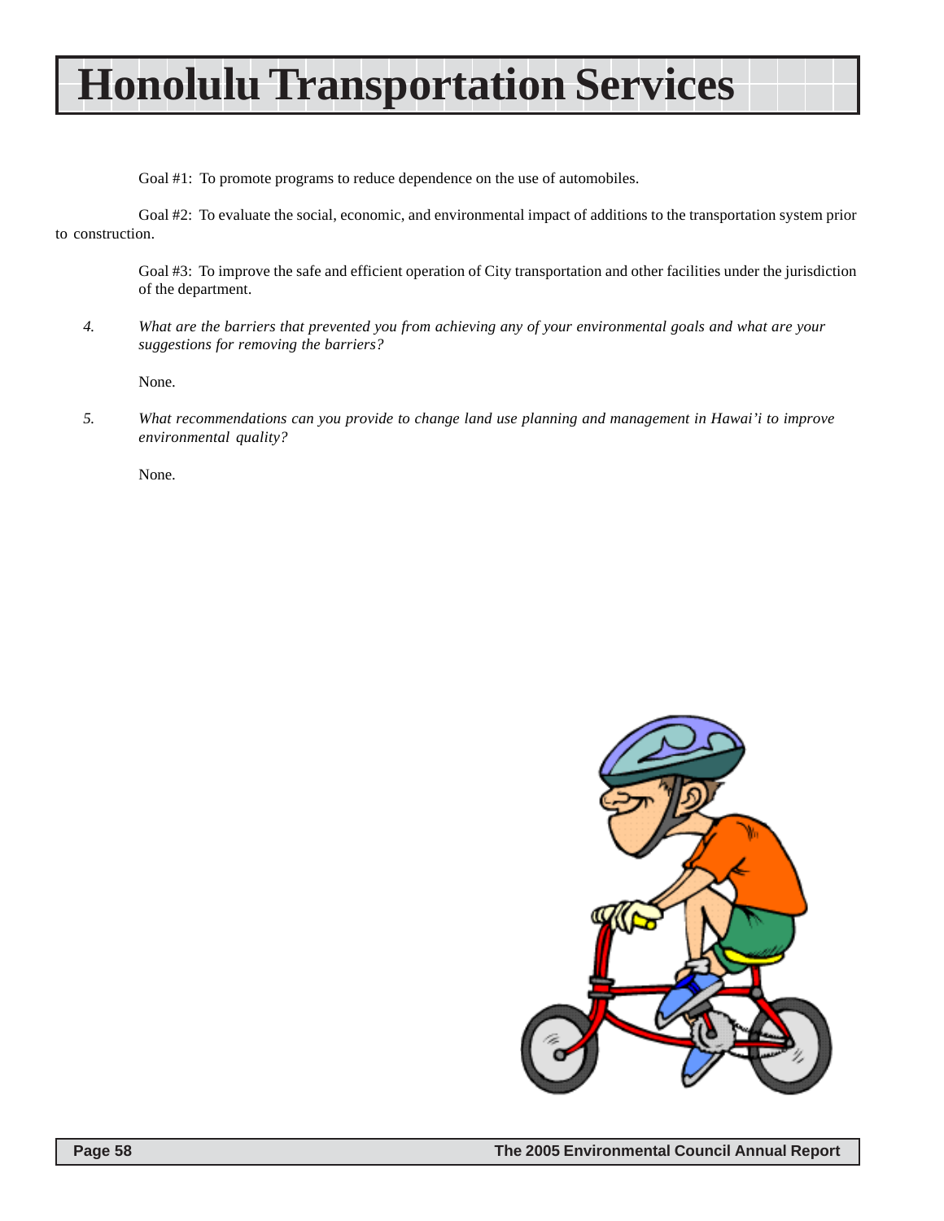# Honolulu Transportation Services

Goal #1: To promote programs to reduce dependence on the use of automobiles.

Goal #2: To evaluate the social, economic, and environmental impact of additions to the transportation system prior to construction.

Goal #3: To improve the safe and efficient operation of City transportation and other facilities under the jurisdiction of the department.

4. *What are the barriers that prevented you from achieving any of your environmental goals and what are your suggestions for removing the barriers?*

   None.

5. *What recommendations can you provide to change land use planning and management in Hawai'i to improve environmental quality?*

   None.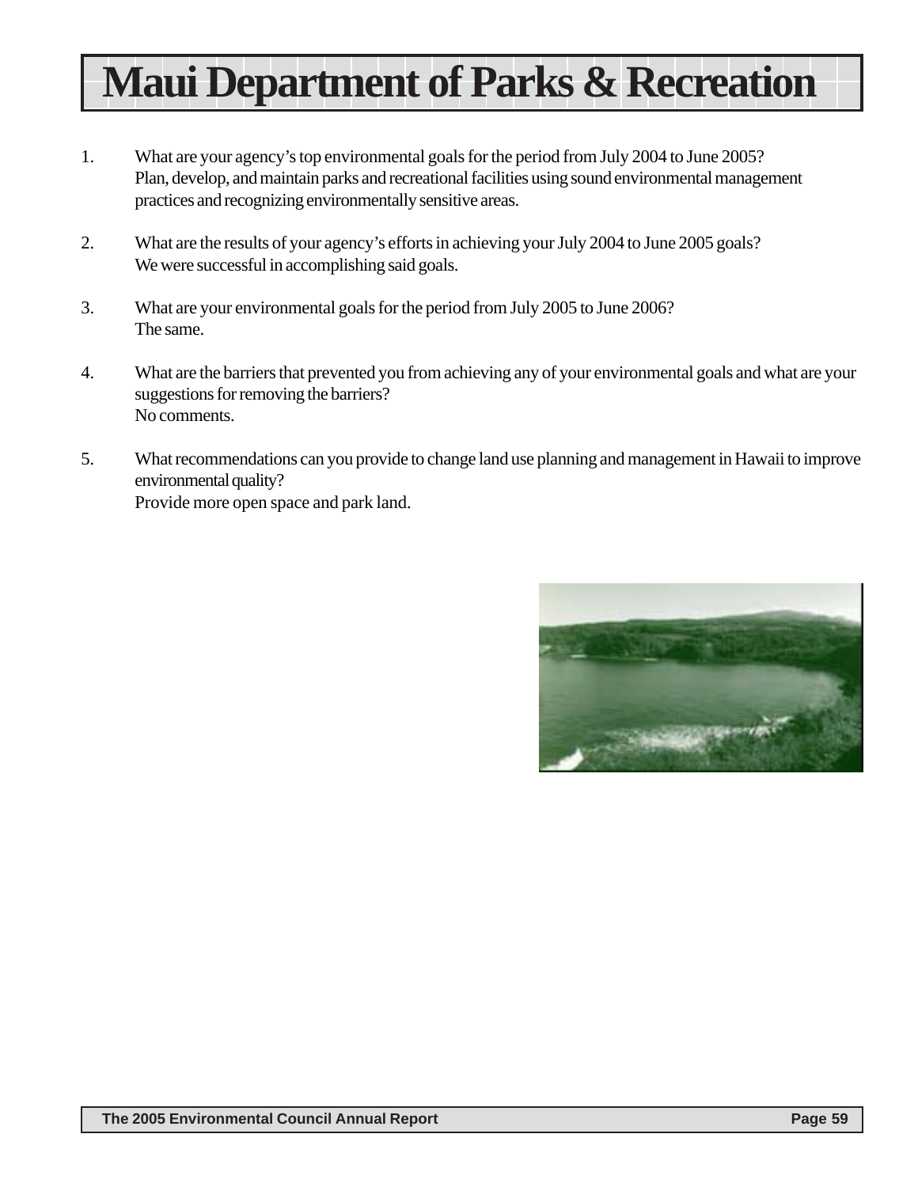# Maui Department of Parks & Recreation

1. What are your agency's top environmental goals for the period from July 2004 to June 2005?
   Plan, develop, and maintain parks and recreational facilities using sound environmental management practices and recognizing environmentally sensitive areas.

2. What are the results of your agency's efforts in achieving your July 2004 to June 2005 goals?
   We were successful in accomplishing said goals.

3. What are your environmental goals for the period from July 2005 to June 2006?
   The same.

4. What are the barriers that prevented you from achieving any of your environmental goals and what are your suggestions for removing the barriers?
   No comments.

5. What recommendations can you provide to change land use planning and management in Hawaii to improve environmental quality?
   Provide more open space and park land.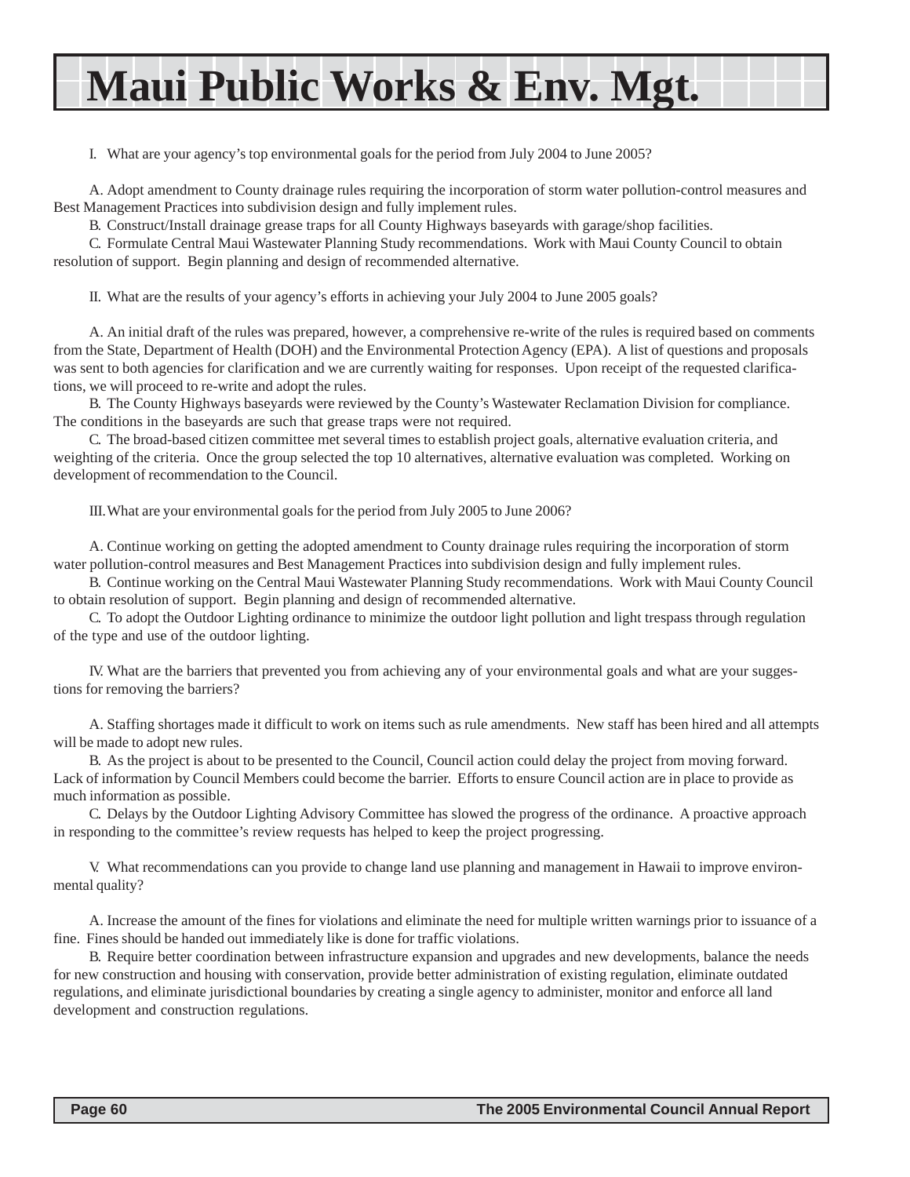# Maui Public Works & Env. Mgt.

I. What are your agency's top environmental goals for the period from July 2004 to June 2005?

A. Adopt amendment to County drainage rules requiring the incorporation of storm water pollution-control measures and Best Management Practices into subdivision design and fully implement rules.

B. Construct/Install drainage grease traps for all County Highways baseyards with garage/shop facilities.

C. Formulate Central Maui Wastewater Planning Study recommendations. Work with Maui County Council to obtain resolution of support. Begin planning and design of recommended alternative.

II. What are the results of your agency's efforts in achieving your July 2004 to June 2005 goals?

A. An initial draft of the rules was prepared, however, a comprehensive re-write of the rules is required based on comments from the State, Department of Health (DOH) and the Environmental Protection Agency (EPA). A list of questions and proposals was sent to both agencies for clarification and we are currently waiting for responses. Upon receipt of the requested clarifications, we will proceed to re-write and adopt the rules.

B. The County Highways baseyards were reviewed by the County's Wastewater Reclamation Division for compliance. The conditions in the baseyards are such that grease traps were not required.

C. The broad-based citizen committee met several times to establish project goals, alternative evaluation criteria, and weighting of the criteria. Once the group selected the top 10 alternatives, alternative evaluation was completed. Working on development of recommendation to the Council.

III. What are your environmental goals for the period from July 2005 to June 2006?

A. Continue working on getting the adopted amendment to County drainage rules requiring the incorporation of storm water pollution-control measures and Best Management Practices into subdivision design and fully implement rules.

B. Continue working on the Central Maui Wastewater Planning Study recommendations. Work with Maui County Council to obtain resolution of support. Begin planning and design of recommended alternative.

C. To adopt the Outdoor Lighting ordinance to minimize the outdoor light pollution and light trespass through regulation of the type and use of the outdoor lighting.

IV. What are the barriers that prevented you from achieving any of your environmental goals and what are your suggestions for removing the barriers?

A. Staffing shortages made it difficult to work on items such as rule amendments. New staff has been hired and all attempts will be made to adopt new rules.

B. As the project is about to be presented to the Council, Council action could delay the project from moving forward. Lack of information by Council Members could become the barrier. Efforts to ensure Council action are in place to provide as much information as possible.

C. Delays by the Outdoor Lighting Advisory Committee has slowed the progress of the ordinance. A proactive approach in responding to the committee's review requests has helped to keep the project progressing.

V. What recommendations can you provide to change land use planning and management in Hawaii to improve environmental quality?

A. Increase the amount of the fines for violations and eliminate the need for multiple written warnings prior to issuance of a fine. Fines should be handed out immediately like is done for traffic violations.

B. Require better coordination between infrastructure expansion and upgrades and new developments, balance the needs for new construction and housing with conservation, provide better administration of existing regulation, eliminate outdated regulations, and eliminate jurisdictional boundaries by creating a single agency to administer, monitor and enforce all land development and construction regulations.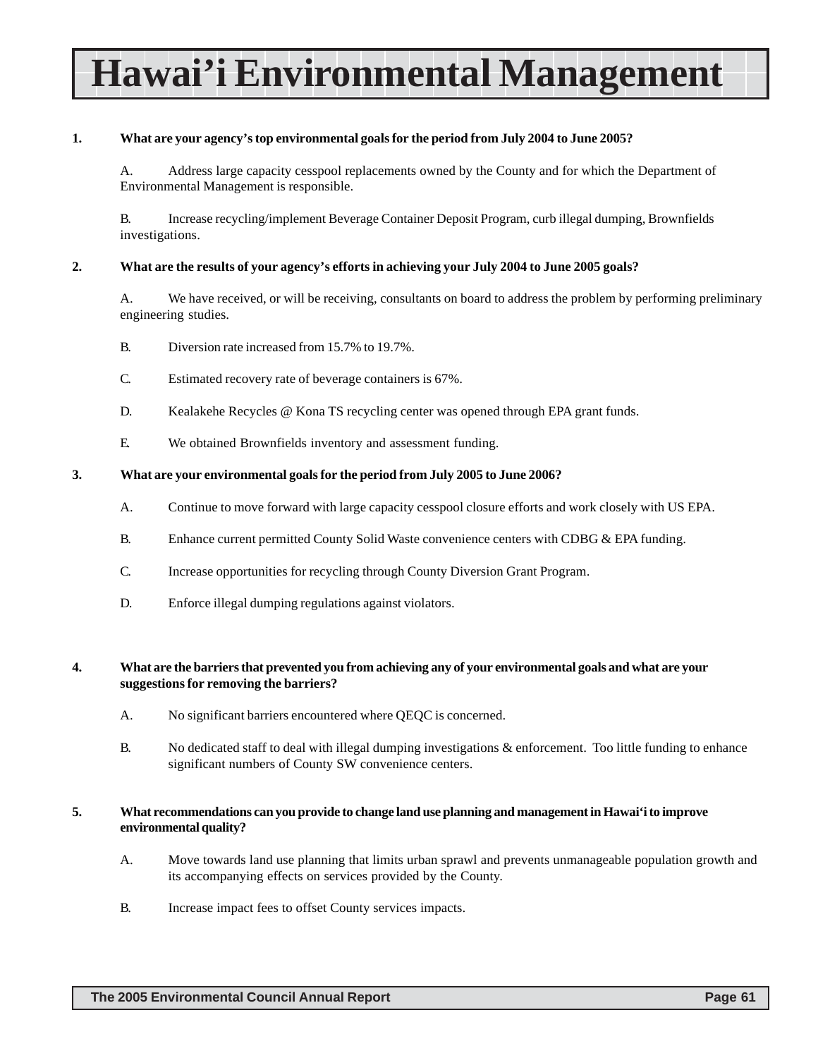# Hawai'i Environmental Management

**1. What are your agency's top environmental goals for the period from July 2004 to June 2005?**

A. Address large capacity cesspool replacements owned by the County and for which the Department of Environmental Management is responsible.

B. Increase recycling/implement Beverage Container Deposit Program, curb illegal dumping, Brownfields investigations.

**2. What are the results of your agency's efforts in achieving your July 2004 to June 2005 goals?**

A. We have received, or will be receiving, consultants on board to address the problem by performing preliminary engineering studies.

B. Diversion rate increased from 15.7% to 19.7%.

C. Estimated recovery rate of beverage containers is 67%.

D. Kealakehe Recycles @ Kona TS recycling center was opened through EPA grant funds.

E. We obtained Brownfields inventory and assessment funding.

**3. What are your environmental goals for the period from July 2005 to June 2006?**

A. Continue to move forward with large capacity cesspool closure efforts and work closely with US EPA.

B. Enhance current permitted County Solid Waste convenience centers with CDBG & EPA funding.

C. Increase opportunities for recycling through County Diversion Grant Program.

D. Enforce illegal dumping regulations against violators.

**4. What are the barriers that prevented you from achieving any of your environmental goals and what are your suggestions for removing the barriers?**

A. No significant barriers encountered where QEQC is concerned.

B. No dedicated staff to deal with illegal dumping investigations & enforcement. Too little funding to enhance significant numbers of County SW convenience centers.

**5. What recommendations can you provide to change land use planning and management in Hawai'i to improve environmental quality?**

A. Move towards land use planning that limits urban sprawl and prevents unmanageable population growth and its accompanying effects on services provided by the County.

B. Increase impact fees to offset County services impacts.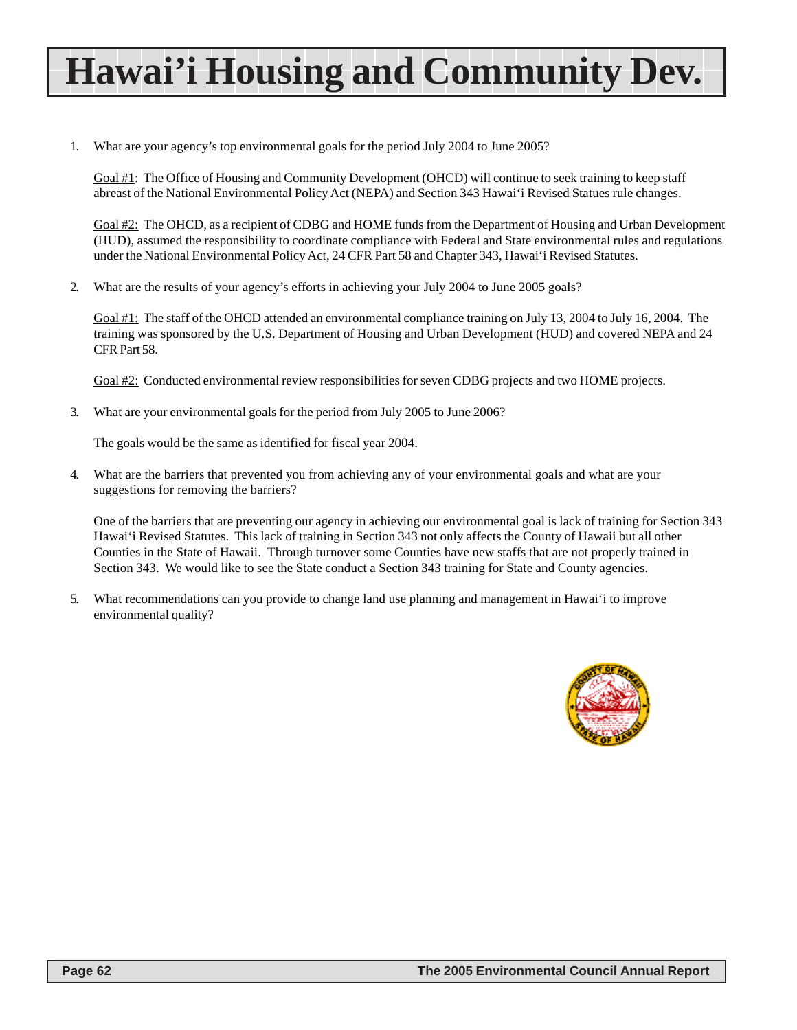# Hawai'i Housing and Community Dev.

1. What are your agency's top environmental goals for the period July 2004 to June 2005?

   Goal #1: The Office of Housing and Community Development (OHCD) will continue to seek training to keep staff abreast of the National Environmental Policy Act (NEPA) and Section 343 Hawai'i Revised Statues rule changes.

   Goal #2: The OHCD, as a recipient of CDBG and HOME funds from the Department of Housing and Urban Development (HUD), assumed the responsibility to coordinate compliance with Federal and State environmental rules and regulations under the National Environmental Policy Act, 24 CFR Part 58 and Chapter 343, Hawai'i Revised Statutes.

2. What are the results of your agency's efforts in achieving your July 2004 to June 2005 goals?

   Goal #1: The staff of the OHCD attended an environmental compliance training on July 13, 2004 to July 16, 2004. The training was sponsored by the U.S. Department of Housing and Urban Development (HUD) and covered NEPA and 24 CFR Part 58.

   Goal #2: Conducted environmental review responsibilities for seven CDBG projects and two HOME projects.

3. What are your environmental goals for the period from July 2005 to June 2006?

   The goals would be the same as identified for fiscal year 2004.

4. What are the barriers that prevented you from achieving any of your environmental goals and what are your suggestions for removing the barriers?

   One of the barriers that are preventing our agency in achieving our environmental goal is lack of training for Section 343 Hawai'i Revised Statutes. This lack of training in Section 343 not only affects the County of Hawaii but all other Counties in the State of Hawaii. Through turnover some Counties have new staffs that are not properly trained in Section 343. We would like to see the State conduct a Section 343 training for State and County agencies.

5. What recommendations can you provide to change land use planning and management in Hawai'i to improve environmental quality?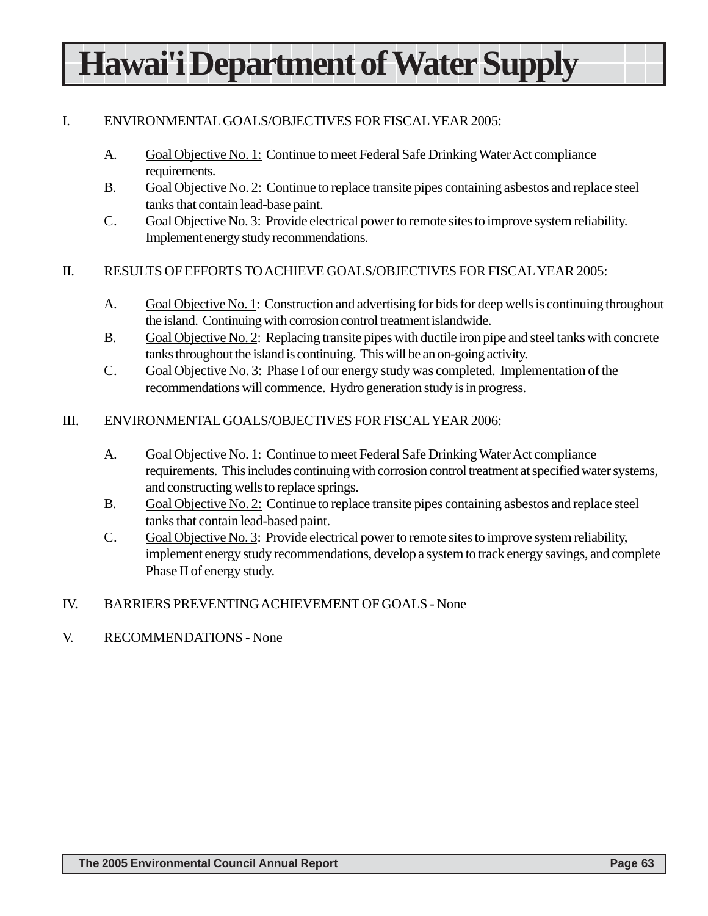# Hawai'i Department of Water Supply

I. ENVIRONMENTAL GOALS/OBJECTIVES FOR FISCAL YEAR 2005:

A. Goal Objective No. 1: Continue to meet Federal Safe Drinking Water Act compliance requirements.

B. Goal Objective No. 2: Continue to replace transite pipes containing asbestos and replace steel tanks that contain lead-base paint.

C. Goal Objective No. 3: Provide electrical power to remote sites to improve system reliability. Implement energy study recommendations.

II. RESULTS OF EFFORTS TO ACHIEVE GOALS/OBJECTIVES FOR FISCAL YEAR 2005:

A. Goal Objective No. 1: Construction and advertising for bids for deep wells is continuing throughout the island. Continuing with corrosion control treatment islandwide.

B. Goal Objective No. 2: Replacing transite pipes with ductile iron pipe and steel tanks with concrete tanks throughout the island is continuing. This will be an on-going activity.

C. Goal Objective No. 3: Phase I of our energy study was completed. Implementation of the recommendations will commence. Hydro generation study is in progress.

III. ENVIRONMENTAL GOALS/OBJECTIVES FOR FISCAL YEAR 2006:

A. Goal Objective No. 1: Continue to meet Federal Safe Drinking Water Act compliance requirements. This includes continuing with corrosion control treatment at specified water systems, and constructing wells to replace springs.

B. Goal Objective No. 2: Continue to replace transite pipes containing asbestos and replace steel tanks that contain lead-based paint.

C. Goal Objective No. 3: Provide electrical power to remote sites to improve system reliability, implement energy study recommendations, develop a system to track energy savings, and complete Phase II of energy study.

IV. BARRIERS PREVENTING ACHIEVEMENT OF GOALS - None

V. RECOMMENDATIONS - None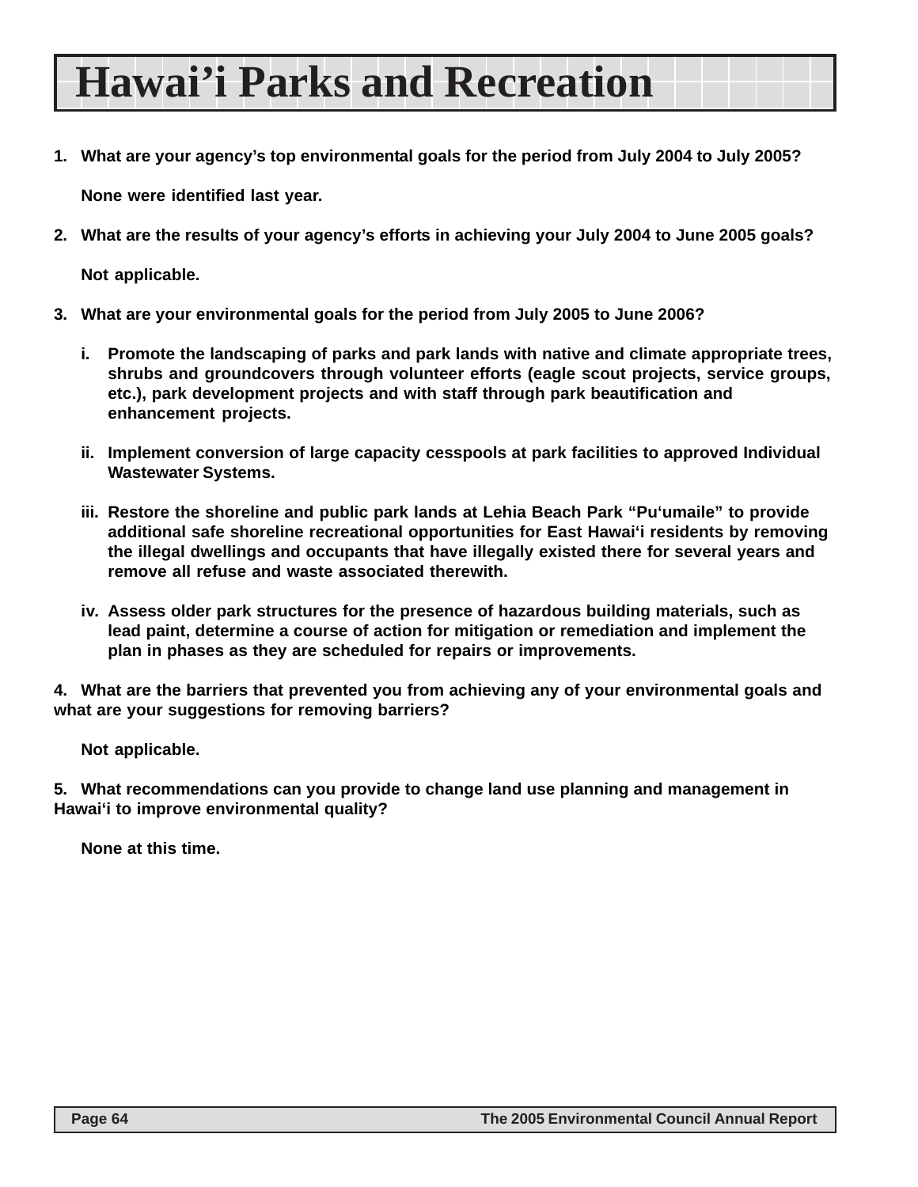# Hawai’i Parks and Recreation

1. **What are your agency’s top environmental goals for the period from July 2004 to July 2005?**

   **None were identified last year.**

2. **What are the results of your agency’s efforts in achieving your July 2004 to June 2005 goals?**

   **Not applicable.**

3. **What are your environmental goals for the period from July 2005 to June 2006?**

   i. **Promote the landscaping of parks and park lands with native and climate appropriate trees, shrubs and groundcovers through volunteer efforts (eagle scout projects, service groups, etc.), park development projects and with staff through park beautification and enhancement projects.**

   ii. **Implement conversion of large capacity cesspools at park facilities to approved Individual Wastewater Systems.**

   iii. **Restore the shoreline and public park lands at Lehia Beach Park “Pu‘umaile” to provide additional safe shoreline recreational opportunities for East Hawai‘i residents by removing the illegal dwellings and occupants that have illegally existed there for several years and remove all refuse and waste associated therewith.**

   iv. **Assess older park structures for the presence of hazardous building materials, such as lead paint, determine a course of action for mitigation or remediation and implement the plan in phases as they are scheduled for repairs or improvements.**

4. **What are the barriers that prevented you from achieving any of your environmental goals and what are your suggestions for removing barriers?**

   **Not applicable.**

5. **What recommendations can you provide to change land use planning and management in Hawai‘i to improve environmental quality?**

   **None at this time.**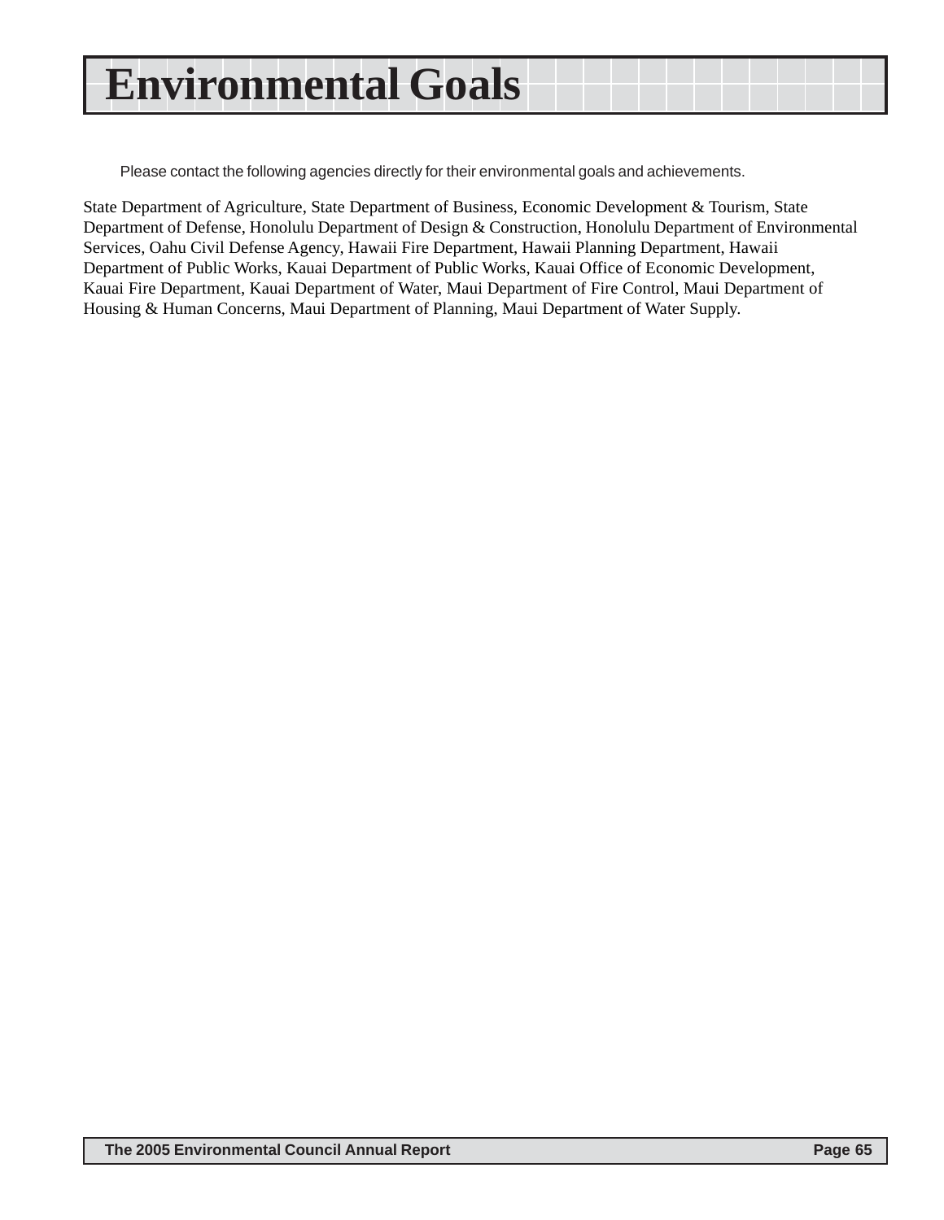# Environmental Goals

Please contact the following agencies directly for their environmental goals and achievements.

State Department of Agriculture, State Department of Business, Economic Development & Tourism, State Department of Defense, Honolulu Department of Design & Construction, Honolulu Department of Environmental Services, Oahu Civil Defense Agency, Hawaii Fire Department, Hawaii Planning Department, Hawaii Department of Public Works, Kauai Department of Public Works, Kauai Office of Economic Development, Kauai Fire Department, Kauai Department of Water, Maui Department of Fire Control, Maui Department of Housing & Human Concerns, Maui Department of Planning, Maui Department of Water Supply.